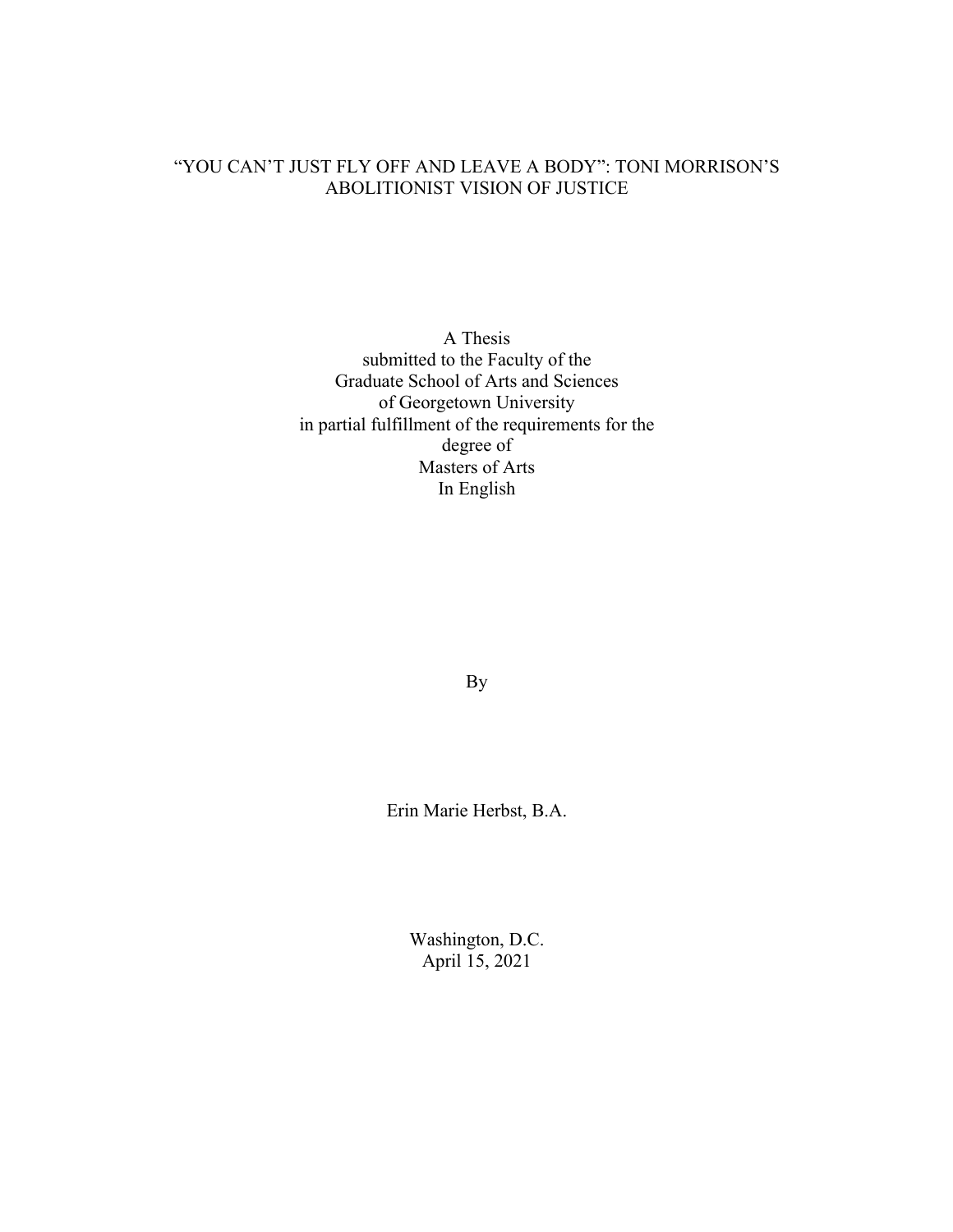# "YOU CAN'T JUST FLY OFF AND LEAVE A BODY": TONI MORRISON'S ABOLITIONIST VISION OF JUSTICE

A Thesis
submitted to the Faculty of the
Graduate School of Arts and Sciences
of Georgetown University
in partial fulfillment of the requirements for the
degree of
Masters of Arts
In English

By

Erin Marie Herbst, B.A.

Washington, D.C.
April 15, 2021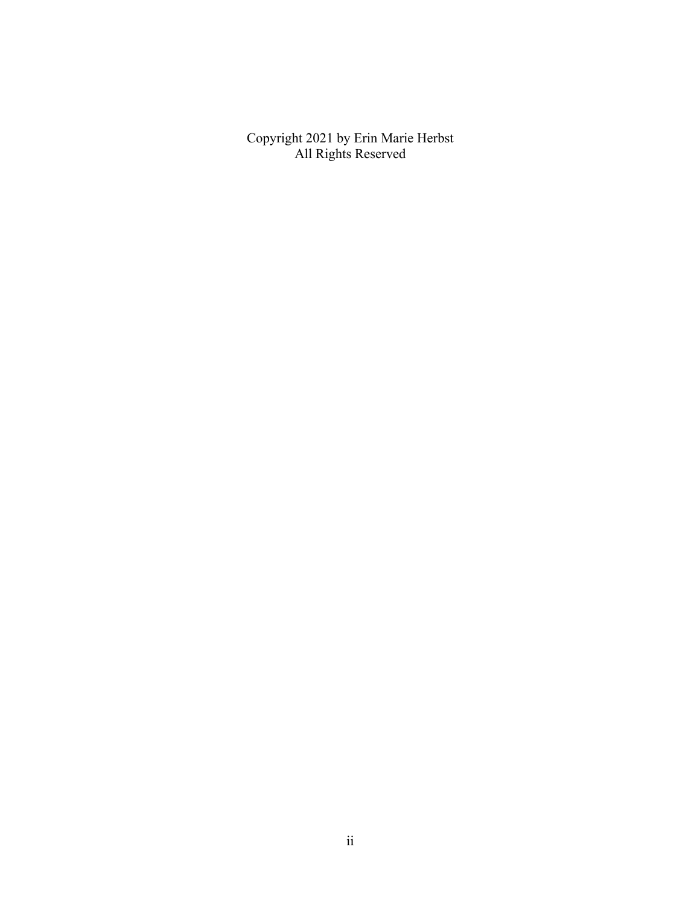Copyright 2021 by Erin Marie Herbst
All Rights Reserved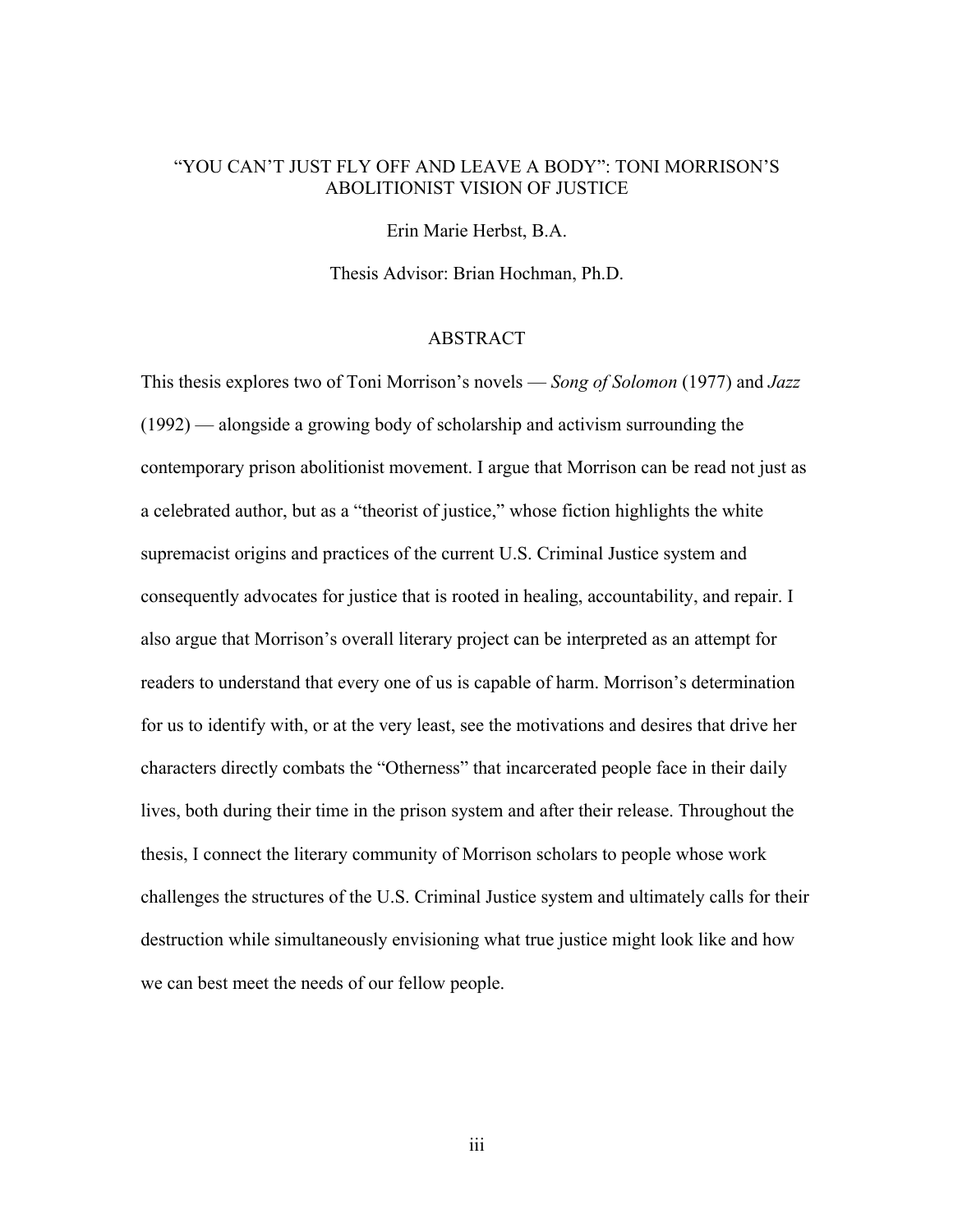# "YOU CAN'T JUST FLY OFF AND LEAVE A BODY": TONI MORRISON'S ABOLITIONIST VISION OF JUSTICE

Erin Marie Herbst, B.A.

Thesis Advisor: Brian Hochman, Ph.D.

## ABSTRACT

This thesis explores two of Toni Morrison's novels — *Song of Solomon* (1977) and *Jazz* (1992) — alongside a growing body of scholarship and activism surrounding the contemporary prison abolitionist movement. I argue that Morrison can be read not just as a celebrated author, but as a "theorist of justice," whose fiction highlights the white supremacist origins and practices of the current U.S. Criminal Justice system and consequently advocates for justice that is rooted in healing, accountability, and repair. I also argue that Morrison's overall literary project can be interpreted as an attempt for readers to understand that every one of us is capable of harm. Morrison's determination for us to identify with, or at the very least, see the motivations and desires that drive her characters directly combats the "Otherness" that incarcerated people face in their daily lives, both during their time in the prison system and after their release. Throughout the thesis, I connect the literary community of Morrison scholars to people whose work challenges the structures of the U.S. Criminal Justice system and ultimately calls for their destruction while simultaneously envisioning what true justice might look like and how we can best meet the needs of our fellow people.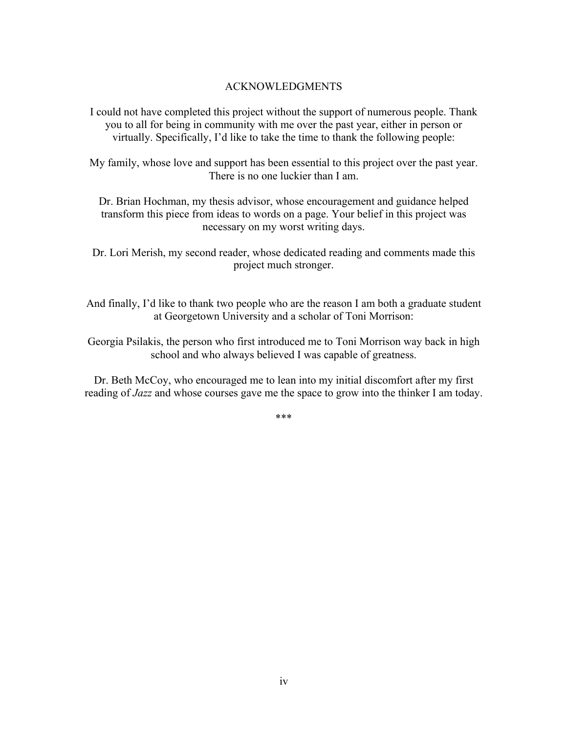# ACKNOWLEDGMENTS

I could not have completed this project without the support of numerous people. Thank you to all for being in community with me over the past year, either in person or virtually. Specifically, I'd like to take the time to thank the following people:

My family, whose love and support has been essential to this project over the past year. There is no one luckier than I am.

Dr. Brian Hochman, my thesis advisor, whose encouragement and guidance helped transform this piece from ideas to words on a page. Your belief in this project was necessary on my worst writing days.

Dr. Lori Merish, my second reader, whose dedicated reading and comments made this project much stronger.

And finally, I'd like to thank two people who are the reason I am both a graduate student at Georgetown University and a scholar of Toni Morrison:

Georgia Psilakis, the person who first introduced me to Toni Morrison way back in high school and who always believed I was capable of greatness.

Dr. Beth McCoy, who encouraged me to lean into my initial discomfort after my first reading of *Jazz* and whose courses gave me the space to grow into the thinker I am today.

***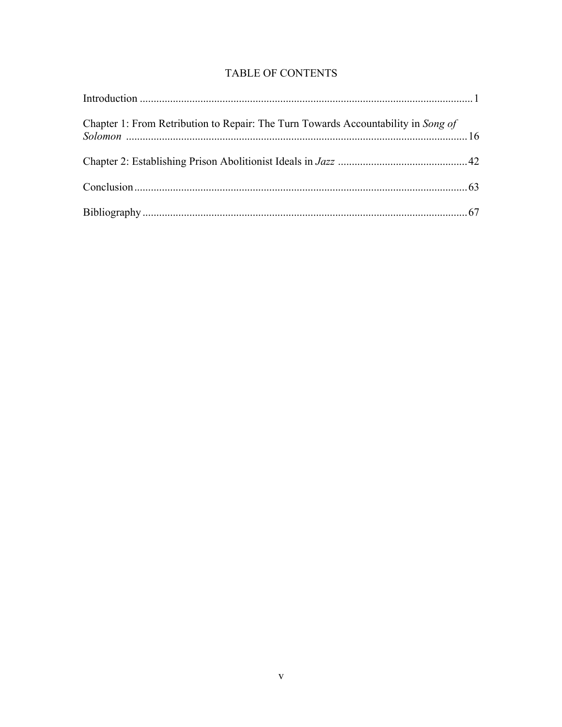# TABLE OF CONTENTS

Introduction ........................................................................................................................ 1

Chapter 1: From Retribution to Repair: The Turn Towards Accountability in *Song of Solomon* ........................................................................................................................ 16

Chapter 2: Establishing Prison Abolitionist Ideals in *Jazz* ................................................ 42

Conclusion ........................................................................................................................ 63

Bibliography ...................................................................................................................... 67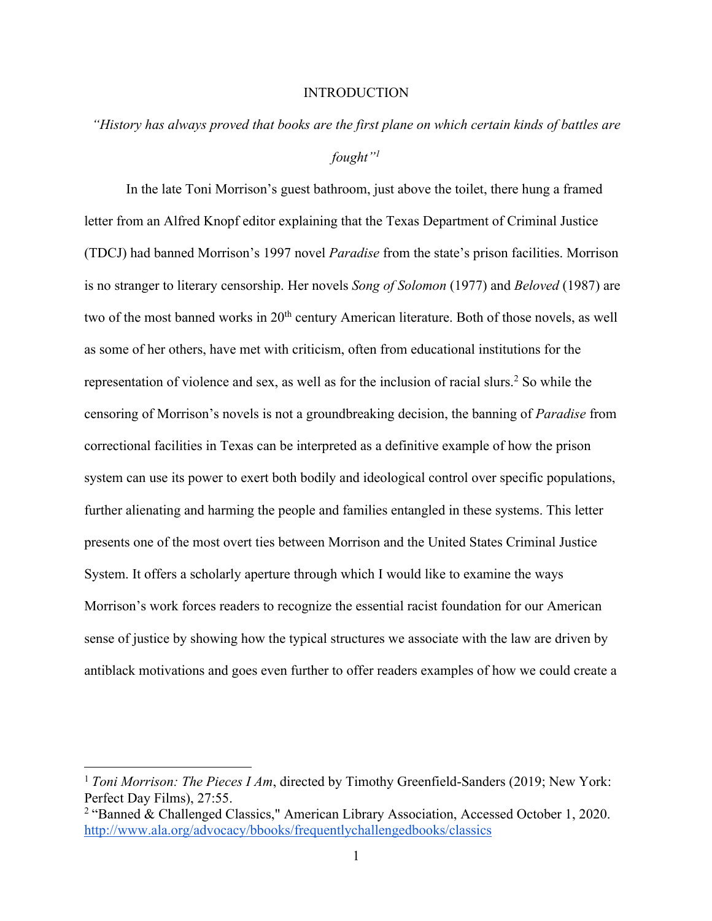# INTRODUCTION

*"History has always proved that books are the first plane on which certain kinds of battles are fought"*[1]

In the late Toni Morrison's guest bathroom, just above the toilet, there hung a framed letter from an Alfred Knopf editor explaining that the Texas Department of Criminal Justice (TDCJ) had banned Morrison's 1997 novel *Paradise* from the state's prison facilities. Morrison is no stranger to literary censorship. Her novels *Song of Solomon* (1977) and *Beloved* (1987) are two of the most banned works in 20th century American literature. Both of those novels, as well as some of her others, have met with criticism, often from educational institutions for the representation of violence and sex, as well as for the inclusion of racial slurs.[2] So while the censoring of Morrison's novels is not a groundbreaking decision, the banning of *Paradise* from correctional facilities in Texas can be interpreted as a definitive example of how the prison system can use its power to exert both bodily and ideological control over specific populations, further alienating and harming the people and families entangled in these systems. This letter presents one of the most overt ties between Morrison and the United States Criminal Justice System. It offers a scholarly aperture through which I would like to examine the ways Morrison's work forces readers to recognize the essential racist foundation for our American sense of justice by showing how the typical structures we associate with the law are driven by antiblack motivations and goes even further to offer readers examples of how we could create a

---

[1] *Toni Morrison: The Pieces I Am*, directed by Timothy Greenfield-Sanders (2019; New York: Perfect Day Films), 27:55.

[2] "Banned & Challenged Classics," American Library Association, Accessed October 1, 2020. http://www.ala.org/advocacy/bbooks/frequentlychallengedbooks/classics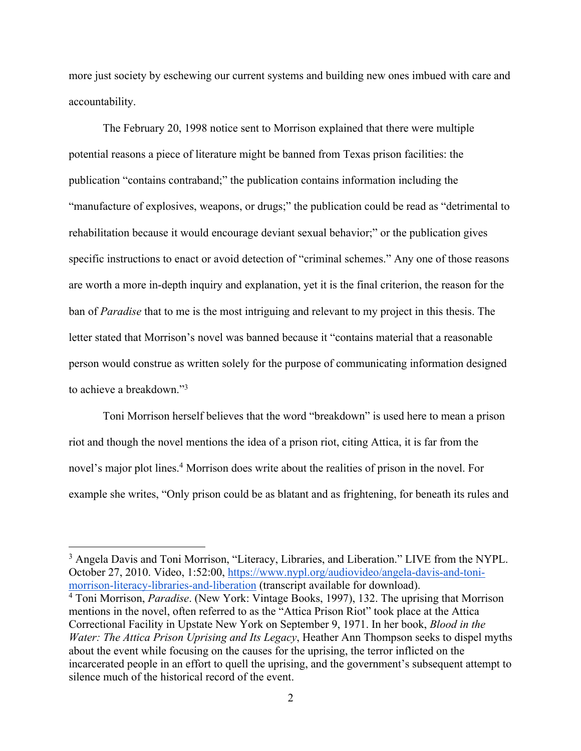more just society by eschewing our current systems and building new ones imbued with care and accountability.

The February 20, 1998 notice sent to Morrison explained that there were multiple potential reasons a piece of literature might be banned from Texas prison facilities: the publication "contains contraband;" the publication contains information including the "manufacture of explosives, weapons, or drugs;" the publication could be read as "detrimental to rehabilitation because it would encourage deviant sexual behavior;" or the publication gives specific instructions to enact or avoid detection of "criminal schemes." Any one of those reasons are worth a more in-depth inquiry and explanation, yet it is the final criterion, the reason for the ban of *Paradise* that to me is the most intriguing and relevant to my project in this thesis. The letter stated that Morrison's novel was banned because it "contains material that a reasonable person would construe as written solely for the purpose of communicating information designed to achieve a breakdown."[3]

Toni Morrison herself believes that the word "breakdown" is used here to mean a prison riot and though the novel mentions the idea of a prison riot, citing Attica, it is far from the novel's major plot lines.[4] Morrison does write about the realities of prison in the novel. For example she writes, "Only prison could be as blatant and as frightening, for beneath its rules and

---

[3] Angela Davis and Toni Morrison, "Literacy, Libraries, and Liberation." LIVE from the NYPL. October 27, 2010. Video, 1:52:00, [https://www.nypl.org/audiovideo/angela-davis-and-toni-morrison-literacy-libraries-and-liberation](https://www.nypl.org/audiovideo/angela-davis-and-toni-morrison-literacy-libraries-and-liberation) (transcript available for download).

[4] Toni Morrison, *Paradise*. (New York: Vintage Books, 1997), 132. The uprising that Morrison mentions in the novel, often referred to as the "Attica Prison Riot" took place at the Attica Correctional Facility in Upstate New York on September 9, 1971. In her book, *Blood in the Water: The Attica Prison Uprising and Its Legacy*, Heather Ann Thompson seeks to dispel myths about the event while focusing on the causes for the uprising, the terror inflicted on the incarcerated people in an effort to quell the uprising, and the government's subsequent attempt to silence much of the historical record of the event.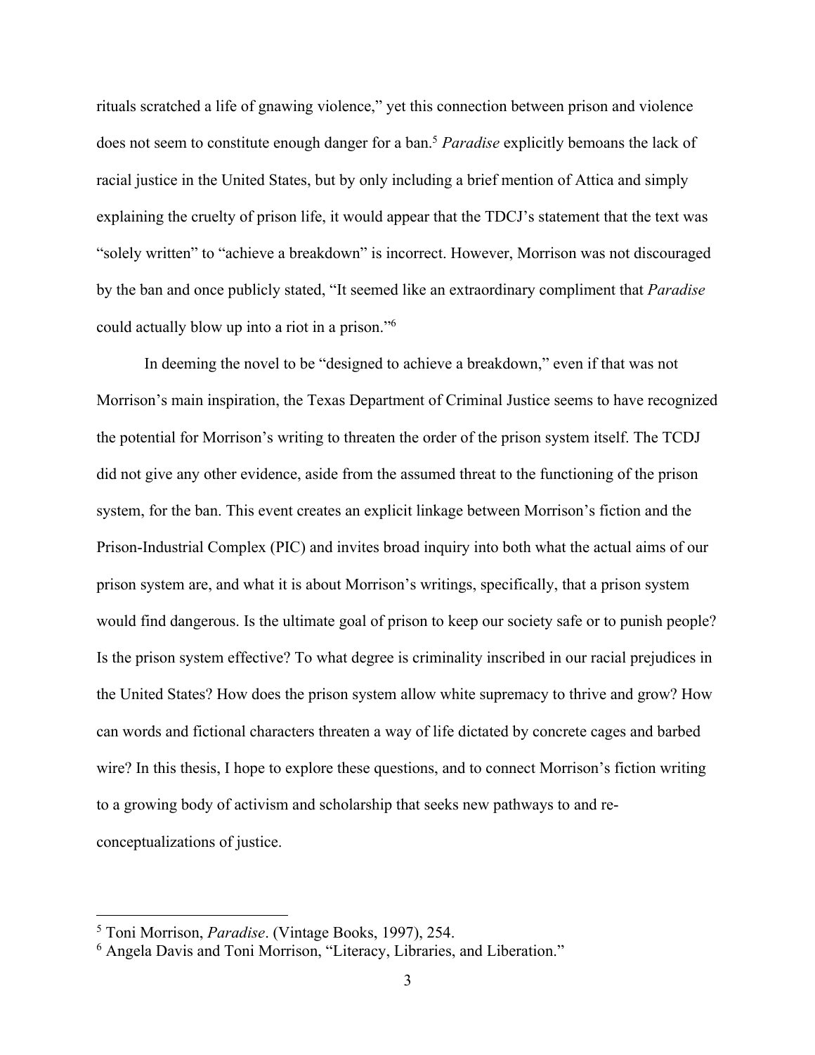rituals scratched a life of gnawing violence," yet this connection between prison and violence does not seem to constitute enough danger for a ban.[5] *Paradise* explicitly bemoans the lack of racial justice in the United States, but by only including a brief mention of Attica and simply explaining the cruelty of prison life, it would appear that the TDCJ's statement that the text was "solely written" to "achieve a breakdown" is incorrect. However, Morrison was not discouraged by the ban and once publicly stated, "It seemed like an extraordinary compliment that *Paradise* could actually blow up into a riot in a prison."[6]

In deeming the novel to be "designed to achieve a breakdown," even if that was not Morrison's main inspiration, the Texas Department of Criminal Justice seems to have recognized the potential for Morrison's writing to threaten the order of the prison system itself. The TCDJ did not give any other evidence, aside from the assumed threat to the functioning of the prison system, for the ban. This event creates an explicit linkage between Morrison's fiction and the Prison-Industrial Complex (PIC) and invites broad inquiry into both what the actual aims of our prison system are, and what it is about Morrison's writings, specifically, that a prison system would find dangerous. Is the ultimate goal of prison to keep our society safe or to punish people? Is the prison system effective? To what degree is criminality inscribed in our racial prejudices in the United States? How does the prison system allow white supremacy to thrive and grow? How can words and fictional characters threaten a way of life dictated by concrete cages and barbed wire? In this thesis, I hope to explore these questions, and to connect Morrison's fiction writing to a growing body of activism and scholarship that seeks new pathways to and re-conceptualizations of justice.

---

[5] Toni Morrison, *Paradise*. (Vintage Books, 1997), 254.

[6] Angela Davis and Toni Morrison, "Literacy, Libraries, and Liberation."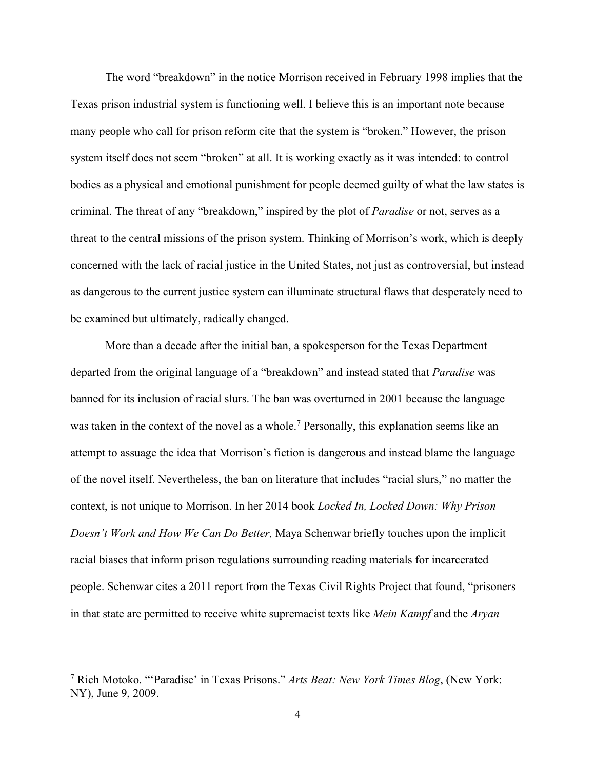The word "breakdown" in the notice Morrison received in February 1998 implies that the Texas prison industrial system is functioning well. I believe this is an important note because many people who call for prison reform cite that the system is "broken." However, the prison system itself does not seem "broken" at all. It is working exactly as it was intended: to control bodies as a physical and emotional punishment for people deemed guilty of what the law states is criminal. The threat of any "breakdown," inspired by the plot of *Paradise* or not, serves as a threat to the central missions of the prison system. Thinking of Morrison's work, which is deeply concerned with the lack of racial justice in the United States, not just as controversial, but instead as dangerous to the current justice system can illuminate structural flaws that desperately need to be examined but ultimately, radically changed.

More than a decade after the initial ban, a spokesperson for the Texas Department departed from the original language of a "breakdown" and instead stated that *Paradise* was banned for its inclusion of racial slurs. The ban was overturned in 2001 because the language was taken in the context of the novel as a whole.[7] Personally, this explanation seems like an attempt to assuage the idea that Morrison's fiction is dangerous and instead blame the language of the novel itself. Nevertheless, the ban on literature that includes "racial slurs," no matter the context, is not unique to Morrison. In her 2014 book *Locked In, Locked Down: Why Prison Doesn't Work and How We Can Do Better,* Maya Schenwar briefly touches upon the implicit racial biases that inform prison regulations surrounding reading materials for incarcerated people. Schenwar cites a 2011 report from the Texas Civil Rights Project that found, "prisoners in that state are permitted to receive white supremacist texts like *Mein Kampf* and the *Aryan*

---

[7] Rich Motoko. "'Paradise' in Texas Prisons." *Arts Beat: New York Times Blog*, (New York: NY), June 9, 2009.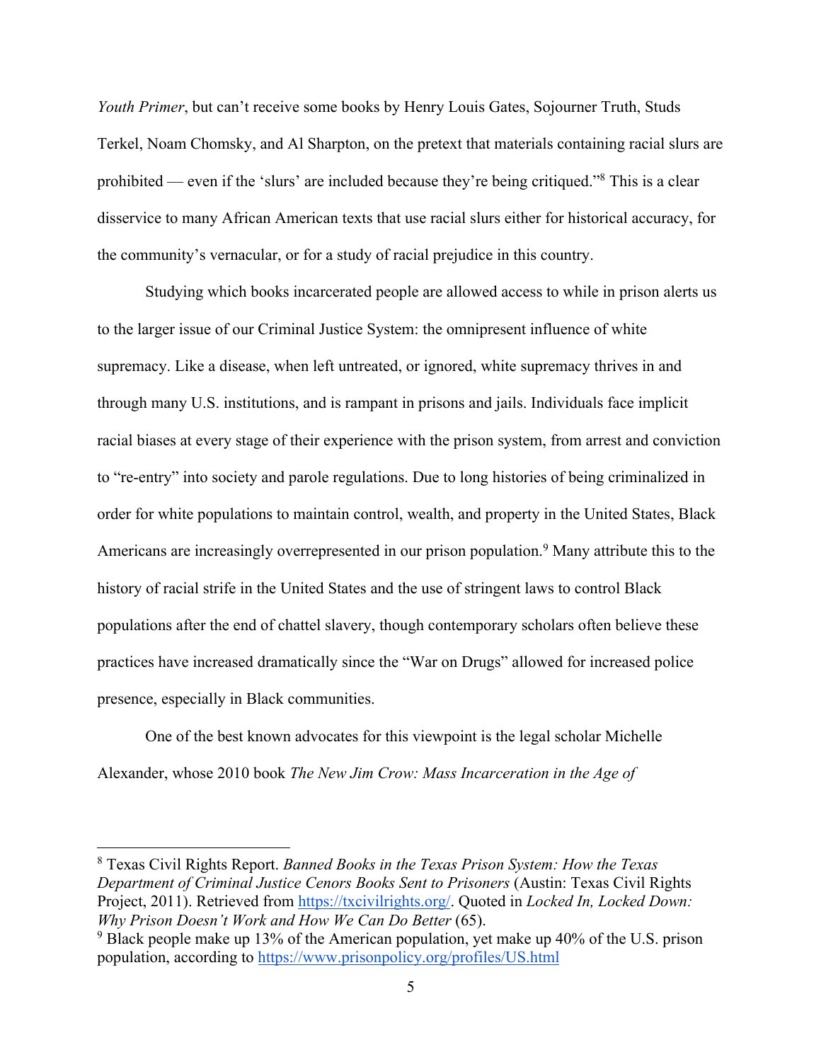*Youth Primer*, but can't receive some books by Henry Louis Gates, Sojourner Truth, Studs Terkel, Noam Chomsky, and Al Sharpton, on the pretext that materials containing racial slurs are prohibited — even if the 'slurs' are included because they're being critiqued."[8] This is a clear disservice to many African American texts that use racial slurs either for historical accuracy, for the community's vernacular, or for a study of racial prejudice in this country.

Studying which books incarcerated people are allowed access to while in prison alerts us to the larger issue of our Criminal Justice System: the omnipresent influence of white supremacy. Like a disease, when left untreated, or ignored, white supremacy thrives in and through many U.S. institutions, and is rampant in prisons and jails. Individuals face implicit racial biases at every stage of their experience with the prison system, from arrest and conviction to "re-entry" into society and parole regulations. Due to long histories of being criminalized in order for white populations to maintain control, wealth, and property in the United States, Black Americans are increasingly overrepresented in our prison population.[9] Many attribute this to the history of racial strife in the United States and the use of stringent laws to control Black populations after the end of chattel slavery, though contemporary scholars often believe these practices have increased dramatically since the "War on Drugs" allowed for increased police presence, especially in Black communities.

One of the best known advocates for this viewpoint is the legal scholar Michelle Alexander, whose 2010 book *The New Jim Crow: Mass Incarceration in the Age of*

---

[8] Texas Civil Rights Report. *Banned Books in the Texas Prison System: How the Texas Department of Criminal Justice Cenors Books Sent to Prisoners* (Austin: Texas Civil Rights Project, 2011). Retrieved from https://txcivilrights.org/. Quoted in *Locked In, Locked Down: Why Prison Doesn't Work and How We Can Do Better* (65).

[9] Black people make up 13% of the American population, yet make up 40% of the U.S. prison population, according to https://www.prisonpolicy.org/profiles/US.html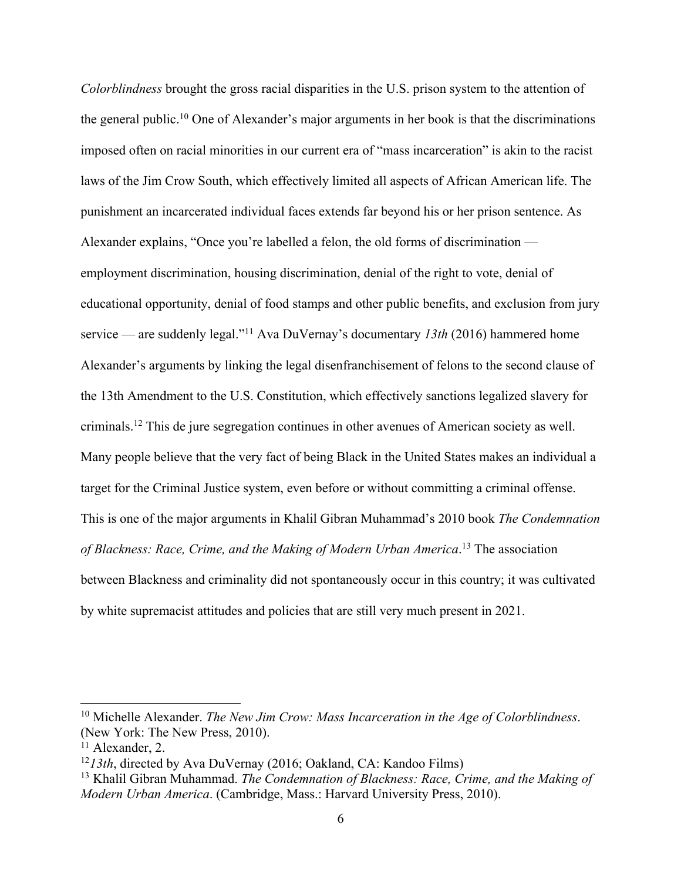*Colorblindness* brought the gross racial disparities in the U.S. prison system to the attention of the general public.[10] One of Alexander's major arguments in her book is that the discriminations imposed often on racial minorities in our current era of "mass incarceration" is akin to the racist laws of the Jim Crow South, which effectively limited all aspects of African American life. The punishment an incarcerated individual faces extends far beyond his or her prison sentence. As Alexander explains, "Once you're labelled a felon, the old forms of discrimination — employment discrimination, housing discrimination, denial of the right to vote, denial of educational opportunity, denial of food stamps and other public benefits, and exclusion from jury service — are suddenly legal."[11] Ava DuVernay's documentary *13th* (2016) hammered home Alexander's arguments by linking the legal disenfranchisement of felons to the second clause of the 13th Amendment to the U.S. Constitution, which effectively sanctions legalized slavery for criminals.[12] This de jure segregation continues in other avenues of American society as well. Many people believe that the very fact of being Black in the United States makes an individual a target for the Criminal Justice system, even before or without committing a criminal offense. This is one of the major arguments in Khalil Gibran Muhammad's 2010 book *The Condemnation of Blackness: Race, Crime, and the Making of Modern Urban America*.[13] The association between Blackness and criminality did not spontaneously occur in this country; it was cultivated by white supremacist attitudes and policies that are still very much present in 2021.

---

[10] Michelle Alexander. *The New Jim Crow: Mass Incarceration in the Age of Colorblindness*. (New York: The New Press, 2010).

[11] Alexander, 2.

[12] *13th*, directed by Ava DuVernay (2016; Oakland, CA: Kandoo Films)

[13] Khalil Gibran Muhammad. *The Condemnation of Blackness: Race, Crime, and the Making of Modern Urban America*. (Cambridge, Mass.: Harvard University Press, 2010).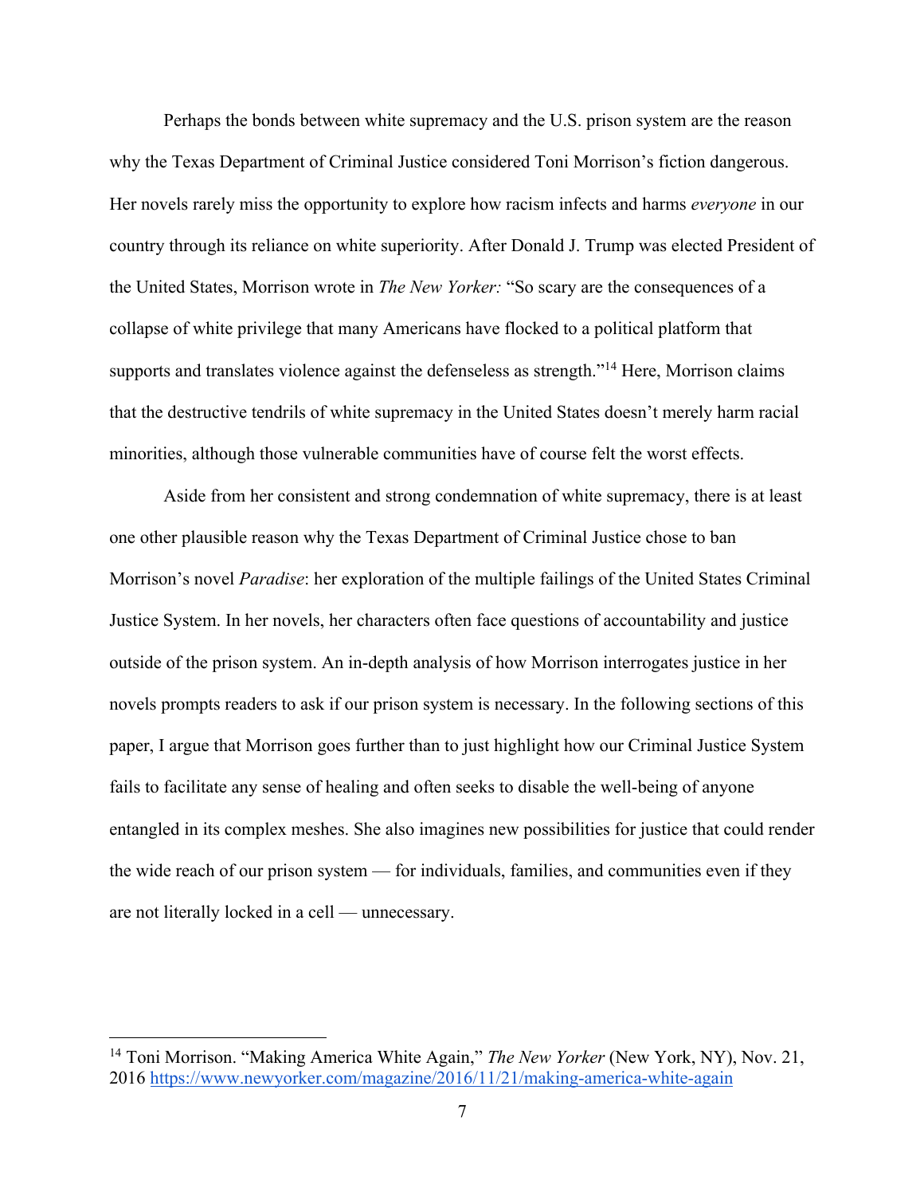Perhaps the bonds between white supremacy and the U.S. prison system are the reason why the Texas Department of Criminal Justice considered Toni Morrison's fiction dangerous. Her novels rarely miss the opportunity to explore how racism infects and harms *everyone* in our country through its reliance on white superiority. After Donald J. Trump was elected President of the United States, Morrison wrote in *The New Yorker:* "So scary are the consequences of a collapse of white privilege that many Americans have flocked to a political platform that supports and translates violence against the defenseless as strength."[14] Here, Morrison claims that the destructive tendrils of white supremacy in the United States doesn't merely harm racial minorities, although those vulnerable communities have of course felt the worst effects.

Aside from her consistent and strong condemnation of white supremacy, there is at least one other plausible reason why the Texas Department of Criminal Justice chose to ban Morrison's novel *Paradise*: her exploration of the multiple failings of the United States Criminal Justice System. In her novels, her characters often face questions of accountability and justice outside of the prison system. An in-depth analysis of how Morrison interrogates justice in her novels prompts readers to ask if our prison system is necessary. In the following sections of this paper, I argue that Morrison goes further than to just highlight how our Criminal Justice System fails to facilitate any sense of healing and often seeks to disable the well-being of anyone entangled in its complex meshes. She also imagines new possibilities for justice that could render the wide reach of our prison system — for individuals, families, and communities even if they are not literally locked in a cell — unnecessary.

---

[14] Toni Morrison. "Making America White Again," *The New Yorker* (New York, NY), Nov. 21, 2016 https://www.newyorker.com/magazine/2016/11/21/making-america-white-again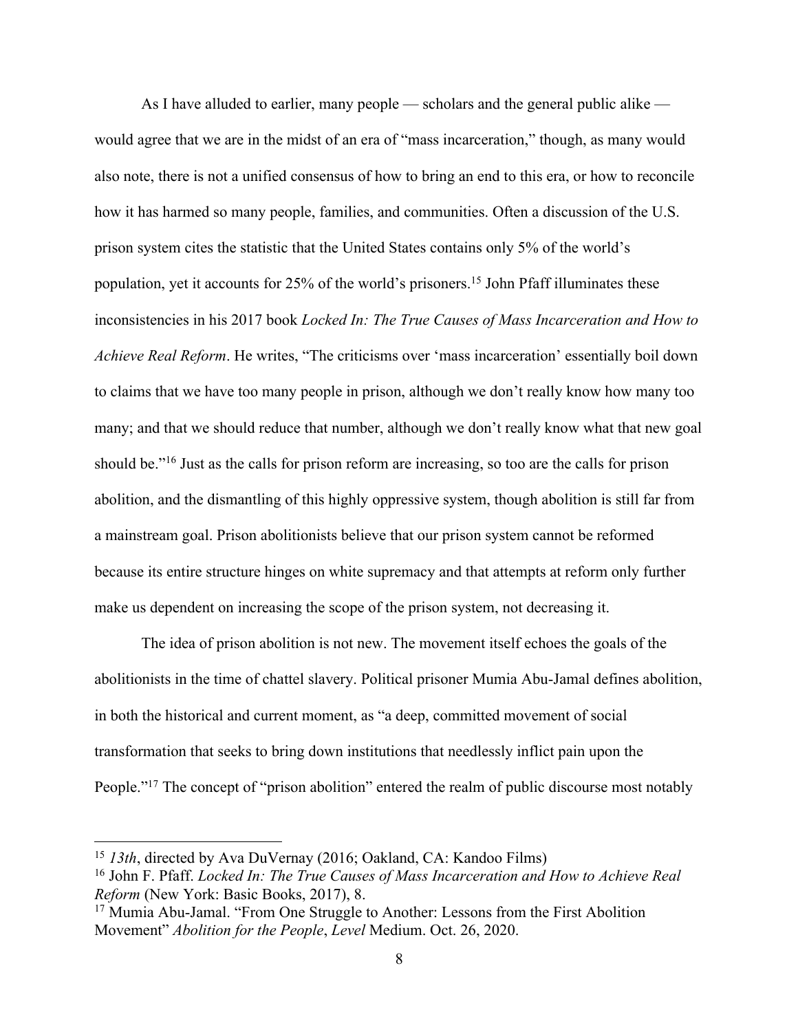As I have alluded to earlier, many people — scholars and the general public alike — would agree that we are in the midst of an era of "mass incarceration," though, as many would also note, there is not a unified consensus of how to bring an end to this era, or how to reconcile how it has harmed so many people, families, and communities. Often a discussion of the U.S. prison system cites the statistic that the United States contains only 5% of the world's population, yet it accounts for 25% of the world's prisoners.[15] John Pfaff illuminates these inconsistencies in his 2017 book *Locked In: The True Causes of Mass Incarceration and How to Achieve Real Reform*. He writes, "The criticisms over 'mass incarceration' essentially boil down to claims that we have too many people in prison, although we don't really know how many too many; and that we should reduce that number, although we don't really know what that new goal should be."[16] Just as the calls for prison reform are increasing, so too are the calls for prison abolition, and the dismantling of this highly oppressive system, though abolition is still far from a mainstream goal. Prison abolitionists believe that our prison system cannot be reformed because its entire structure hinges on white supremacy and that attempts at reform only further make us dependent on increasing the scope of the prison system, not decreasing it.

The idea of prison abolition is not new. The movement itself echoes the goals of the abolitionists in the time of chattel slavery. Political prisoner Mumia Abu-Jamal defines abolition, in both the historical and current moment, as "a deep, committed movement of social transformation that seeks to bring down institutions that needlessly inflict pain upon the People."[17] The concept of "prison abolition" entered the realm of public discourse most notably

---

[15] *13th*, directed by Ava DuVernay (2016; Oakland, CA: Kandoo Films)

[16] John F. Pfaff. *Locked In: The True Causes of Mass Incarceration and How to Achieve Real Reform* (New York: Basic Books, 2017), 8.

[17] Mumia Abu-Jamal. "From One Struggle to Another: Lessons from the First Abolition Movement" *Abolition for the People*, *Level* Medium. Oct. 26, 2020.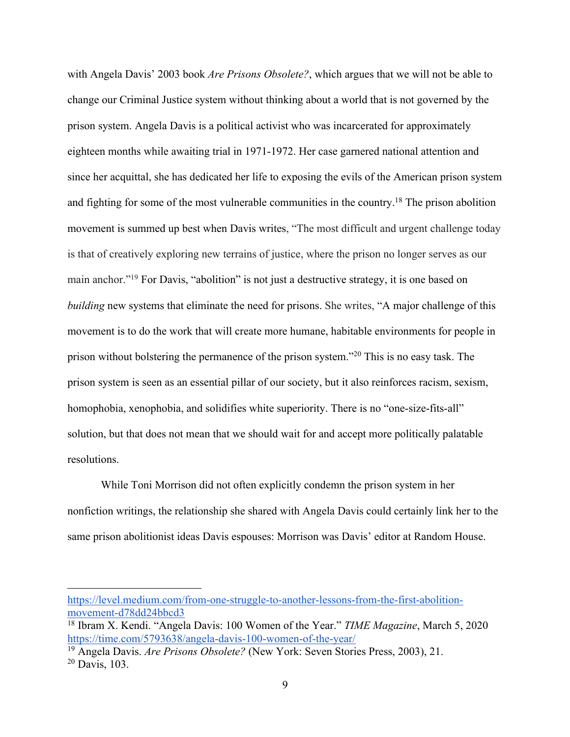with Angela Davis' 2003 book *Are Prisons Obsolete?*, which argues that we will not be able to change our Criminal Justice system without thinking about a world that is not governed by the prison system. Angela Davis is a political activist who was incarcerated for approximately eighteen months while awaiting trial in 1971-1972. Her case garnered national attention and since her acquittal, she has dedicated her life to exposing the evils of the American prison system and fighting for some of the most vulnerable communities in the country.[18] The prison abolition movement is summed up best when Davis writes, "The most difficult and urgent challenge today is that of creatively exploring new terrains of justice, where the prison no longer serves as our main anchor."[19] For Davis, "abolition" is not just a destructive strategy, it is one based on *building* new systems that eliminate the need for prisons. She writes, "A major challenge of this movement is to do the work that will create more humane, habitable environments for people in prison without bolstering the permanence of the prison system."[20] This is no easy task. The prison system is seen as an essential pillar of our society, but it also reinforces racism, sexism, homophobia, xenophobia, and solidifies white superiority. There is no "one-size-fits-all" solution, but that does not mean that we should wait for and accept more politically palatable resolutions.

While Toni Morrison did not often explicitly condemn the prison system in her nonfiction writings, the relationship she shared with Angela Davis could certainly link her to the same prison abolitionist ideas Davis espouses: Morrison was Davis' editor at Random House.

---

https://level.medium.com/from-one-struggle-to-another-lessons-from-the-first-abolition-movement-d78dd24bbcd3

[18] Ibram X. Kendi. "Angela Davis: 100 Women of the Year." *TIME Magazine*, March 5, 2020 https://time.com/5793638/angela-davis-100-women-of-the-year/

[19] Angela Davis. *Are Prisons Obsolete?* (New York: Seven Stories Press, 2003), 21.

[20] Davis, 103.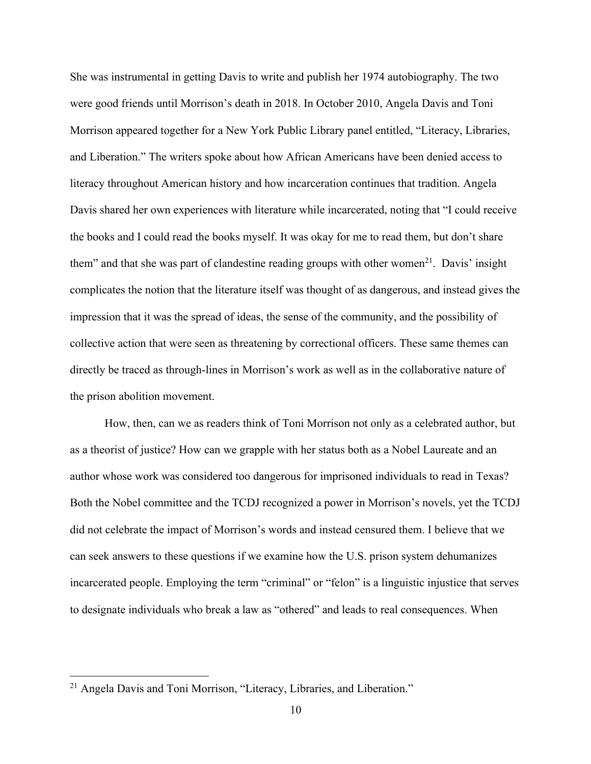She was instrumental in getting Davis to write and publish her 1974 autobiography. The two were good friends until Morrison's death in 2018. In October 2010, Angela Davis and Toni Morrison appeared together for a New York Public Library panel entitled, "Literacy, Libraries, and Liberation." The writers spoke about how African Americans have been denied access to literacy throughout American history and how incarceration continues that tradition. Angela Davis shared her own experiences with literature while incarcerated, noting that "I could receive the books and I could read the books myself. It was okay for me to read them, but don't share them" and that she was part of clandestine reading groups with other women[21]. Davis' insight complicates the notion that the literature itself was thought of as dangerous, and instead gives the impression that it was the spread of ideas, the sense of the community, and the possibility of collective action that were seen as threatening by correctional officers. These same themes can directly be traced as through-lines in Morrison's work as well as in the collaborative nature of the prison abolition movement.

How, then, can we as readers think of Toni Morrison not only as a celebrated author, but as a theorist of justice? How can we grapple with her status both as a Nobel Laureate and an author whose work was considered too dangerous for imprisoned individuals to read in Texas? Both the Nobel committee and the TCDJ recognized a power in Morrison's novels, yet the TCDJ did not celebrate the impact of Morrison's words and instead censured them. I believe that we can seek answers to these questions if we examine how the U.S. prison system dehumanizes incarcerated people. Employing the term "criminal" or "felon" is a linguistic injustice that serves to designate individuals who break a law as "othered" and leads to real consequences. When

---

[21] Angela Davis and Toni Morrison, "Literacy, Libraries, and Liberation."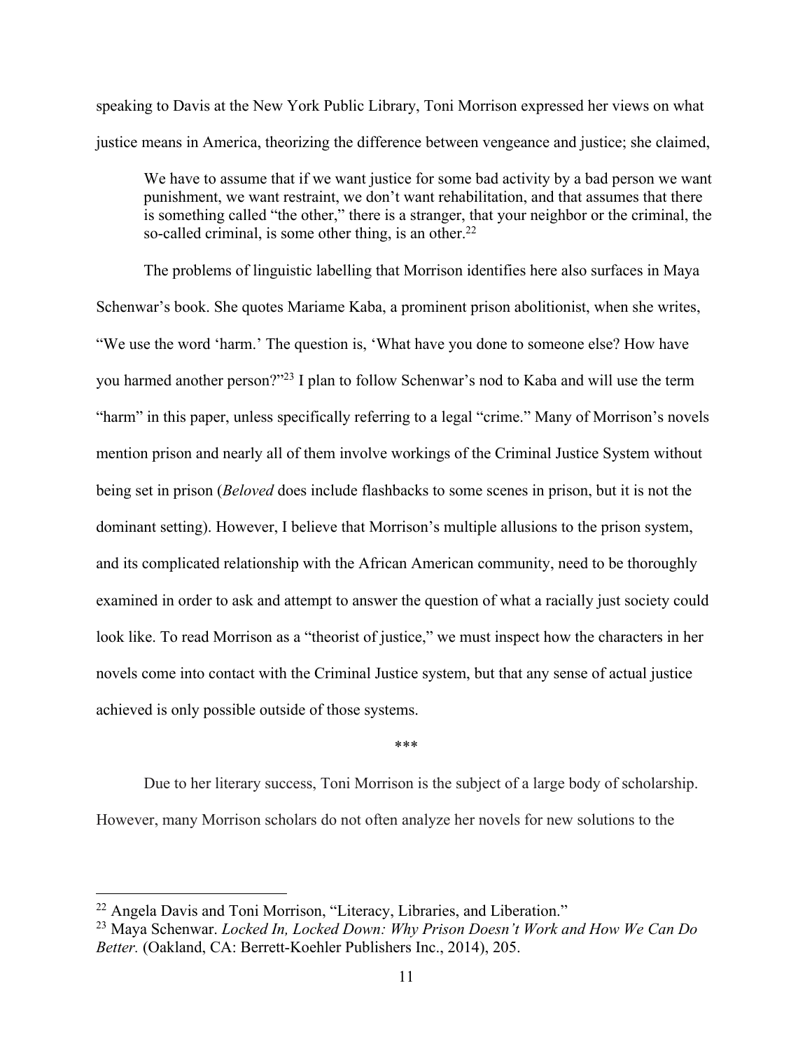speaking to Davis at the New York Public Library, Toni Morrison expressed her views on what justice means in America, theorizing the difference between vengeance and justice; she claimed,

> We have to assume that if we want justice for some bad activity by a bad person we want punishment, we want restraint, we don't want rehabilitation, and that assumes that there is something called "the other," there is a stranger, that your neighbor or the criminal, the so-called criminal, is some other thing, is an other.[22]

The problems of linguistic labelling that Morrison identifies here also surfaces in Maya Schenwar's book. She quotes Mariame Kaba, a prominent prison abolitionist, when she writes, "We use the word 'harm.' The question is, 'What have you done to someone else? How have you harmed another person?"[23] I plan to follow Schenwar's nod to Kaba and will use the term "harm" in this paper, unless specifically referring to a legal "crime." Many of Morrison's novels mention prison and nearly all of them involve workings of the Criminal Justice System without being set in prison (*Beloved* does include flashbacks to some scenes in prison, but it is not the dominant setting). However, I believe that Morrison's multiple allusions to the prison system, and its complicated relationship with the African American community, need to be thoroughly examined in order to ask and attempt to answer the question of what a racially just society could look like. To read Morrison as a "theorist of justice," we must inspect how the characters in her novels come into contact with the Criminal Justice system, but that any sense of actual justice achieved is only possible outside of those systems.

***

Due to her literary success, Toni Morrison is the subject of a large body of scholarship. However, many Morrison scholars do not often analyze her novels for new solutions to the

---

[22] Angela Davis and Toni Morrison, "Literacy, Libraries, and Liberation."

[23] Maya Schenwar. *Locked In, Locked Down: Why Prison Doesn't Work and How We Can Do Better.* (Oakland, CA: Berrett-Koehler Publishers Inc., 2014), 205.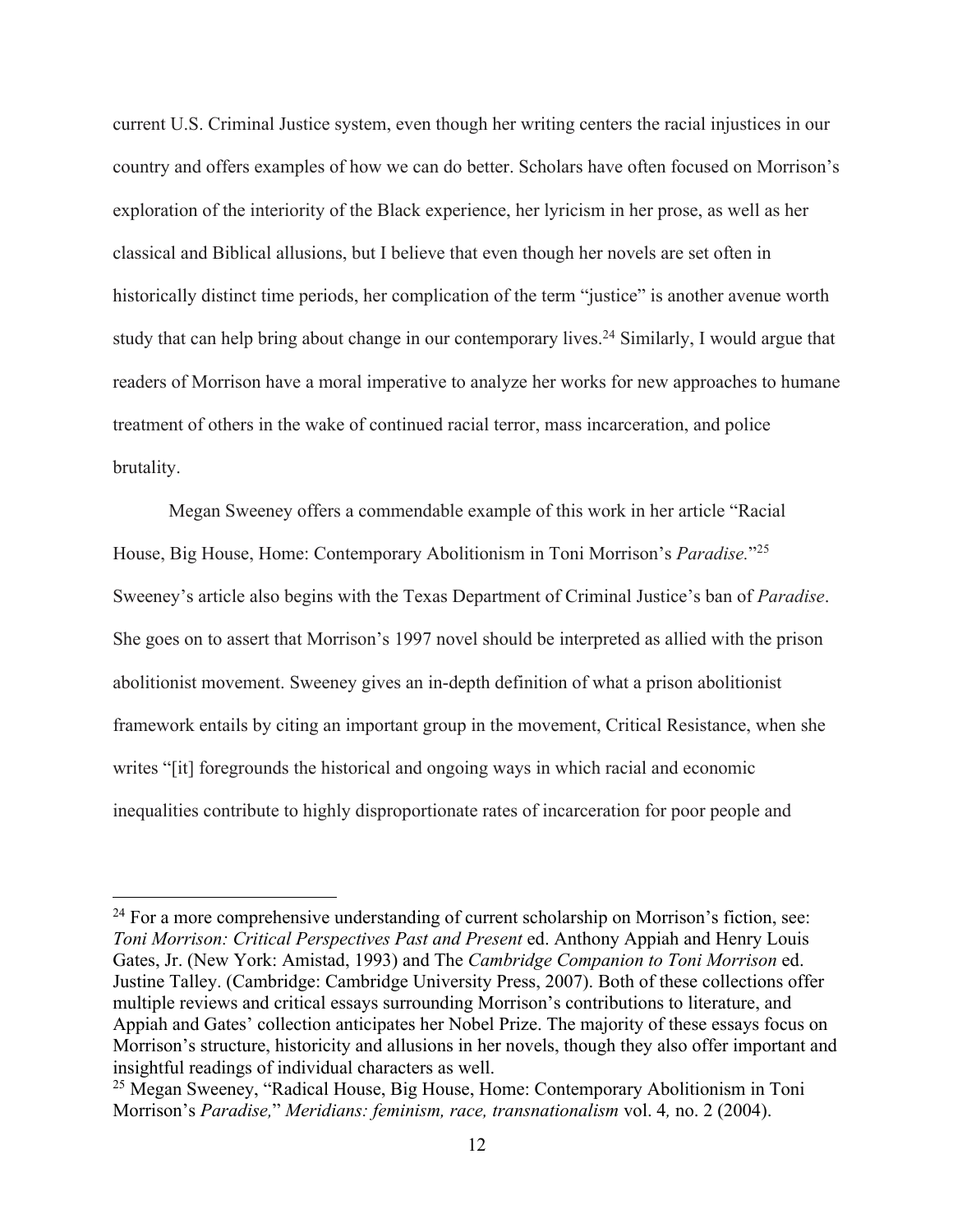current U.S. Criminal Justice system, even though her writing centers the racial injustices in our country and offers examples of how we can do better. Scholars have often focused on Morrison's exploration of the interiority of the Black experience, her lyricism in her prose, as well as her classical and Biblical allusions, but I believe that even though her novels are set often in historically distinct time periods, her complication of the term "justice" is another avenue worth study that can help bring about change in our contemporary lives.[24] Similarly, I would argue that readers of Morrison have a moral imperative to analyze her works for new approaches to humane treatment of others in the wake of continued racial terror, mass incarceration, and police brutality.

Megan Sweeney offers a commendable example of this work in her article "Racial House, Big House, Home: Contemporary Abolitionism in Toni Morrison's *Paradise.*"[25] Sweeney's article also begins with the Texas Department of Criminal Justice's ban of *Paradise*. She goes on to assert that Morrison's 1997 novel should be interpreted as allied with the prison abolitionist movement. Sweeney gives an in-depth definition of what a prison abolitionist framework entails by citing an important group in the movement, Critical Resistance, when she writes "[it] foregrounds the historical and ongoing ways in which racial and economic inequalities contribute to highly disproportionate rates of incarceration for poor people and

---

[24] For a more comprehensive understanding of current scholarship on Morrison's fiction, see: *Toni Morrison: Critical Perspectives Past and Present* ed. Anthony Appiah and Henry Louis Gates, Jr. (New York: Amistad, 1993) and The *Cambridge Companion to Toni Morrison* ed. Justine Talley. (Cambridge: Cambridge University Press, 2007). Both of these collections offer multiple reviews and critical essays surrounding Morrison's contributions to literature, and Appiah and Gates' collection anticipates her Nobel Prize. The majority of these essays focus on Morrison's structure, historicity and allusions in her novels, though they also offer important and insightful readings of individual characters as well.

[25] Megan Sweeney, "Radical House, Big House, Home: Contemporary Abolitionism in Toni Morrison's *Paradise,*" *Meridians: feminism, race, transnationalism* vol. 4*,* no. 2 (2004).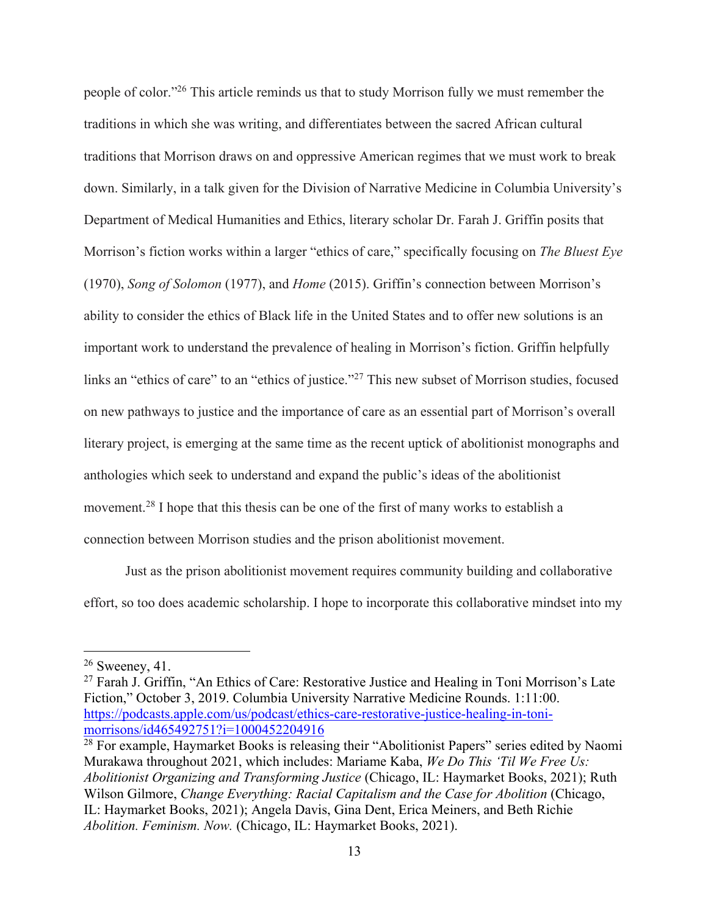people of color."[26] This article reminds us that to study Morrison fully we must remember the traditions in which she was writing, and differentiates between the sacred African cultural traditions that Morrison draws on and oppressive American regimes that we must work to break down. Similarly, in a talk given for the Division of Narrative Medicine in Columbia University's Department of Medical Humanities and Ethics, literary scholar Dr. Farah J. Griffin posits that Morrison's fiction works within a larger "ethics of care," specifically focusing on *The Bluest Eye* (1970), *Song of Solomon* (1977), and *Home* (2015). Griffin's connection between Morrison's ability to consider the ethics of Black life in the United States and to offer new solutions is an important work to understand the prevalence of healing in Morrison's fiction. Griffin helpfully links an "ethics of care" to an "ethics of justice."[27] This new subset of Morrison studies, focused on new pathways to justice and the importance of care as an essential part of Morrison's overall literary project, is emerging at the same time as the recent uptick of abolitionist monographs and anthologies which seek to understand and expand the public's ideas of the abolitionist movement.[28] I hope that this thesis can be one of the first of many works to establish a connection between Morrison studies and the prison abolitionist movement.

Just as the prison abolitionist movement requires community building and collaborative effort, so too does academic scholarship. I hope to incorporate this collaborative mindset into my

---

[26] Sweeney, 41.

[27] Farah J. Griffin, "An Ethics of Care: Restorative Justice and Healing in Toni Morrison's Late Fiction," October 3, 2019. Columbia University Narrative Medicine Rounds. 1:11:00. https://podcasts.apple.com/us/podcast/ethics-care-restorative-justice-healing-in-toni-morrisons/id465492751?i=1000452204916

[28] For example, Haymarket Books is releasing their "Abolitionist Papers" series edited by Naomi Murakawa throughout 2021, which includes: Mariame Kaba, *We Do This 'Til We Free Us: Abolitionist Organizing and Transforming Justice* (Chicago, IL: Haymarket Books, 2021); Ruth Wilson Gilmore, *Change Everything: Racial Capitalism and the Case for Abolition* (Chicago, IL: Haymarket Books, 2021); Angela Davis, Gina Dent, Erica Meiners, and Beth Richie *Abolition. Feminism. Now.* (Chicago, IL: Haymarket Books, 2021).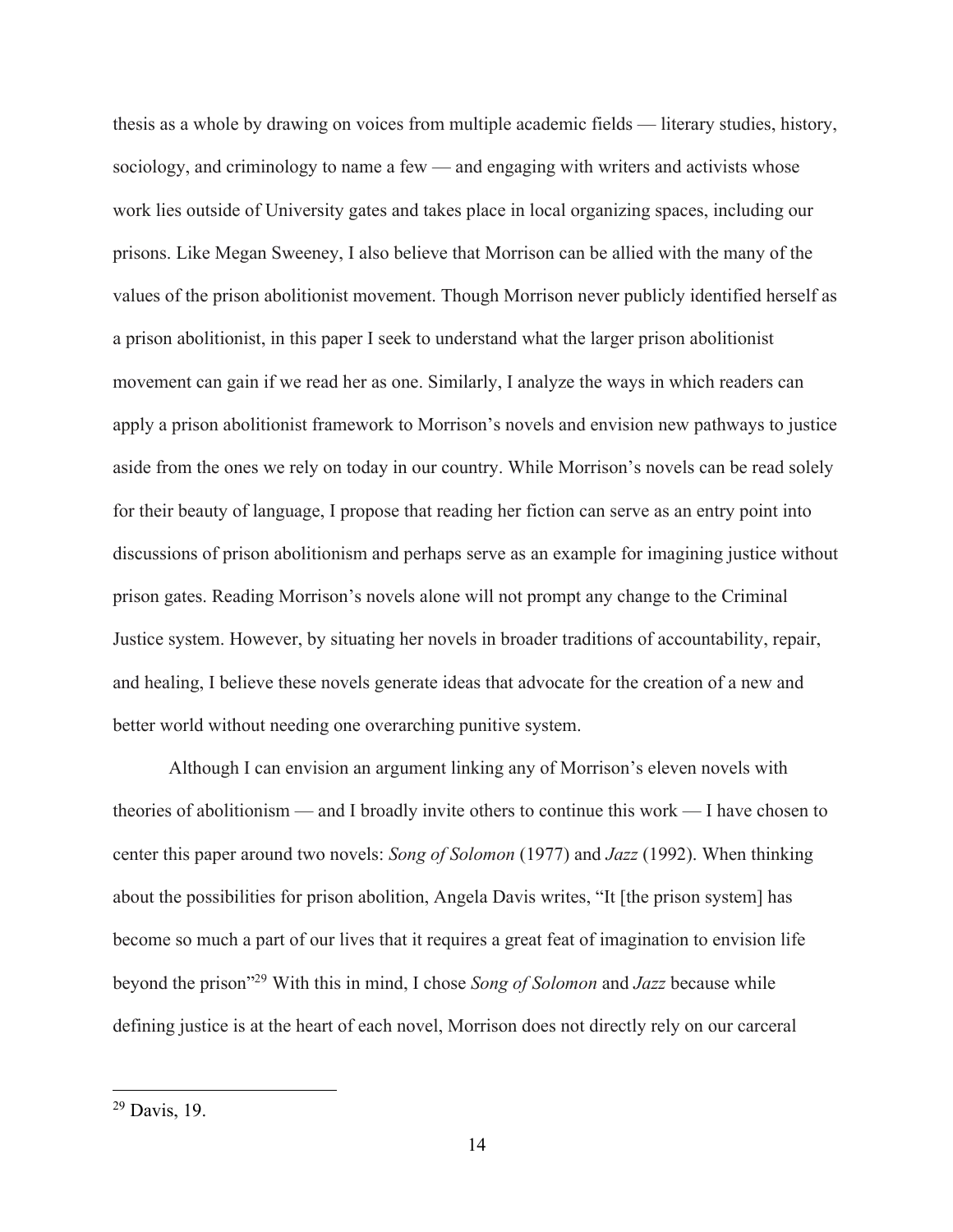thesis as a whole by drawing on voices from multiple academic fields — literary studies, history, sociology, and criminology to name a few — and engaging with writers and activists whose work lies outside of University gates and takes place in local organizing spaces, including our prisons. Like Megan Sweeney, I also believe that Morrison can be allied with the many of the values of the prison abolitionist movement. Though Morrison never publicly identified herself as a prison abolitionist, in this paper I seek to understand what the larger prison abolitionist movement can gain if we read her as one. Similarly, I analyze the ways in which readers can apply a prison abolitionist framework to Morrison's novels and envision new pathways to justice aside from the ones we rely on today in our country. While Morrison's novels can be read solely for their beauty of language, I propose that reading her fiction can serve as an entry point into discussions of prison abolitionism and perhaps serve as an example for imagining justice without prison gates. Reading Morrison's novels alone will not prompt any change to the Criminal Justice system. However, by situating her novels in broader traditions of accountability, repair, and healing, I believe these novels generate ideas that advocate for the creation of a new and better world without needing one overarching punitive system.

Although I can envision an argument linking any of Morrison's eleven novels with theories of abolitionism — and I broadly invite others to continue this work — I have chosen to center this paper around two novels: *Song of Solomon* (1977) and *Jazz* (1992). When thinking about the possibilities for prison abolition, Angela Davis writes, "It [the prison system] has become so much a part of our lives that it requires a great feat of imagination to envision life beyond the prison"[29] With this in mind, I chose *Song of Solomon* and *Jazz* because while defining justice is at the heart of each novel, Morrison does not directly rely on our carceral

---

[29] Davis, 19.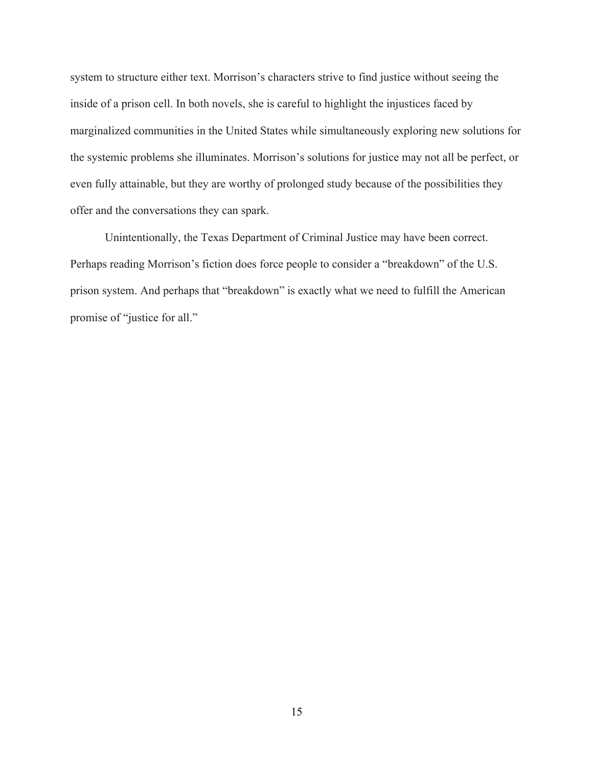system to structure either text. Morrison's characters strive to find justice without seeing the inside of a prison cell. In both novels, she is careful to highlight the injustices faced by marginalized communities in the United States while simultaneously exploring new solutions for the systemic problems she illuminates. Morrison's solutions for justice may not all be perfect, or even fully attainable, but they are worthy of prolonged study because of the possibilities they offer and the conversations they can spark.

Unintentionally, the Texas Department of Criminal Justice may have been correct. Perhaps reading Morrison's fiction does force people to consider a "breakdown" of the U.S. prison system. And perhaps that "breakdown" is exactly what we need to fulfill the American promise of "justice for all."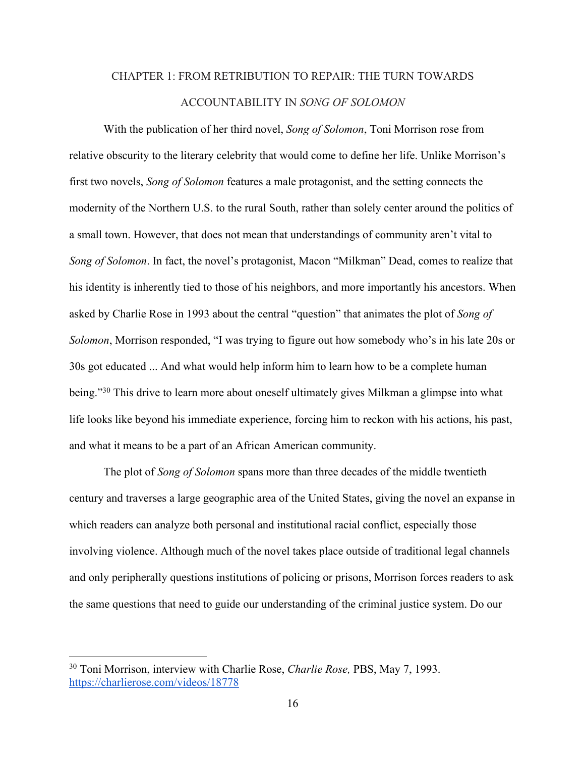# CHAPTER 1: FROM RETRIBUTION TO REPAIR: THE TURN TOWARDS ACCOUNTABILITY IN *SONG OF SOLOMON*

With the publication of her third novel, *Song of Solomon*, Toni Morrison rose from relative obscurity to the literary celebrity that would come to define her life. Unlike Morrison's first two novels, *Song of Solomon* features a male protagonist, and the setting connects the modernity of the Northern U.S. to the rural South, rather than solely center around the politics of a small town. However, that does not mean that understandings of community aren't vital to *Song of Solomon*. In fact, the novel's protagonist, Macon "Milkman" Dead, comes to realize that his identity is inherently tied to those of his neighbors, and more importantly his ancestors. When asked by Charlie Rose in 1993 about the central "question" that animates the plot of *Song of Solomon*, Morrison responded, "I was trying to figure out how somebody who's in his late 20s or 30s got educated ... And what would help inform him to learn how to be a complete human being."[30] This drive to learn more about oneself ultimately gives Milkman a glimpse into what life looks like beyond his immediate experience, forcing him to reckon with his actions, his past, and what it means to be a part of an African American community.

The plot of *Song of Solomon* spans more than three decades of the middle twentieth century and traverses a large geographic area of the United States, giving the novel an expanse in which readers can analyze both personal and institutional racial conflict, especially those involving violence. Although much of the novel takes place outside of traditional legal channels and only peripherally questions institutions of policing or prisons, Morrison forces readers to ask the same questions that need to guide our understanding of the criminal justice system. Do our

---

[30] Toni Morrison, interview with Charlie Rose, *Charlie Rose,* PBS, May 7, 1993. https://charlierose.com/videos/18778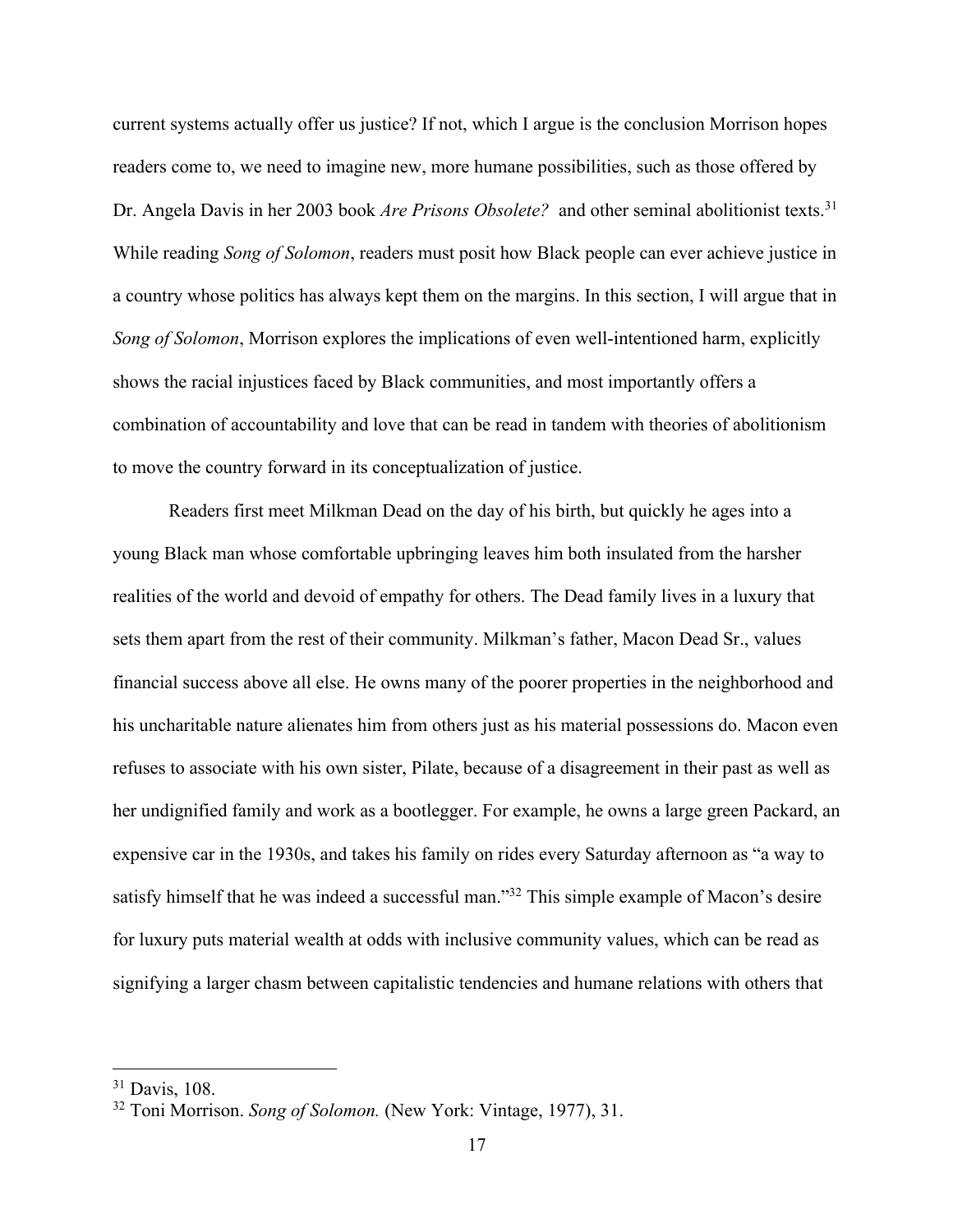current systems actually offer us justice? If not, which I argue is the conclusion Morrison hopes readers come to, we need to imagine new, more humane possibilities, such as those offered by Dr. Angela Davis in her 2003 book *Are Prisons Obsolete?* and other seminal abolitionist texts.[31] While reading *Song of Solomon*, readers must posit how Black people can ever achieve justice in a country whose politics has always kept them on the margins. In this section, I will argue that in *Song of Solomon*, Morrison explores the implications of even well-intentioned harm, explicitly shows the racial injustices faced by Black communities, and most importantly offers a combination of accountability and love that can be read in tandem with theories of abolitionism to move the country forward in its conceptualization of justice.

Readers first meet Milkman Dead on the day of his birth, but quickly he ages into a young Black man whose comfortable upbringing leaves him both insulated from the harsher realities of the world and devoid of empathy for others. The Dead family lives in a luxury that sets them apart from the rest of their community. Milkman's father, Macon Dead Sr., values financial success above all else. He owns many of the poorer properties in the neighborhood and his uncharitable nature alienates him from others just as his material possessions do. Macon even refuses to associate with his own sister, Pilate, because of a disagreement in their past as well as her undignified family and work as a bootlegger. For example, he owns a large green Packard, an expensive car in the 1930s, and takes his family on rides every Saturday afternoon as "a way to satisfy himself that he was indeed a successful man."[32] This simple example of Macon's desire for luxury puts material wealth at odds with inclusive community values, which can be read as signifying a larger chasm between capitalistic tendencies and humane relations with others that

---

[31] Davis, 108.

[32] Toni Morrison. *Song of Solomon.* (New York: Vintage, 1977), 31.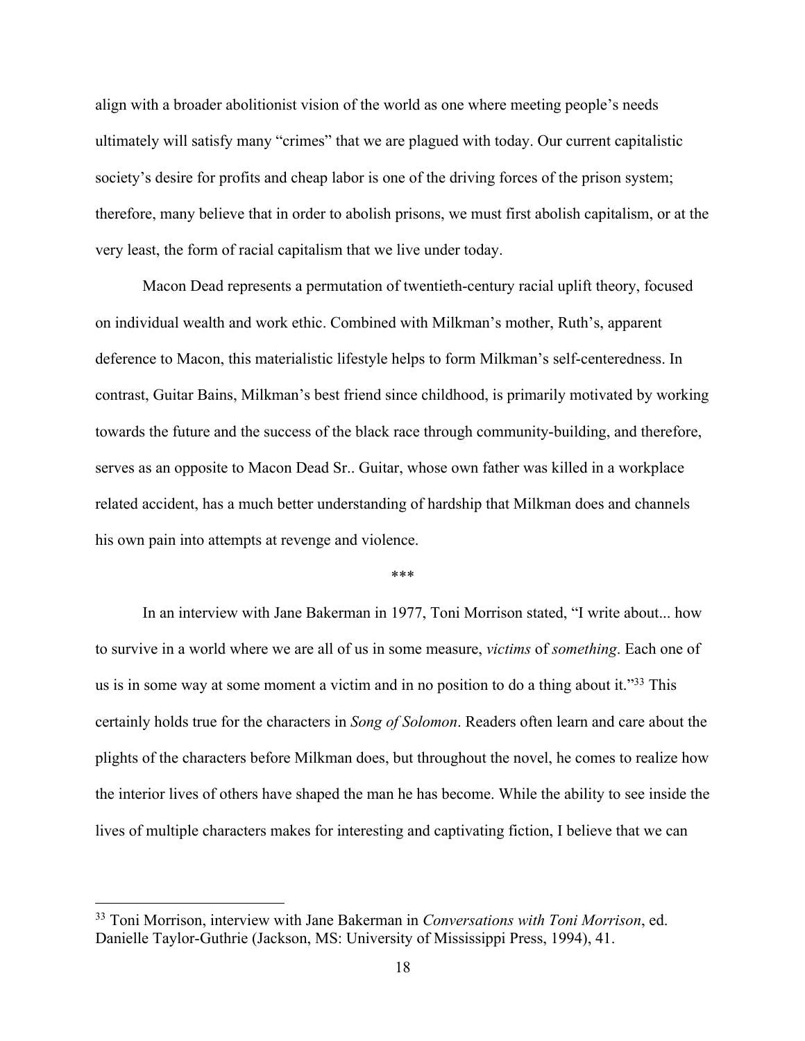align with a broader abolitionist vision of the world as one where meeting people's needs ultimately will satisfy many "crimes" that we are plagued with today. Our current capitalistic society's desire for profits and cheap labor is one of the driving forces of the prison system; therefore, many believe that in order to abolish prisons, we must first abolish capitalism, or at the very least, the form of racial capitalism that we live under today.

Macon Dead represents a permutation of twentieth-century racial uplift theory, focused on individual wealth and work ethic. Combined with Milkman's mother, Ruth's, apparent deference to Macon, this materialistic lifestyle helps to form Milkman's self-centeredness. In contrast, Guitar Bains, Milkman's best friend since childhood, is primarily motivated by working towards the future and the success of the black race through community-building, and therefore, serves as an opposite to Macon Dead Sr.. Guitar, whose own father was killed in a workplace related accident, has a much better understanding of hardship that Milkman does and channels his own pain into attempts at revenge and violence.

\*\*\*

In an interview with Jane Bakerman in 1977, Toni Morrison stated, "I write about... how to survive in a world where we are all of us in some measure, *victims* of *something*. Each one of us is in some way at some moment a victim and in no position to do a thing about it."[33] This certainly holds true for the characters in *Song of Solomon*. Readers often learn and care about the plights of the characters before Milkman does, but throughout the novel, he comes to realize how the interior lives of others have shaped the man he has become. While the ability to see inside the lives of multiple characters makes for interesting and captivating fiction, I believe that we can

---

[33] Toni Morrison, interview with Jane Bakerman in *Conversations with Toni Morrison*, ed. Danielle Taylor-Guthrie (Jackson, MS: University of Mississippi Press, 1994), 41.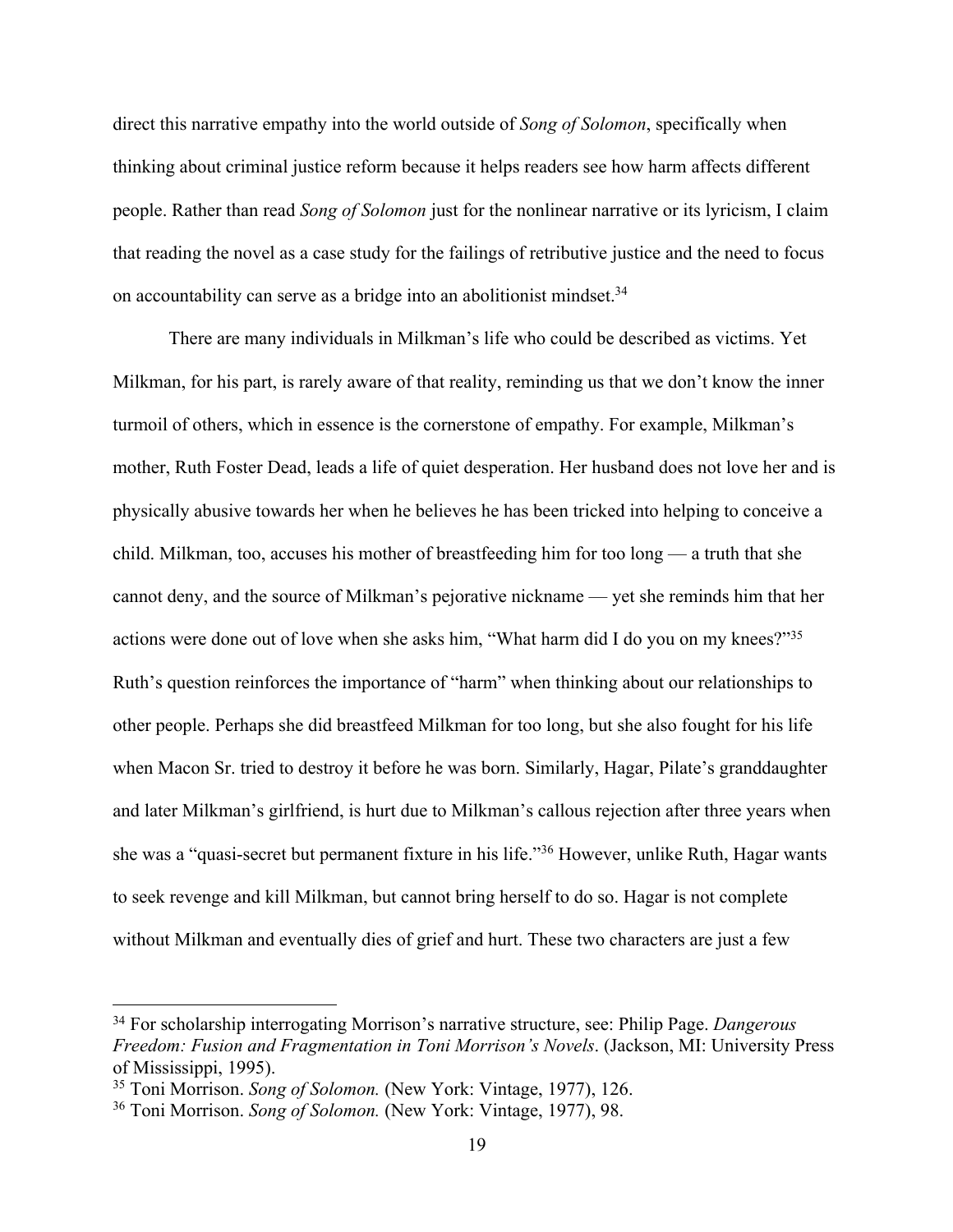direct this narrative empathy into the world outside of *Song of Solomon*, specifically when thinking about criminal justice reform because it helps readers see how harm affects different people. Rather than read *Song of Solomon* just for the nonlinear narrative or its lyricism, I claim that reading the novel as a case study for the failings of retributive justice and the need to focus on accountability can serve as a bridge into an abolitionist mindset.[34]

There are many individuals in Milkman's life who could be described as victims. Yet Milkman, for his part, is rarely aware of that reality, reminding us that we don't know the inner turmoil of others, which in essence is the cornerstone of empathy. For example, Milkman's mother, Ruth Foster Dead, leads a life of quiet desperation. Her husband does not love her and is physically abusive towards her when he believes he has been tricked into helping to conceive a child. Milkman, too, accuses his mother of breastfeeding him for too long — a truth that she cannot deny, and the source of Milkman's pejorative nickname — yet she reminds him that her actions were done out of love when she asks him, "What harm did I do you on my knees?"[35] Ruth's question reinforces the importance of "harm" when thinking about our relationships to other people. Perhaps she did breastfeed Milkman for too long, but she also fought for his life when Macon Sr. tried to destroy it before he was born. Similarly, Hagar, Pilate's granddaughter and later Milkman's girlfriend, is hurt due to Milkman's callous rejection after three years when she was a "quasi-secret but permanent fixture in his life."[36] However, unlike Ruth, Hagar wants to seek revenge and kill Milkman, but cannot bring herself to do so. Hagar is not complete without Milkman and eventually dies of grief and hurt. These two characters are just a few

---

[34] For scholarship interrogating Morrison's narrative structure, see: Philip Page. *Dangerous Freedom: Fusion and Fragmentation in Toni Morrison's Novels*. (Jackson, MI: University Press of Mississippi, 1995).

[35] Toni Morrison. *Song of Solomon.* (New York: Vintage, 1977), 126.

[36] Toni Morrison. *Song of Solomon.* (New York: Vintage, 1977), 98.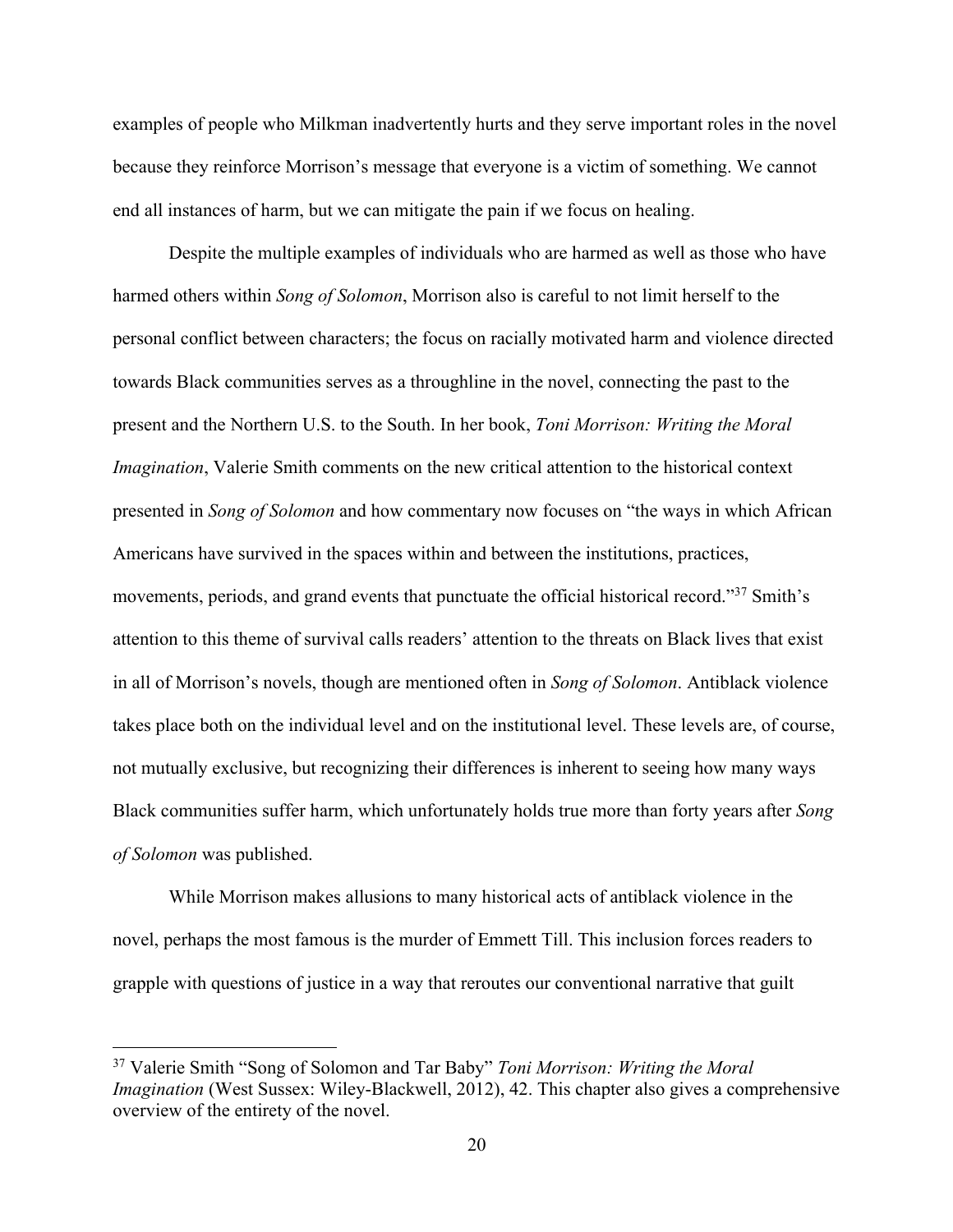examples of people who Milkman inadvertently hurts and they serve important roles in the novel because they reinforce Morrison's message that everyone is a victim of something. We cannot end all instances of harm, but we can mitigate the pain if we focus on healing.

Despite the multiple examples of individuals who are harmed as well as those who have harmed others within *Song of Solomon*, Morrison also is careful to not limit herself to the personal conflict between characters; the focus on racially motivated harm and violence directed towards Black communities serves as a throughline in the novel, connecting the past to the present and the Northern U.S. to the South. In her book, *Toni Morrison: Writing the Moral Imagination*, Valerie Smith comments on the new critical attention to the historical context presented in *Song of Solomon* and how commentary now focuses on "the ways in which African Americans have survived in the spaces within and between the institutions, practices, movements, periods, and grand events that punctuate the official historical record."[37] Smith's attention to this theme of survival calls readers' attention to the threats on Black lives that exist in all of Morrison's novels, though are mentioned often in *Song of Solomon*. Antiblack violence takes place both on the individual level and on the institutional level. These levels are, of course, not mutually exclusive, but recognizing their differences is inherent to seeing how many ways Black communities suffer harm, which unfortunately holds true more than forty years after *Song of Solomon* was published.

While Morrison makes allusions to many historical acts of antiblack violence in the novel, perhaps the most famous is the murder of Emmett Till. This inclusion forces readers to grapple with questions of justice in a way that reroutes our conventional narrative that guilt

---

[37] Valerie Smith "Song of Solomon and Tar Baby" *Toni Morrison: Writing the Moral Imagination* (West Sussex: Wiley-Blackwell, 2012), 42. This chapter also gives a comprehensive overview of the entirety of the novel.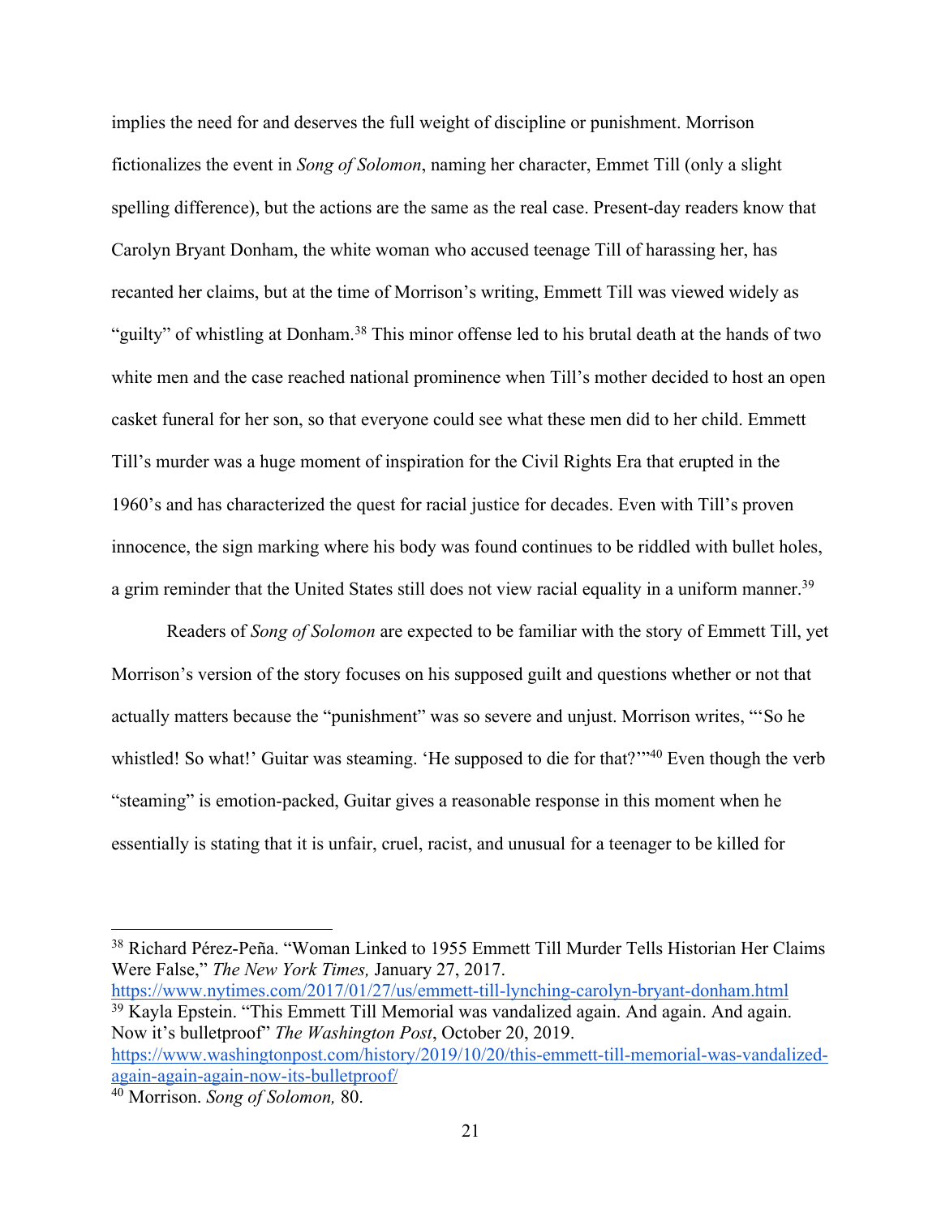implies the need for and deserves the full weight of discipline or punishment. Morrison fictionalizes the event in *Song of Solomon*, naming her character, Emmet Till (only a slight spelling difference), but the actions are the same as the real case. Present-day readers know that Carolyn Bryant Donham, the white woman who accused teenage Till of harassing her, has recanted her claims, but at the time of Morrison's writing, Emmett Till was viewed widely as "guilty" of whistling at Donham.[38] This minor offense led to his brutal death at the hands of two white men and the case reached national prominence when Till's mother decided to host an open casket funeral for her son, so that everyone could see what these men did to her child. Emmett Till's murder was a huge moment of inspiration for the Civil Rights Era that erupted in the 1960's and has characterized the quest for racial justice for decades. Even with Till's proven innocence, the sign marking where his body was found continues to be riddled with bullet holes, a grim reminder that the United States still does not view racial equality in a uniform manner.[39]

Readers of *Song of Solomon* are expected to be familiar with the story of Emmett Till, yet Morrison's version of the story focuses on his supposed guilt and questions whether or not that actually matters because the "punishment" was so severe and unjust. Morrison writes, "'So he whistled! So what!' Guitar was steaming. 'He supposed to die for that?'"[40] Even though the verb "steaming" is emotion-packed, Guitar gives a reasonable response in this moment when he essentially is stating that it is unfair, cruel, racist, and unusual for a teenager to be killed for

---

[38] Richard Pérez-Peña. "Woman Linked to 1955 Emmett Till Murder Tells Historian Her Claims Were False," *The New York Times,* January 27, 2017. https://www.nytimes.com/2017/01/27/us/emmett-till-lynching-carolyn-bryant-donham.html

[39] Kayla Epstein. "This Emmett Till Memorial was vandalized again. And again. And again. Now it's bulletproof" *The Washington Post*, October 20, 2019. https://www.washingtonpost.com/history/2019/10/20/this-emmett-till-memorial-was-vandalized-again-again-again-now-its-bulletproof/

[40] Morrison. *Song of Solomon,* 80.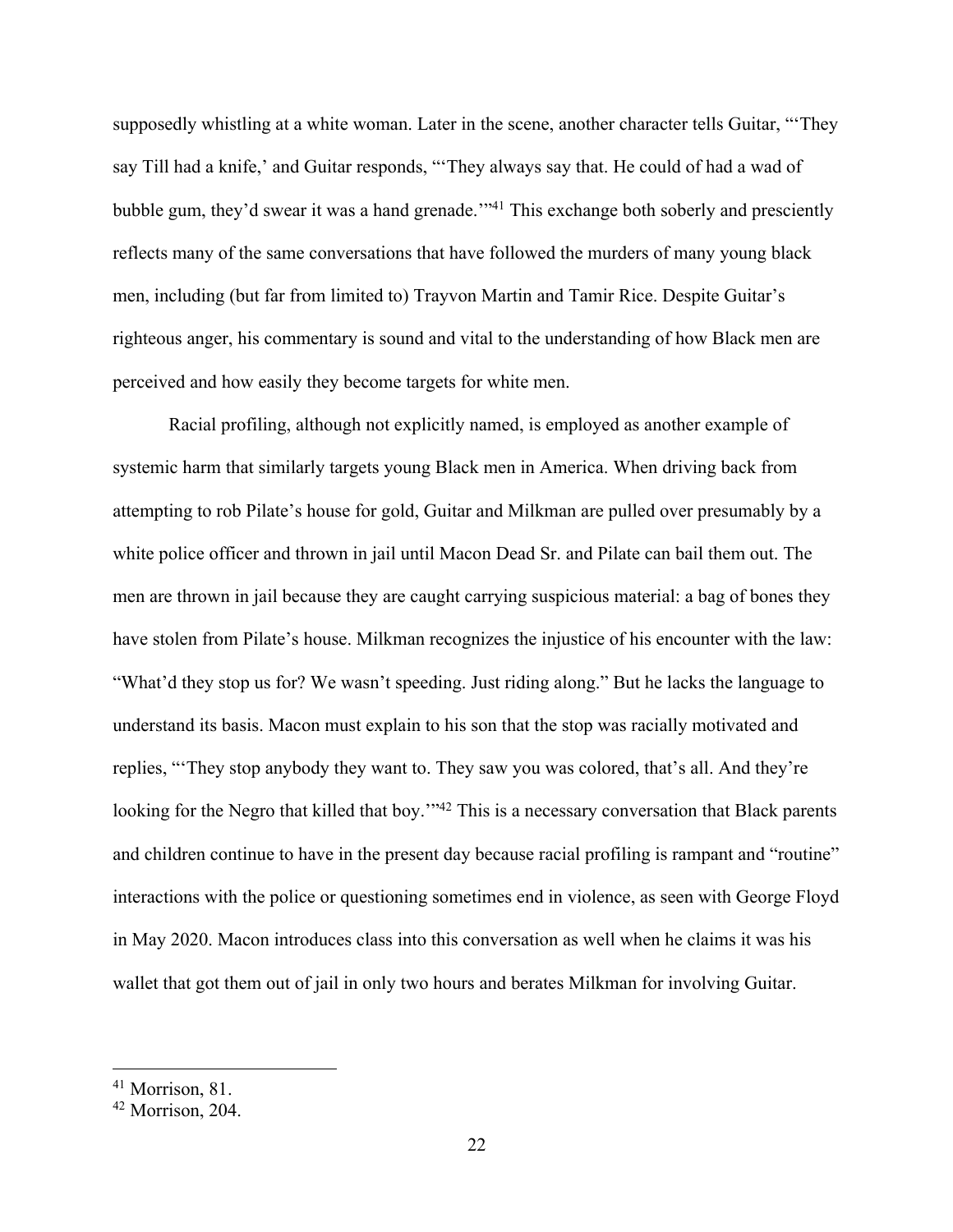supposedly whistling at a white woman. Later in the scene, another character tells Guitar, "'They say Till had a knife,' and Guitar responds, "'They always say that. He could of had a wad of bubble gum, they'd swear it was a hand grenade.'"[41] This exchange both soberly and presciently reflects many of the same conversations that have followed the murders of many young black men, including (but far from limited to) Trayvon Martin and Tamir Rice. Despite Guitar's righteous anger, his commentary is sound and vital to the understanding of how Black men are perceived and how easily they become targets for white men.

Racial profiling, although not explicitly named, is employed as another example of systemic harm that similarly targets young Black men in America. When driving back from attempting to rob Pilate's house for gold, Guitar and Milkman are pulled over presumably by a white police officer and thrown in jail until Macon Dead Sr. and Pilate can bail them out. The men are thrown in jail because they are caught carrying suspicious material: a bag of bones they have stolen from Pilate's house. Milkman recognizes the injustice of his encounter with the law: "What'd they stop us for? We wasn't speeding. Just riding along." But he lacks the language to understand its basis. Macon must explain to his son that the stop was racially motivated and replies, "'They stop anybody they want to. They saw you was colored, that's all. And they're looking for the Negro that killed that boy.'"[42] This is a necessary conversation that Black parents and children continue to have in the present day because racial profiling is rampant and "routine" interactions with the police or questioning sometimes end in violence, as seen with George Floyd in May 2020. Macon introduces class into this conversation as well when he claims it was his wallet that got them out of jail in only two hours and berates Milkman for involving Guitar.

---

[41] Morrison, 81.

[42] Morrison, 204.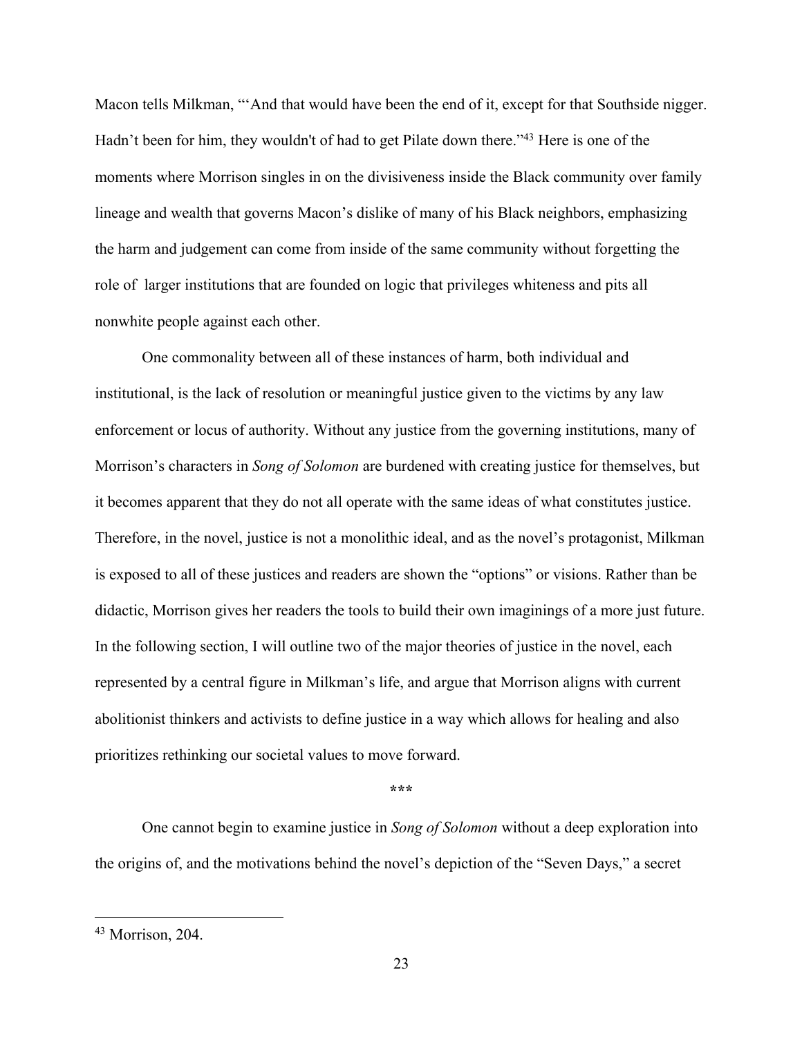Macon tells Milkman, "'And that would have been the end of it, except for that Southside nigger. Hadn't been for him, they wouldn't of had to get Pilate down there."[43] Here is one of the moments where Morrison singles in on the divisiveness inside the Black community over family lineage and wealth that governs Macon's dislike of many of his Black neighbors, emphasizing the harm and judgement can come from inside of the same community without forgetting the role of larger institutions that are founded on logic that privileges whiteness and pits all nonwhite people against each other.

One commonality between all of these instances of harm, both individual and institutional, is the lack of resolution or meaningful justice given to the victims by any law enforcement or locus of authority. Without any justice from the governing institutions, many of Morrison's characters in *Song of Solomon* are burdened with creating justice for themselves, but it becomes apparent that they do not all operate with the same ideas of what constitutes justice. Therefore, in the novel, justice is not a monolithic ideal, and as the novel's protagonist, Milkman is exposed to all of these justices and readers are shown the "options" or visions. Rather than be didactic, Morrison gives her readers the tools to build their own imaginings of a more just future. In the following section, I will outline two of the major theories of justice in the novel, each represented by a central figure in Milkman's life, and argue that Morrison aligns with current abolitionist thinkers and activists to define justice in a way which allows for healing and also prioritizes rethinking our societal values to move forward.

***

One cannot begin to examine justice in *Song of Solomon* without a deep exploration into the origins of, and the motivations behind the novel's depiction of the "Seven Days," a secret

---

[43] Morrison, 204.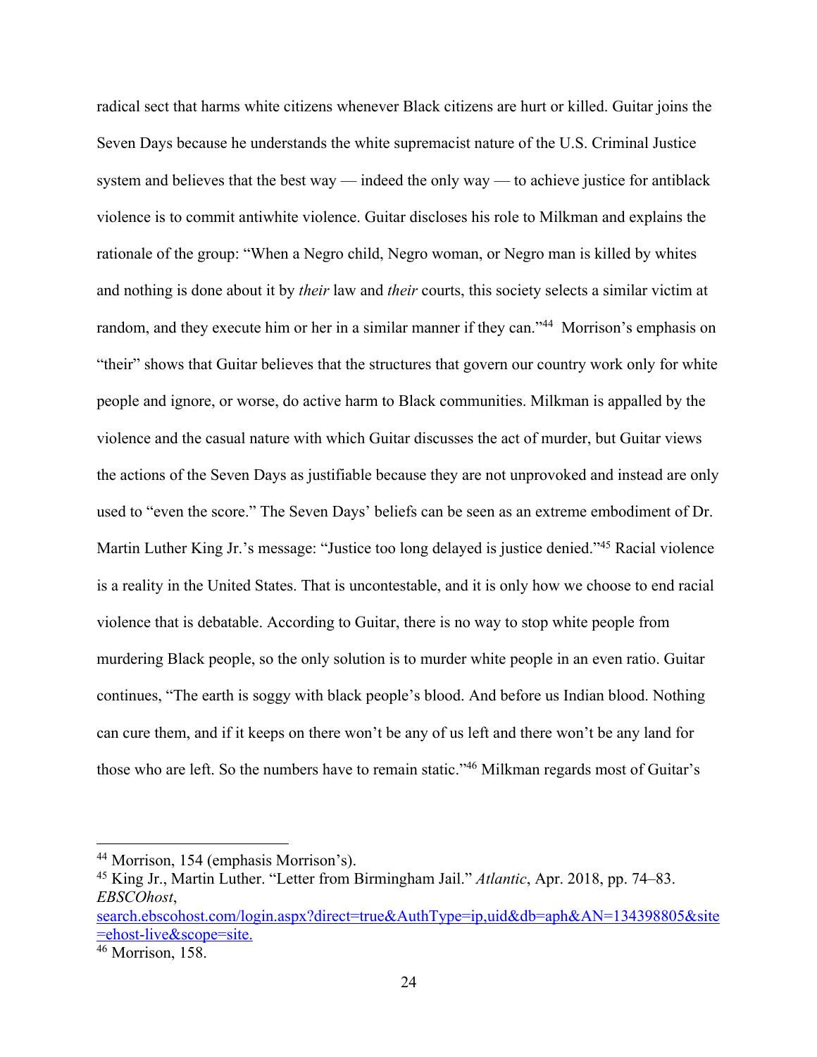radical sect that harms white citizens whenever Black citizens are hurt or killed. Guitar joins the Seven Days because he understands the white supremacist nature of the U.S. Criminal Justice system and believes that the best way — indeed the only way — to achieve justice for antiblack violence is to commit antiwhite violence. Guitar discloses his role to Milkman and explains the rationale of the group: "When a Negro child, Negro woman, or Negro man is killed by whites and nothing is done about it by *their* law and *their* courts, this society selects a similar victim at random, and they execute him or her in a similar manner if they can."[44] Morrison's emphasis on "their" shows that Guitar believes that the structures that govern our country work only for white people and ignore, or worse, do active harm to Black communities. Milkman is appalled by the violence and the casual nature with which Guitar discusses the act of murder, but Guitar views the actions of the Seven Days as justifiable because they are not unprovoked and instead are only used to "even the score." The Seven Days' beliefs can be seen as an extreme embodiment of Dr. Martin Luther King Jr.'s message: "Justice too long delayed is justice denied."[45] Racial violence is a reality in the United States. That is uncontestable, and it is only how we choose to end racial violence that is debatable. According to Guitar, there is no way to stop white people from murdering Black people, so the only solution is to murder white people in an even ratio. Guitar continues, "The earth is soggy with black people's blood. And before us Indian blood. Nothing can cure them, and if it keeps on there won't be any of us left and there won't be any land for those who are left. So the numbers have to remain static."[46] Milkman regards most of Guitar's

---

[44] Morrison, 154 (emphasis Morrison's).

[45] King Jr., Martin Luther. "Letter from Birmingham Jail." *Atlantic*, Apr. 2018, pp. 74–83. *EBSCOhost*, search.ebscohost.com/login.aspx?direct=true&AuthType=ip,uid&db=aph&AN=134398805&site=ehost-live&scope=site.

[46] Morrison, 158.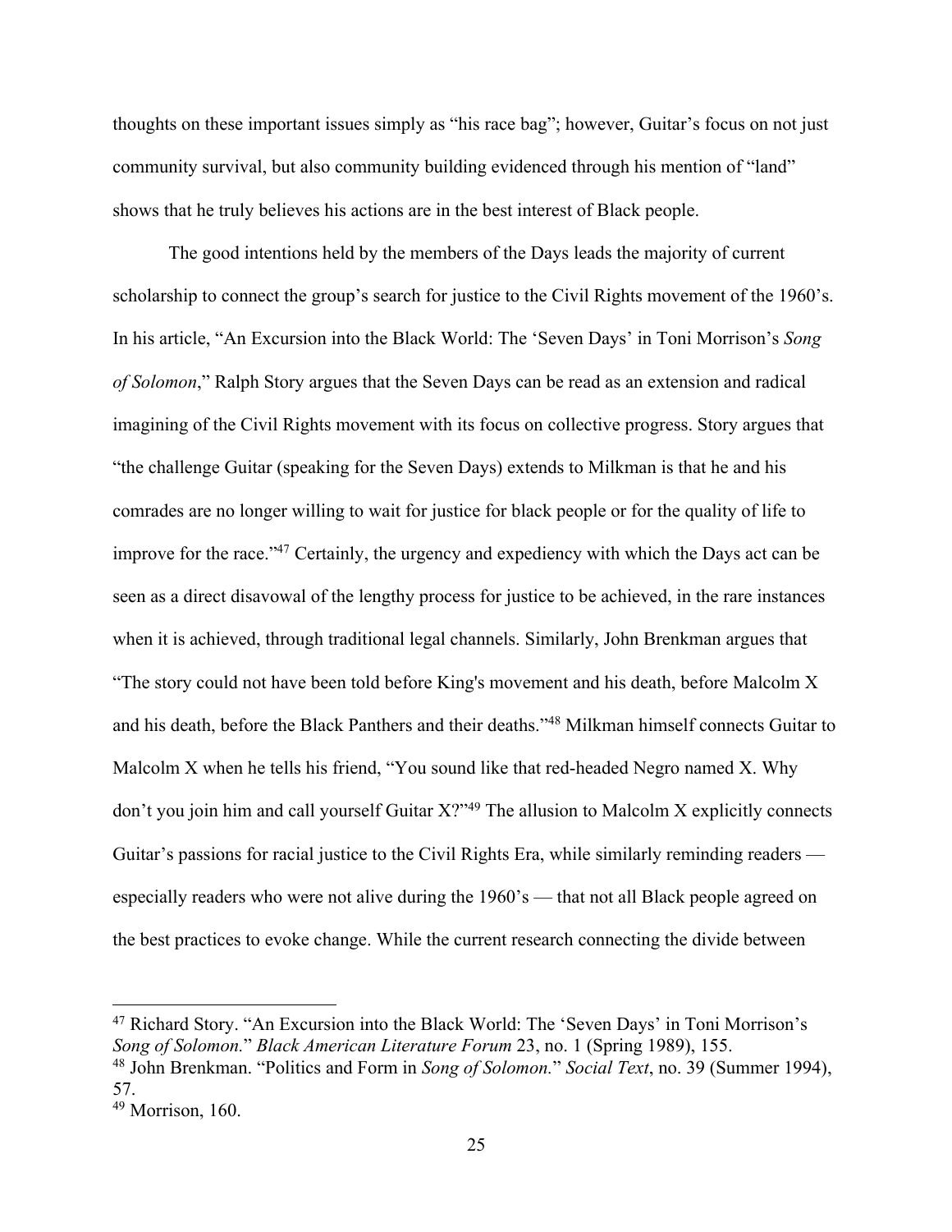thoughts on these important issues simply as "his race bag"; however, Guitar's focus on not just community survival, but also community building evidenced through his mention of "land" shows that he truly believes his actions are in the best interest of Black people.

The good intentions held by the members of the Days leads the majority of current scholarship to connect the group's search for justice to the Civil Rights movement of the 1960's. In his article, "An Excursion into the Black World: The 'Seven Days' in Toni Morrison's *Song of Solomon*," Ralph Story argues that the Seven Days can be read as an extension and radical imagining of the Civil Rights movement with its focus on collective progress. Story argues that "the challenge Guitar (speaking for the Seven Days) extends to Milkman is that he and his comrades are no longer willing to wait for justice for black people or for the quality of life to improve for the race."[47] Certainly, the urgency and expediency with which the Days act can be seen as a direct disavowal of the lengthy process for justice to be achieved, in the rare instances when it is achieved, through traditional legal channels. Similarly, John Brenkman argues that "The story could not have been told before King's movement and his death, before Malcolm X and his death, before the Black Panthers and their deaths."[48] Milkman himself connects Guitar to Malcolm X when he tells his friend, "You sound like that red-headed Negro named X. Why don't you join him and call yourself Guitar X?"[49] The allusion to Malcolm X explicitly connects Guitar's passions for racial justice to the Civil Rights Era, while similarly reminding readers — especially readers who were not alive during the 1960's — that not all Black people agreed on the best practices to evoke change. While the current research connecting the divide between

---

[47] Richard Story. "An Excursion into the Black World: The 'Seven Days' in Toni Morrison's *Song of Solomon.*" *Black American Literature Forum* 23, no. 1 (Spring 1989), 155.

[48] John Brenkman. "Politics and Form in *Song of Solomon.*" *Social Text*, no. 39 (Summer 1994), 57.

[49] Morrison, 160.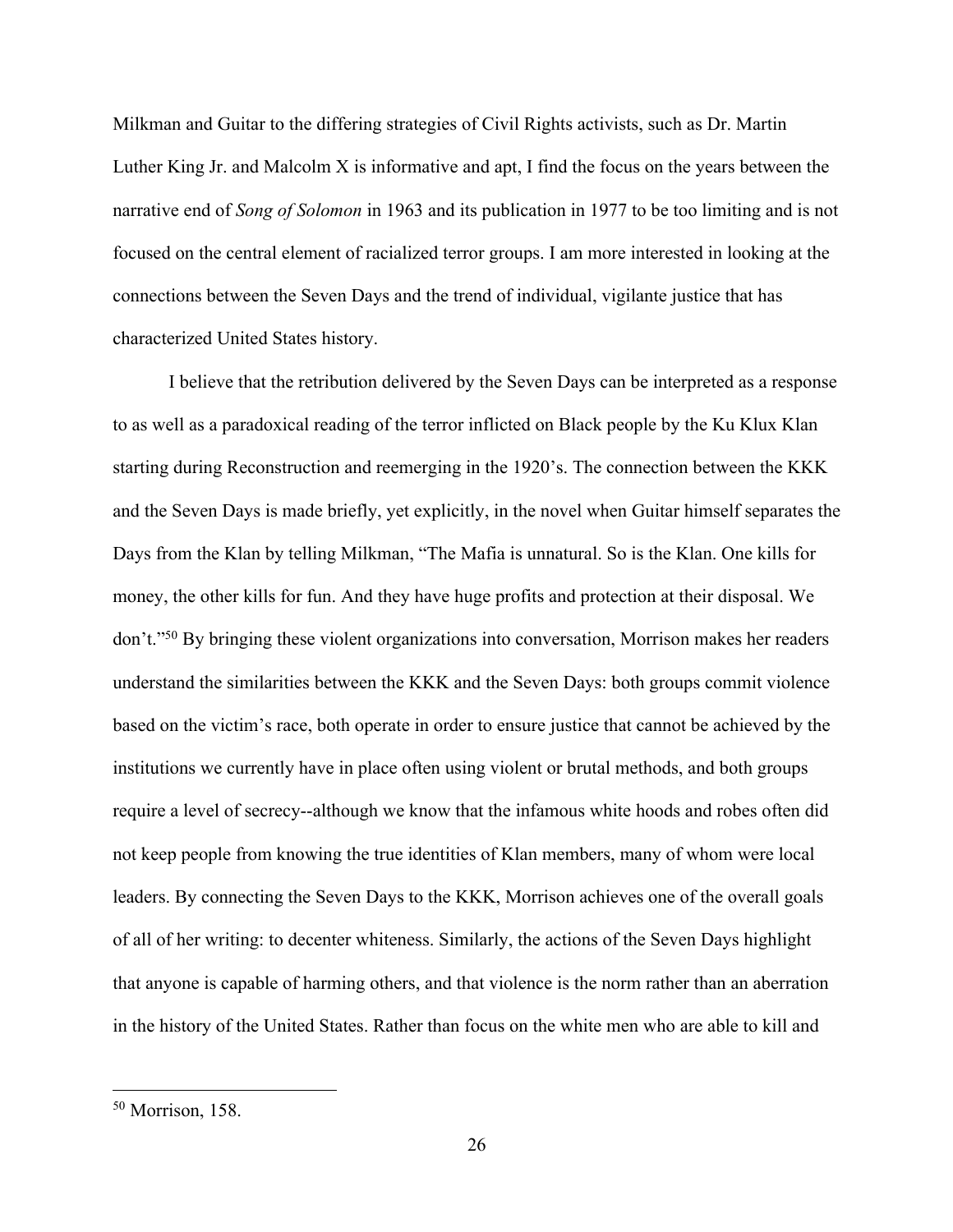Milkman and Guitar to the differing strategies of Civil Rights activists, such as Dr. Martin Luther King Jr. and Malcolm X is informative and apt, I find the focus on the years between the narrative end of *Song of Solomon* in 1963 and its publication in 1977 to be too limiting and is not focused on the central element of racialized terror groups. I am more interested in looking at the connections between the Seven Days and the trend of individual, vigilante justice that has characterized United States history.

I believe that the retribution delivered by the Seven Days can be interpreted as a response to as well as a paradoxical reading of the terror inflicted on Black people by the Ku Klux Klan starting during Reconstruction and reemerging in the 1920's. The connection between the KKK and the Seven Days is made briefly, yet explicitly, in the novel when Guitar himself separates the Days from the Klan by telling Milkman, "The Mafia is unnatural. So is the Klan. One kills for money, the other kills for fun. And they have huge profits and protection at their disposal. We don't."[50] By bringing these violent organizations into conversation, Morrison makes her readers understand the similarities between the KKK and the Seven Days: both groups commit violence based on the victim's race, both operate in order to ensure justice that cannot be achieved by the institutions we currently have in place often using violent or brutal methods, and both groups require a level of secrecy--although we know that the infamous white hoods and robes often did not keep people from knowing the true identities of Klan members, many of whom were local leaders. By connecting the Seven Days to the KKK, Morrison achieves one of the overall goals of all of her writing: to decenter whiteness. Similarly, the actions of the Seven Days highlight that anyone is capable of harming others, and that violence is the norm rather than an aberration in the history of the United States. Rather than focus on the white men who are able to kill and

[50] Morrison, 158.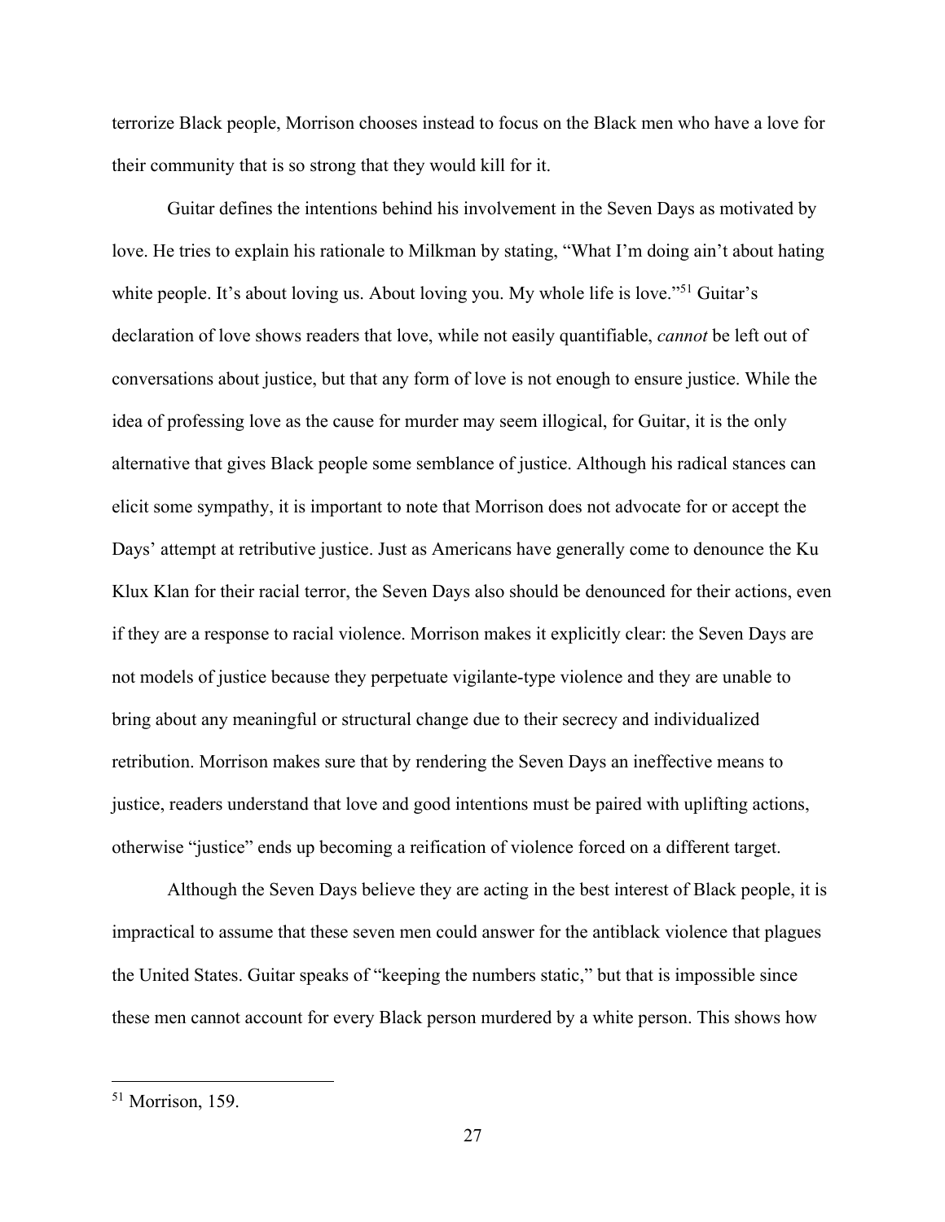terrorize Black people, Morrison chooses instead to focus on the Black men who have a love for their community that is so strong that they would kill for it.

Guitar defines the intentions behind his involvement in the Seven Days as motivated by love. He tries to explain his rationale to Milkman by stating, "What I'm doing ain't about hating white people. It's about loving us. About loving you. My whole life is love."[51] Guitar's declaration of love shows readers that love, while not easily quantifiable, *cannot* be left out of conversations about justice, but that any form of love is not enough to ensure justice. While the idea of professing love as the cause for murder may seem illogical, for Guitar, it is the only alternative that gives Black people some semblance of justice. Although his radical stances can elicit some sympathy, it is important to note that Morrison does not advocate for or accept the Days' attempt at retributive justice. Just as Americans have generally come to denounce the Ku Klux Klan for their racial terror, the Seven Days also should be denounced for their actions, even if they are a response to racial violence. Morrison makes it explicitly clear: the Seven Days are not models of justice because they perpetuate vigilante-type violence and they are unable to bring about any meaningful or structural change due to their secrecy and individualized retribution. Morrison makes sure that by rendering the Seven Days an ineffective means to justice, readers understand that love and good intentions must be paired with uplifting actions, otherwise "justice" ends up becoming a reification of violence forced on a different target.

Although the Seven Days believe they are acting in the best interest of Black people, it is impractical to assume that these seven men could answer for the antiblack violence that plagues the United States. Guitar speaks of "keeping the numbers static," but that is impossible since these men cannot account for every Black person murdered by a white person. This shows how

---

[51] Morrison, 159.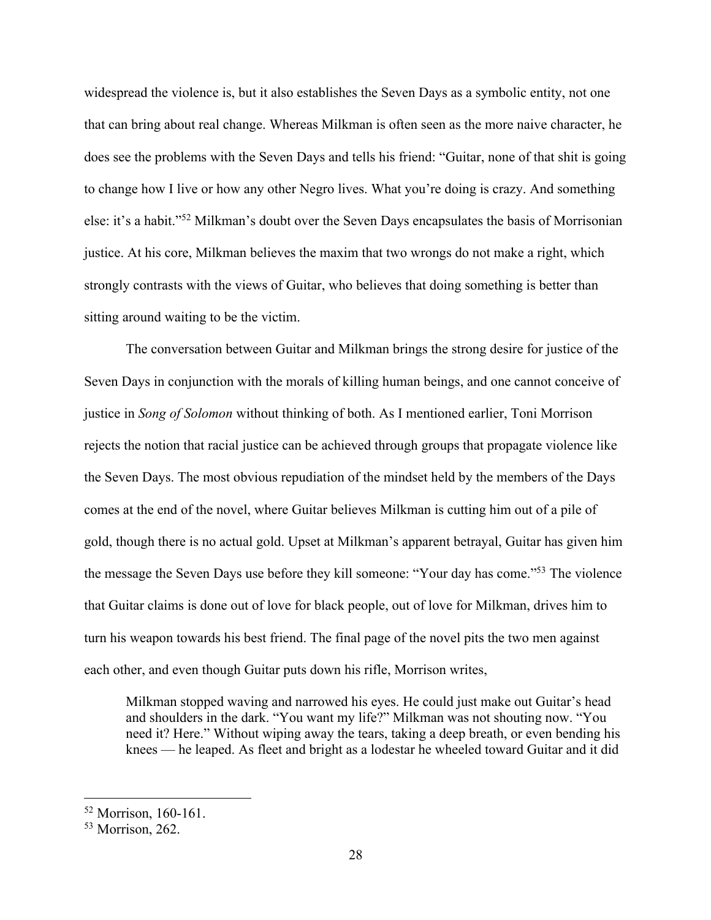widespread the violence is, but it also establishes the Seven Days as a symbolic entity, not one that can bring about real change. Whereas Milkman is often seen as the more naive character, he does see the problems with the Seven Days and tells his friend: "Guitar, none of that shit is going to change how I live or how any other Negro lives. What you're doing is crazy. And something else: it's a habit."[52] Milkman's doubt over the Seven Days encapsulates the basis of Morrisonian justice. At his core, Milkman believes the maxim that two wrongs do not make a right, which strongly contrasts with the views of Guitar, who believes that doing something is better than sitting around waiting to be the victim.

The conversation between Guitar and Milkman brings the strong desire for justice of the Seven Days in conjunction with the morals of killing human beings, and one cannot conceive of justice in *Song of Solomon* without thinking of both. As I mentioned earlier, Toni Morrison rejects the notion that racial justice can be achieved through groups that propagate violence like the Seven Days. The most obvious repudiation of the mindset held by the members of the Days comes at the end of the novel, where Guitar believes Milkman is cutting him out of a pile of gold, though there is no actual gold. Upset at Milkman's apparent betrayal, Guitar has given him the message the Seven Days use before they kill someone: "Your day has come."[53] The violence that Guitar claims is done out of love for black people, out of love for Milkman, drives him to turn his weapon towards his best friend. The final page of the novel pits the two men against each other, and even though Guitar puts down his rifle, Morrison writes,

> Milkman stopped waving and narrowed his eyes. He could just make out Guitar's head and shoulders in the dark. "You want my life?" Milkman was not shouting now. "You need it? Here." Without wiping away the tears, taking a deep breath, or even bending his knees — he leaped. As fleet and bright as a lodestar he wheeled toward Guitar and it did

---

[52] Morrison, 160-161.

[53] Morrison, 262.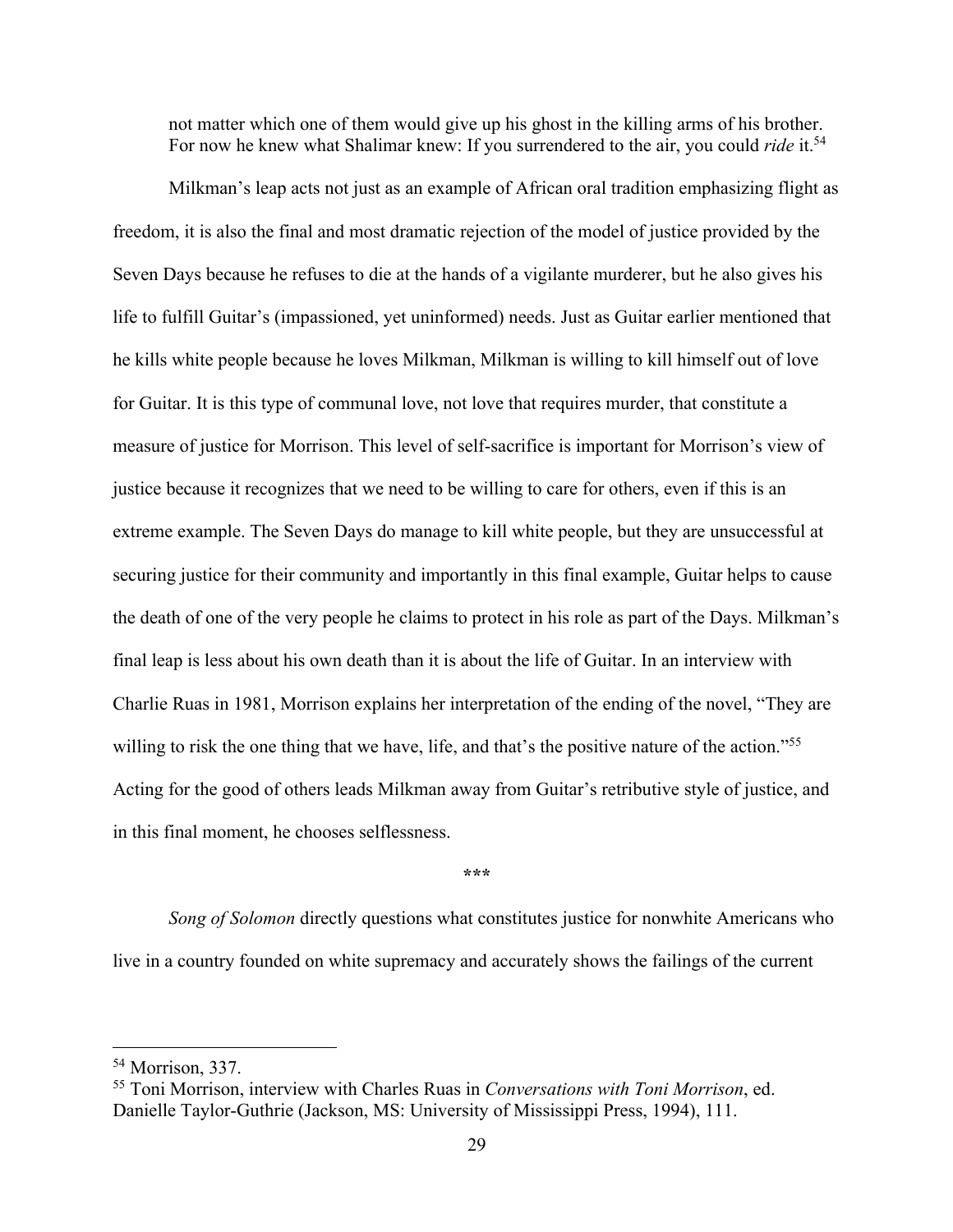> not matter which one of them would give up his ghost in the killing arms of his brother. For now he knew what Shalimar knew: If you surrendered to the air, you could *ride* it.[54]

Milkman's leap acts not just as an example of African oral tradition emphasizing flight as freedom, it is also the final and most dramatic rejection of the model of justice provided by the Seven Days because he refuses to die at the hands of a vigilante murderer, but he also gives his life to fulfill Guitar's (impassioned, yet uninformed) needs. Just as Guitar earlier mentioned that he kills white people because he loves Milkman, Milkman is willing to kill himself out of love for Guitar. It is this type of communal love, not love that requires murder, that constitute a measure of justice for Morrison. This level of self-sacrifice is important for Morrison's view of justice because it recognizes that we need to be willing to care for others, even if this is an extreme example. The Seven Days do manage to kill white people, but they are unsuccessful at securing justice for their community and importantly in this final example, Guitar helps to cause the death of one of the very people he claims to protect in his role as part of the Days. Milkman's final leap is less about his own death than it is about the life of Guitar. In an interview with Charlie Ruas in 1981, Morrison explains her interpretation of the ending of the novel, "They are willing to risk the one thing that we have, life, and that's the positive nature of the action."[55] Acting for the good of others leads Milkman away from Guitar's retributive style of justice, and in this final moment, he chooses selflessness.

***

*Song of Solomon* directly questions what constitutes justice for nonwhite Americans who live in a country founded on white supremacy and accurately shows the failings of the current

---

[54] Morrison, 337.

[55] Toni Morrison, interview with Charles Ruas in *Conversations with Toni Morrison*, ed. Danielle Taylor-Guthrie (Jackson, MS: University of Mississippi Press, 1994), 111.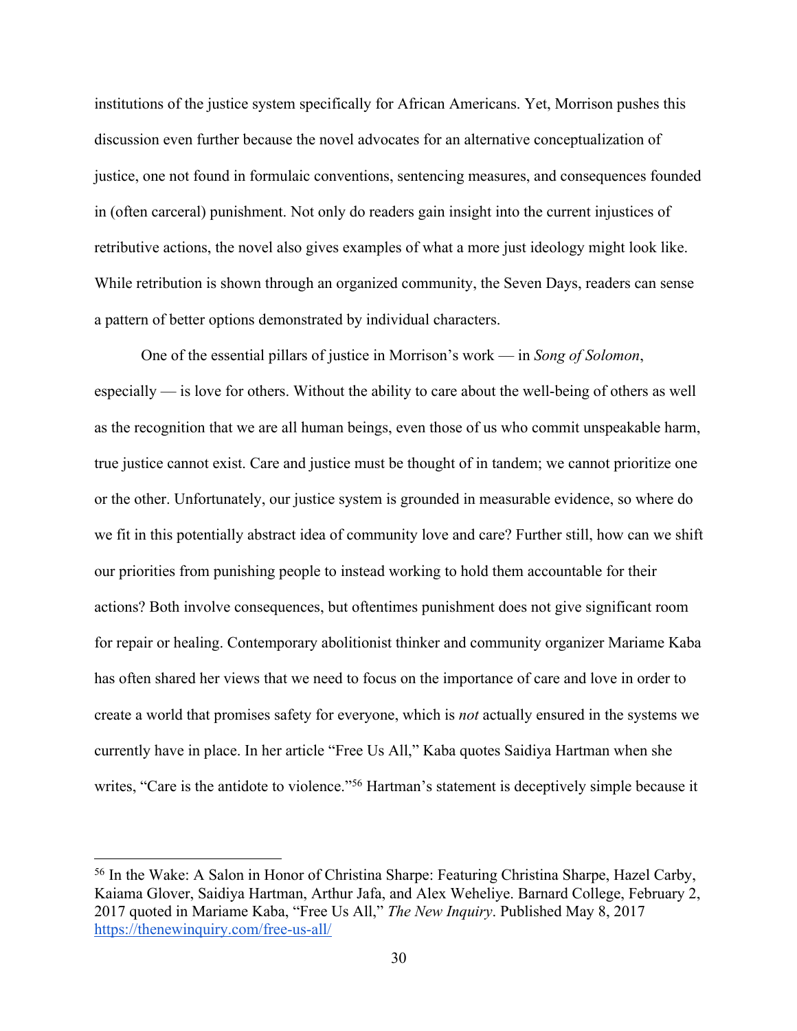institutions of the justice system specifically for African Americans. Yet, Morrison pushes this discussion even further because the novel advocates for an alternative conceptualization of justice, one not found in formulaic conventions, sentencing measures, and consequences founded in (often carceral) punishment. Not only do readers gain insight into the current injustices of retributive actions, the novel also gives examples of what a more just ideology might look like. While retribution is shown through an organized community, the Seven Days, readers can sense a pattern of better options demonstrated by individual characters.

One of the essential pillars of justice in Morrison's work — in *Song of Solomon*, especially — is love for others. Without the ability to care about the well-being of others as well as the recognition that we are all human beings, even those of us who commit unspeakable harm, true justice cannot exist. Care and justice must be thought of in tandem; we cannot prioritize one or the other. Unfortunately, our justice system is grounded in measurable evidence, so where do we fit in this potentially abstract idea of community love and care? Further still, how can we shift our priorities from punishing people to instead working to hold them accountable for their actions? Both involve consequences, but oftentimes punishment does not give significant room for repair or healing. Contemporary abolitionist thinker and community organizer Mariame Kaba has often shared her views that we need to focus on the importance of care and love in order to create a world that promises safety for everyone, which is *not* actually ensured in the systems we currently have in place. In her article "Free Us All," Kaba quotes Saidiya Hartman when she writes, "Care is the antidote to violence."[56] Hartman's statement is deceptively simple because it

[56] In the Wake: A Salon in Honor of Christina Sharpe: Featuring Christina Sharpe, Hazel Carby, Kaiama Glover, Saidiya Hartman, Arthur Jafa, and Alex Weheliye. Barnard College, February 2, 2017 quoted in Mariame Kaba, "Free Us All," *The New Inquiry*. Published May 8, 2017 https://thenewinquiry.com/free-us-all/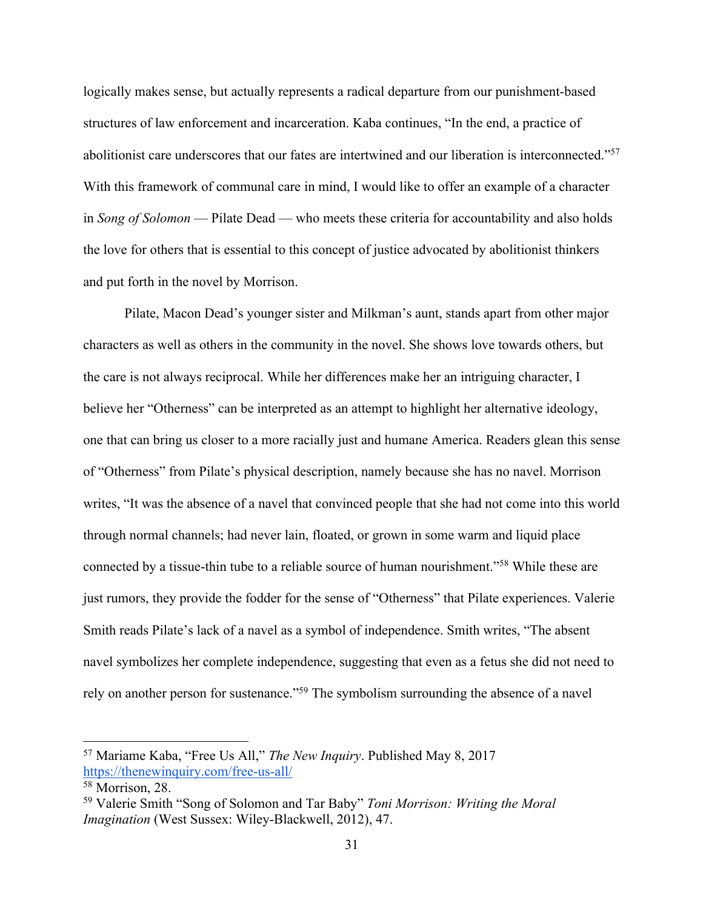logically makes sense, but actually represents a radical departure from our punishment-based structures of law enforcement and incarceration. Kaba continues, "In the end, a practice of abolitionist care underscores that our fates are intertwined and our liberation is interconnected."[57] With this framework of communal care in mind, I would like to offer an example of a character in *Song of Solomon* — Pilate Dead — who meets these criteria for accountability and also holds the love for others that is essential to this concept of justice advocated by abolitionist thinkers and put forth in the novel by Morrison.

Pilate, Macon Dead's younger sister and Milkman's aunt, stands apart from other major characters as well as others in the community in the novel. She shows love towards others, but the care is not always reciprocal. While her differences make her an intriguing character, I believe her "Otherness" can be interpreted as an attempt to highlight her alternative ideology, one that can bring us closer to a more racially just and humane America. Readers glean this sense of "Otherness" from Pilate's physical description, namely because she has no navel. Morrison writes, "It was the absence of a navel that convinced people that she had not come into this world through normal channels; had never lain, floated, or grown in some warm and liquid place connected by a tissue-thin tube to a reliable source of human nourishment."[58] While these are just rumors, they provide the fodder for the sense of "Otherness" that Pilate experiences. Valerie Smith reads Pilate's lack of a navel as a symbol of independence. Smith writes, "The absent navel symbolizes her complete independence, suggesting that even as a fetus she did not need to rely on another person for sustenance."[59] The symbolism surrounding the absence of a navel

---

[57] Mariame Kaba, "Free Us All," *The New Inquiry*. Published May 8, 2017 https://thenewinquiry.com/free-us-all/

[58] Morrison, 28.

[59] Valerie Smith "Song of Solomon and Tar Baby" *Toni Morrison: Writing the Moral Imagination* (West Sussex: Wiley-Blackwell, 2012), 47.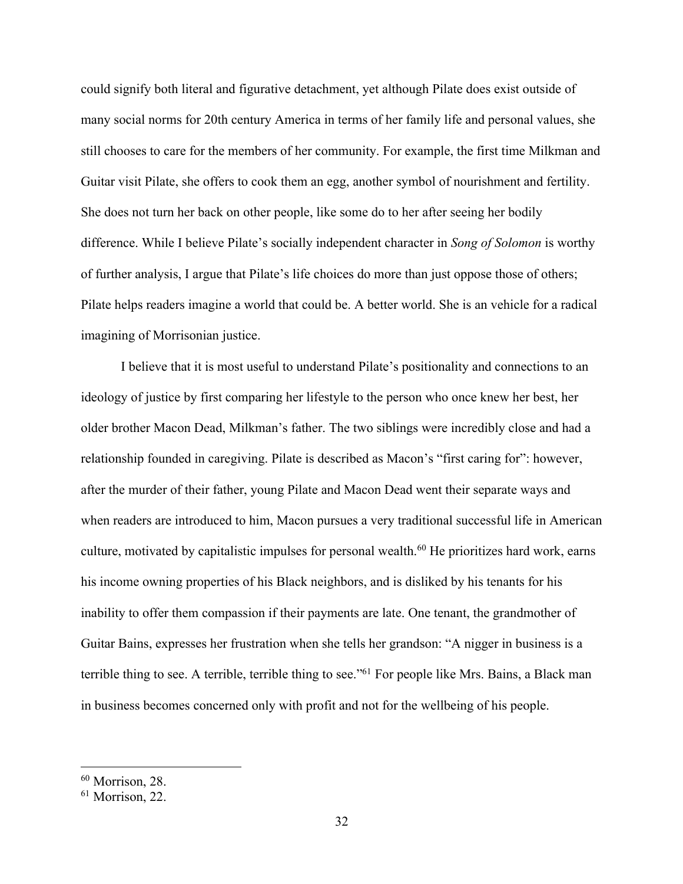could signify both literal and figurative detachment, yet although Pilate does exist outside of many social norms for 20th century America in terms of her family life and personal values, she still chooses to care for the members of her community. For example, the first time Milkman and Guitar visit Pilate, she offers to cook them an egg, another symbol of nourishment and fertility. She does not turn her back on other people, like some do to her after seeing her bodily difference. While I believe Pilate's socially independent character in *Song of Solomon* is worthy of further analysis, I argue that Pilate's life choices do more than just oppose those of others; Pilate helps readers imagine a world that could be. A better world. She is an vehicle for a radical imagining of Morrisonian justice.

I believe that it is most useful to understand Pilate's positionality and connections to an ideology of justice by first comparing her lifestyle to the person who once knew her best, her older brother Macon Dead, Milkman's father. The two siblings were incredibly close and had a relationship founded in caregiving. Pilate is described as Macon's "first caring for": however, after the murder of their father, young Pilate and Macon Dead went their separate ways and when readers are introduced to him, Macon pursues a very traditional successful life in American culture, motivated by capitalistic impulses for personal wealth.[60] He prioritizes hard work, earns his income owning properties of his Black neighbors, and is disliked by his tenants for his inability to offer them compassion if their payments are late. One tenant, the grandmother of Guitar Bains, expresses her frustration when she tells her grandson: "A nigger in business is a terrible thing to see. A terrible, terrible thing to see."[61] For people like Mrs. Bains, a Black man in business becomes concerned only with profit and not for the wellbeing of his people.

---

[60] Morrison, 28.

[61] Morrison, 22.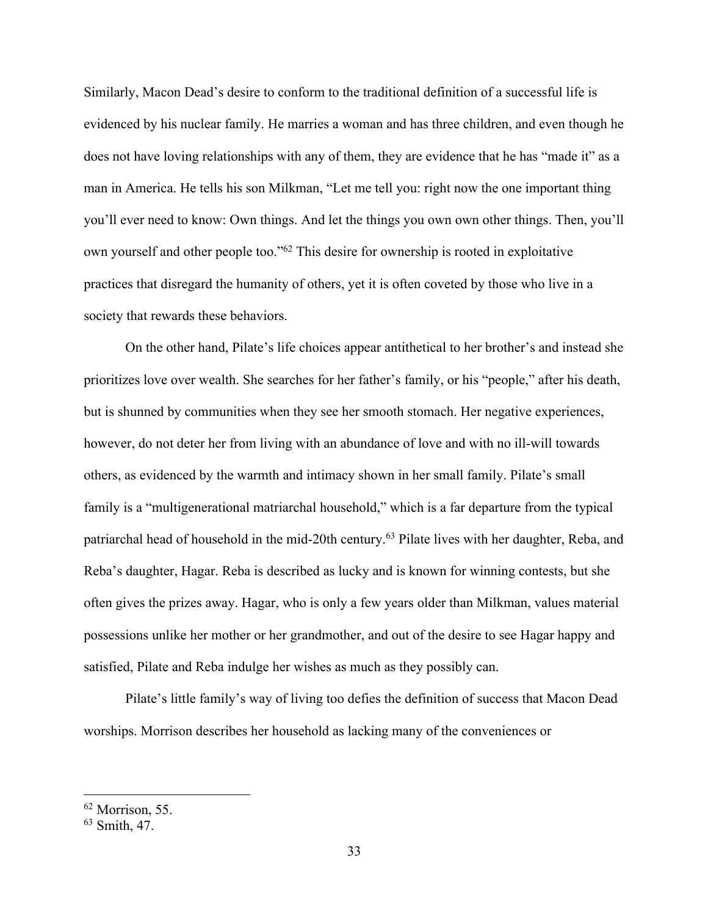Similarly, Macon Dead's desire to conform to the traditional definition of a successful life is evidenced by his nuclear family. He marries a woman and has three children, and even though he does not have loving relationships with any of them, they are evidence that he has "made it" as a man in America. He tells his son Milkman, "Let me tell you: right now the one important thing you'll ever need to know: Own things. And let the things you own own other things. Then, you'll own yourself and other people too."[62] This desire for ownership is rooted in exploitative practices that disregard the humanity of others, yet it is often coveted by those who live in a society that rewards these behaviors.

On the other hand, Pilate's life choices appear antithetical to her brother's and instead she prioritizes love over wealth. She searches for her father's family, or his "people," after his death, but is shunned by communities when they see her smooth stomach. Her negative experiences, however, do not deter her from living with an abundance of love and with no ill-will towards others, as evidenced by the warmth and intimacy shown in her small family. Pilate's small family is a "multigenerational matriarchal household," which is a far departure from the typical patriarchal head of household in the mid-20th century.[63] Pilate lives with her daughter, Reba, and Reba's daughter, Hagar. Reba is described as lucky and is known for winning contests, but she often gives the prizes away. Hagar, who is only a few years older than Milkman, values material possessions unlike her mother or her grandmother, and out of the desire to see Hagar happy and satisfied, Pilate and Reba indulge her wishes as much as they possibly can.

Pilate's little family's way of living too defies the definition of success that Macon Dead worships. Morrison describes her household as lacking many of the conveniences or

---

[62] Morrison, 55.

[63] Smith, 47.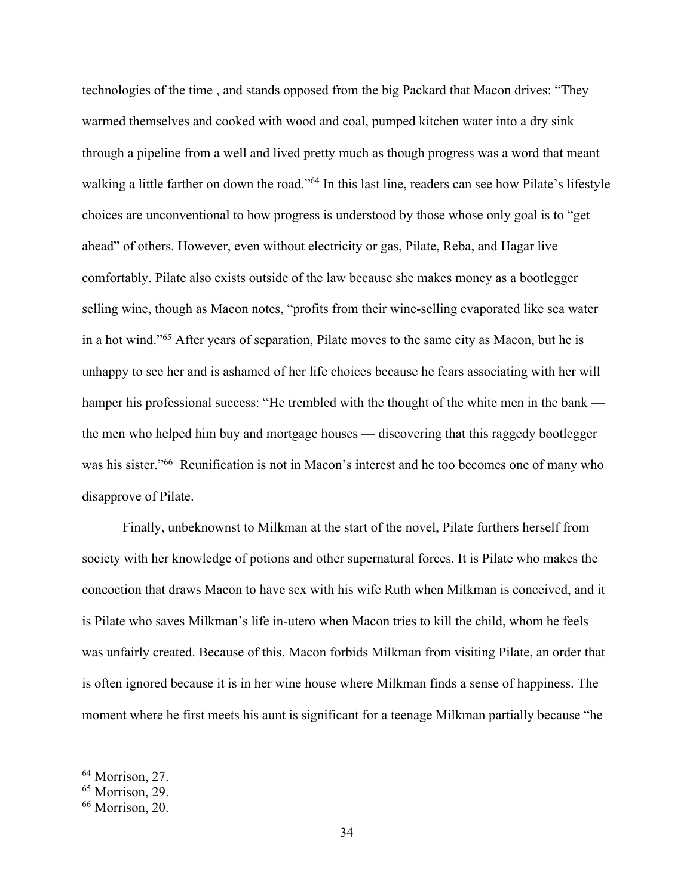technologies of the time , and stands opposed from the big Packard that Macon drives: "They warmed themselves and cooked with wood and coal, pumped kitchen water into a dry sink through a pipeline from a well and lived pretty much as though progress was a word that meant walking a little farther on down the road."[64] In this last line, readers can see how Pilate's lifestyle choices are unconventional to how progress is understood by those whose only goal is to "get ahead" of others. However, even without electricity or gas, Pilate, Reba, and Hagar live comfortably. Pilate also exists outside of the law because she makes money as a bootlegger selling wine, though as Macon notes, "profits from their wine-selling evaporated like sea water in a hot wind."[65] After years of separation, Pilate moves to the same city as Macon, but he is unhappy to see her and is ashamed of her life choices because he fears associating with her will hamper his professional success: "He trembled with the thought of the white men in the bank — the men who helped him buy and mortgage houses — discovering that this raggedy bootlegger was his sister."[66] Reunification is not in Macon's interest and he too becomes one of many who disapprove of Pilate.

Finally, unbeknownst to Milkman at the start of the novel, Pilate furthers herself from society with her knowledge of potions and other supernatural forces. It is Pilate who makes the concoction that draws Macon to have sex with his wife Ruth when Milkman is conceived, and it is Pilate who saves Milkman's life in-utero when Macon tries to kill the child, whom he feels was unfairly created. Because of this, Macon forbids Milkman from visiting Pilate, an order that is often ignored because it is in her wine house where Milkman finds a sense of happiness. The moment where he first meets his aunt is significant for a teenage Milkman partially because "he

---

[64] Morrison, 27.

[65] Morrison, 29.

[66] Morrison, 20.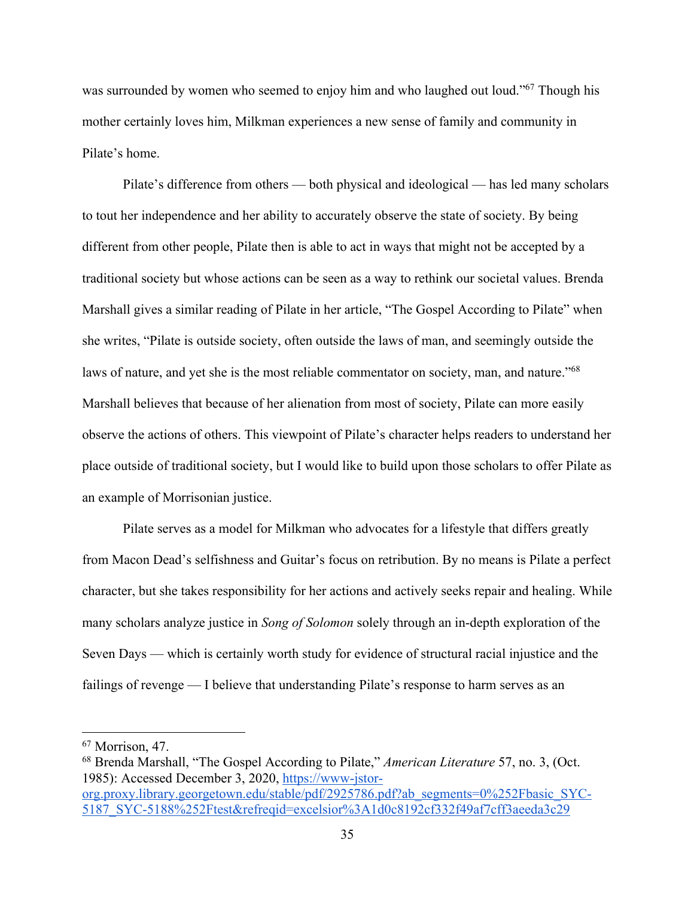was surrounded by women who seemed to enjoy him and who laughed out loud."[67] Though his mother certainly loves him, Milkman experiences a new sense of family and community in Pilate's home.

Pilate's difference from others — both physical and ideological — has led many scholars to tout her independence and her ability to accurately observe the state of society. By being different from other people, Pilate then is able to act in ways that might not be accepted by a traditional society but whose actions can be seen as a way to rethink our societal values. Brenda Marshall gives a similar reading of Pilate in her article, "The Gospel According to Pilate" when she writes, "Pilate is outside society, often outside the laws of man, and seemingly outside the laws of nature, and yet she is the most reliable commentator on society, man, and nature."[68] Marshall believes that because of her alienation from most of society, Pilate can more easily observe the actions of others. This viewpoint of Pilate's character helps readers to understand her place outside of traditional society, but I would like to build upon those scholars to offer Pilate as an example of Morrisonian justice.

Pilate serves as a model for Milkman who advocates for a lifestyle that differs greatly from Macon Dead's selfishness and Guitar's focus on retribution. By no means is Pilate a perfect character, but she takes responsibility for her actions and actively seeks repair and healing. While many scholars analyze justice in *Song of Solomon* solely through an in-depth exploration of the Seven Days — which is certainly worth study for evidence of structural racial injustice and the failings of revenge — I believe that understanding Pilate's response to harm serves as an

---

[67] Morrison, 47.

[68] Brenda Marshall, "The Gospel According to Pilate," *American Literature* 57, no. 3, (Oct. 1985): Accessed December 3, 2020, https://www-jstor-org.proxy.library.georgetown.edu/stable/pdf/2925786.pdf?ab_segments=0%252Fbasic_SYC-5187_SYC-5188%252Ftest&refreqid=excelsior%3A1d0c8192cf332f49af7cff3aeeda3c29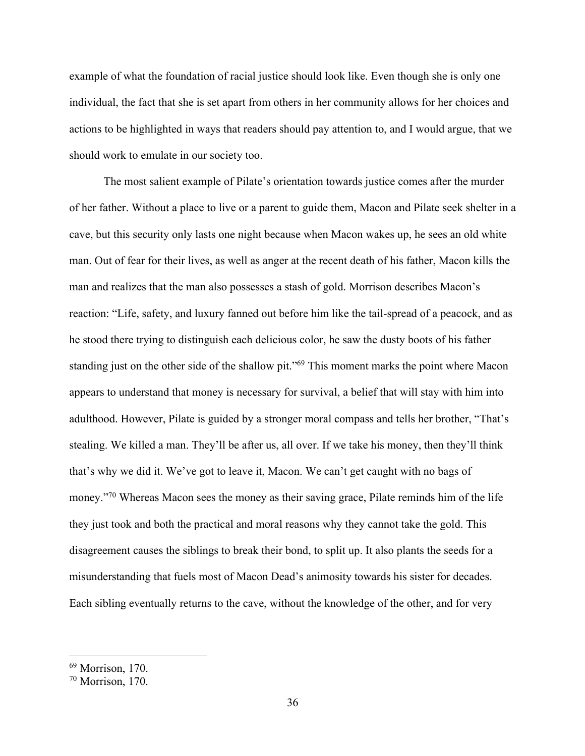example of what the foundation of racial justice should look like. Even though she is only one individual, the fact that she is set apart from others in her community allows for her choices and actions to be highlighted in ways that readers should pay attention to, and I would argue, that we should work to emulate in our society too.

The most salient example of Pilate's orientation towards justice comes after the murder of her father. Without a place to live or a parent to guide them, Macon and Pilate seek shelter in a cave, but this security only lasts one night because when Macon wakes up, he sees an old white man. Out of fear for their lives, as well as anger at the recent death of his father, Macon kills the man and realizes that the man also possesses a stash of gold. Morrison describes Macon's reaction: "Life, safety, and luxury fanned out before him like the tail-spread of a peacock, and as he stood there trying to distinguish each delicious color, he saw the dusty boots of his father standing just on the other side of the shallow pit."[69] This moment marks the point where Macon appears to understand that money is necessary for survival, a belief that will stay with him into adulthood. However, Pilate is guided by a stronger moral compass and tells her brother, "That's stealing. We killed a man. They'll be after us, all over. If we take his money, then they'll think that's why we did it. We've got to leave it, Macon. We can't get caught with no bags of money."[70] Whereas Macon sees the money as their saving grace, Pilate reminds him of the life they just took and both the practical and moral reasons why they cannot take the gold. This disagreement causes the siblings to break their bond, to split up. It also plants the seeds for a misunderstanding that fuels most of Macon Dead's animosity towards his sister for decades. Each sibling eventually returns to the cave, without the knowledge of the other, and for very

---

[69] Morrison, 170.

[70] Morrison, 170.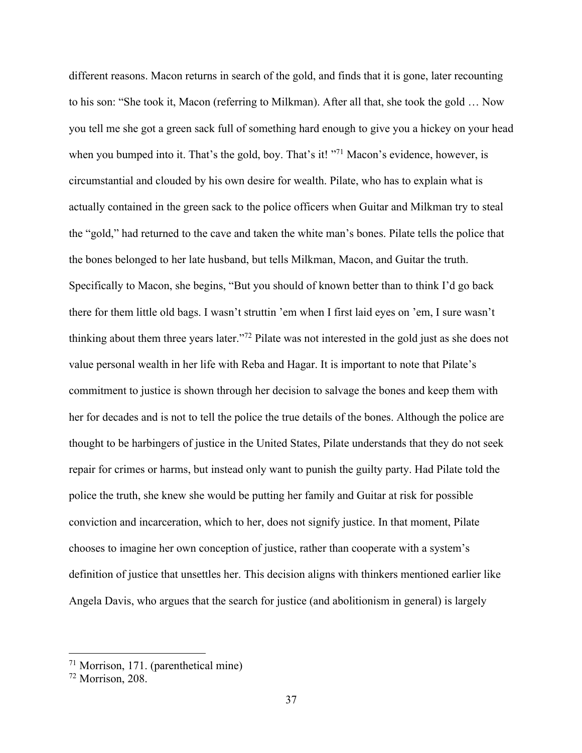different reasons. Macon returns in search of the gold, and finds that it is gone, later recounting to his son: "She took it, Macon (referring to Milkman). After all that, she took the gold … Now you tell me she got a green sack full of something hard enough to give you a hickey on your head when you bumped into it. That's the gold, boy. That's it! "[71] Macon's evidence, however, is circumstantial and clouded by his own desire for wealth. Pilate, who has to explain what is actually contained in the green sack to the police officers when Guitar and Milkman try to steal the "gold," had returned to the cave and taken the white man's bones. Pilate tells the police that the bones belonged to her late husband, but tells Milkman, Macon, and Guitar the truth. Specifically to Macon, she begins, "But you should of known better than to think I'd go back there for them little old bags. I wasn't struttin 'em when I first laid eyes on 'em, I sure wasn't thinking about them three years later."[72] Pilate was not interested in the gold just as she does not value personal wealth in her life with Reba and Hagar. It is important to note that Pilate's commitment to justice is shown through her decision to salvage the bones and keep them with her for decades and is not to tell the police the true details of the bones. Although the police are thought to be harbingers of justice in the United States, Pilate understands that they do not seek repair for crimes or harms, but instead only want to punish the guilty party. Had Pilate told the police the truth, she knew she would be putting her family and Guitar at risk for possible conviction and incarceration, which to her, does not signify justice. In that moment, Pilate chooses to imagine her own conception of justice, rather than cooperate with a system's definition of justice that unsettles her. This decision aligns with thinkers mentioned earlier like Angela Davis, who argues that the search for justice (and abolitionism in general) is largely

---

[71] Morrison, 171. (parenthetical mine)

[72] Morrison, 208.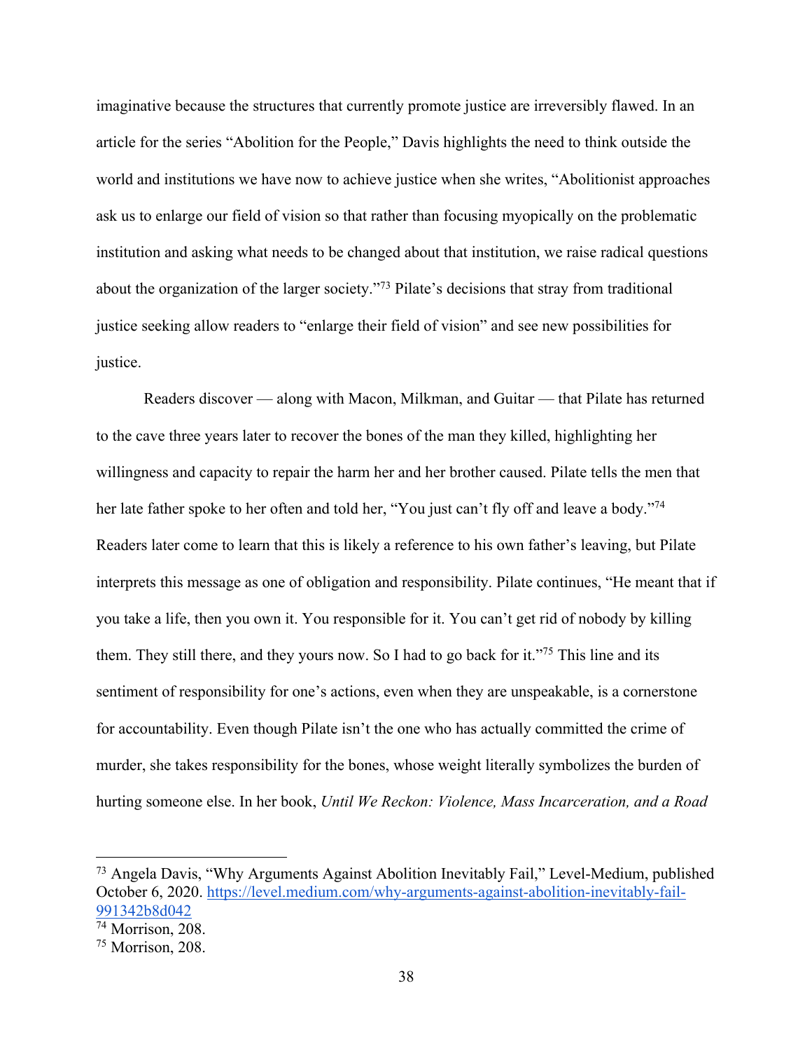imaginative because the structures that currently promote justice are irreversibly flawed. In an article for the series "Abolition for the People," Davis highlights the need to think outside the world and institutions we have now to achieve justice when she writes, "Abolitionist approaches ask us to enlarge our field of vision so that rather than focusing myopically on the problematic institution and asking what needs to be changed about that institution, we raise radical questions about the organization of the larger society."[73] Pilate's decisions that stray from traditional justice seeking allow readers to "enlarge their field of vision" and see new possibilities for justice.

Readers discover — along with Macon, Milkman, and Guitar — that Pilate has returned to the cave three years later to recover the bones of the man they killed, highlighting her willingness and capacity to repair the harm her and her brother caused. Pilate tells the men that her late father spoke to her often and told her, "You just can't fly off and leave a body."[74] Readers later come to learn that this is likely a reference to his own father's leaving, but Pilate interprets this message as one of obligation and responsibility. Pilate continues, "He meant that if you take a life, then you own it. You responsible for it. You can't get rid of nobody by killing them. They still there, and they yours now. So I had to go back for it."[75] This line and its sentiment of responsibility for one's actions, even when they are unspeakable, is a cornerstone for accountability. Even though Pilate isn't the one who has actually committed the crime of murder, she takes responsibility for the bones, whose weight literally symbolizes the burden of hurting someone else. In her book, *Until We Reckon: Violence, Mass Incarceration, and a Road*

---

[73] Angela Davis, "Why Arguments Against Abolition Inevitably Fail," Level-Medium, published October 6, 2020. https://level.medium.com/why-arguments-against-abolition-inevitably-fail-991342b8d042

[74] Morrison, 208.

[75] Morrison, 208.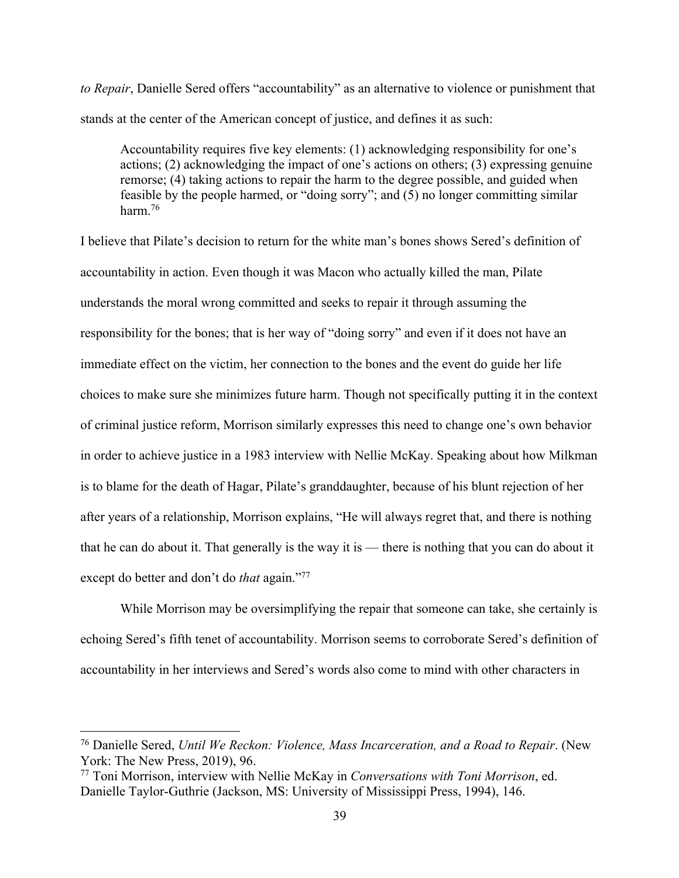*to Repair*, Danielle Sered offers "accountability" as an alternative to violence or punishment that stands at the center of the American concept of justice, and defines it as such:

> Accountability requires five key elements: (1) acknowledging responsibility for one's actions; (2) acknowledging the impact of one's actions on others; (3) expressing genuine remorse; (4) taking actions to repair the harm to the degree possible, and guided when feasible by the people harmed, or "doing sorry"; and (5) no longer committing similar harm.[76]

I believe that Pilate's decision to return for the white man's bones shows Sered's definition of accountability in action. Even though it was Macon who actually killed the man, Pilate understands the moral wrong committed and seeks to repair it through assuming the responsibility for the bones; that is her way of "doing sorry" and even if it does not have an immediate effect on the victim, her connection to the bones and the event do guide her life choices to make sure she minimizes future harm. Though not specifically putting it in the context of criminal justice reform, Morrison similarly expresses this need to change one's own behavior in order to achieve justice in a 1983 interview with Nellie McKay. Speaking about how Milkman is to blame for the death of Hagar, Pilate's granddaughter, because of his blunt rejection of her after years of a relationship, Morrison explains, "He will always regret that, and there is nothing that he can do about it. That generally is the way it is — there is nothing that you can do about it except do better and don't do *that* again."[77]

While Morrison may be oversimplifying the repair that someone can take, she certainly is echoing Sered's fifth tenet of accountability. Morrison seems to corroborate Sered's definition of accountability in her interviews and Sered's words also come to mind with other characters in

---

[76] Danielle Sered, *Until We Reckon: Violence, Mass Incarceration, and a Road to Repair*. (New York: The New Press, 2019), 96.

[77] Toni Morrison, interview with Nellie McKay in *Conversations with Toni Morrison*, ed. Danielle Taylor-Guthrie (Jackson, MS: University of Mississippi Press, 1994), 146.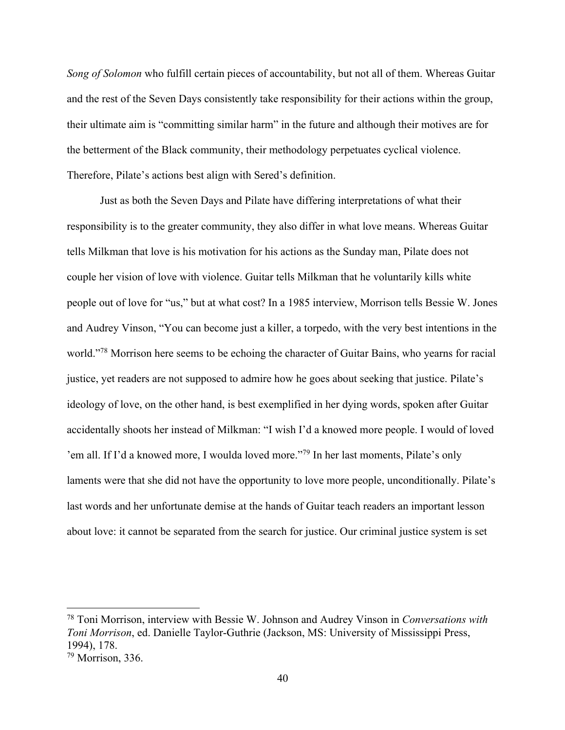*Song of Solomon* who fulfill certain pieces of accountability, but not all of them. Whereas Guitar and the rest of the Seven Days consistently take responsibility for their actions within the group, their ultimate aim is "committing similar harm" in the future and although their motives are for the betterment of the Black community, their methodology perpetuates cyclical violence. Therefore, Pilate's actions best align with Sered's definition.

Just as both the Seven Days and Pilate have differing interpretations of what their responsibility is to the greater community, they also differ in what love means. Whereas Guitar tells Milkman that love is his motivation for his actions as the Sunday man, Pilate does not couple her vision of love with violence. Guitar tells Milkman that he voluntarily kills white people out of love for "us," but at what cost? In a 1985 interview, Morrison tells Bessie W. Jones and Audrey Vinson, "You can become just a killer, a torpedo, with the very best intentions in the world."[78] Morrison here seems to be echoing the character of Guitar Bains, who yearns for racial justice, yet readers are not supposed to admire how he goes about seeking that justice. Pilate's ideology of love, on the other hand, is best exemplified in her dying words, spoken after Guitar accidentally shoots her instead of Milkman: "I wish I'd a knowed more people. I would of loved 'em all. If I'd a knowed more, I woulda loved more."[79] In her last moments, Pilate's only laments were that she did not have the opportunity to love more people, unconditionally. Pilate's last words and her unfortunate demise at the hands of Guitar teach readers an important lesson about love: it cannot be separated from the search for justice. Our criminal justice system is set

---

[78] Toni Morrison, interview with Bessie W. Johnson and Audrey Vinson in *Conversations with Toni Morrison*, ed. Danielle Taylor-Guthrie (Jackson, MS: University of Mississippi Press, 1994), 178.

[79] Morrison, 336.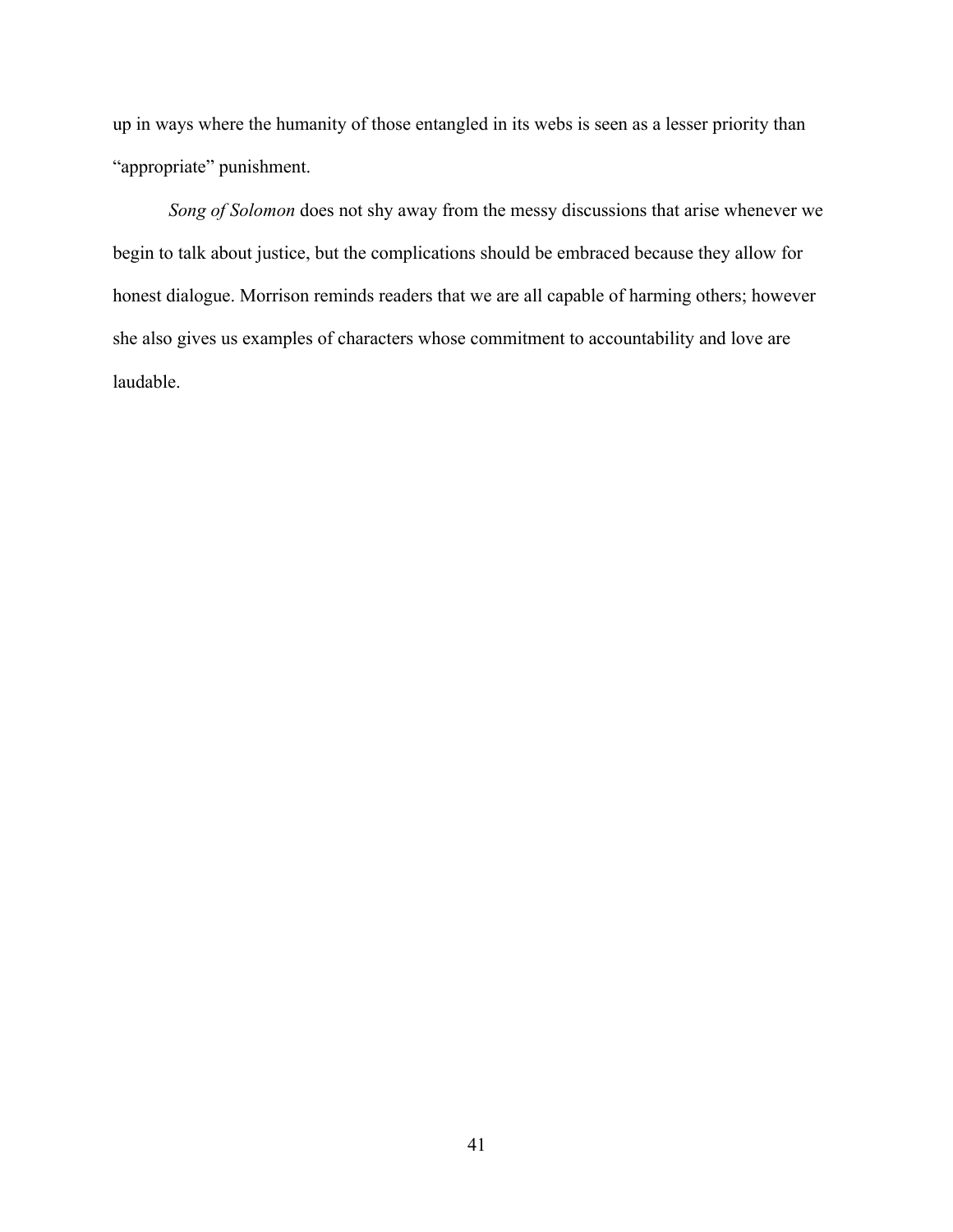up in ways where the humanity of those entangled in its webs is seen as a lesser priority than "appropriate" punishment.

*Song of Solomon* does not shy away from the messy discussions that arise whenever we begin to talk about justice, but the complications should be embraced because they allow for honest dialogue. Morrison reminds readers that we are all capable of harming others; however she also gives us examples of characters whose commitment to accountability and love are laudable.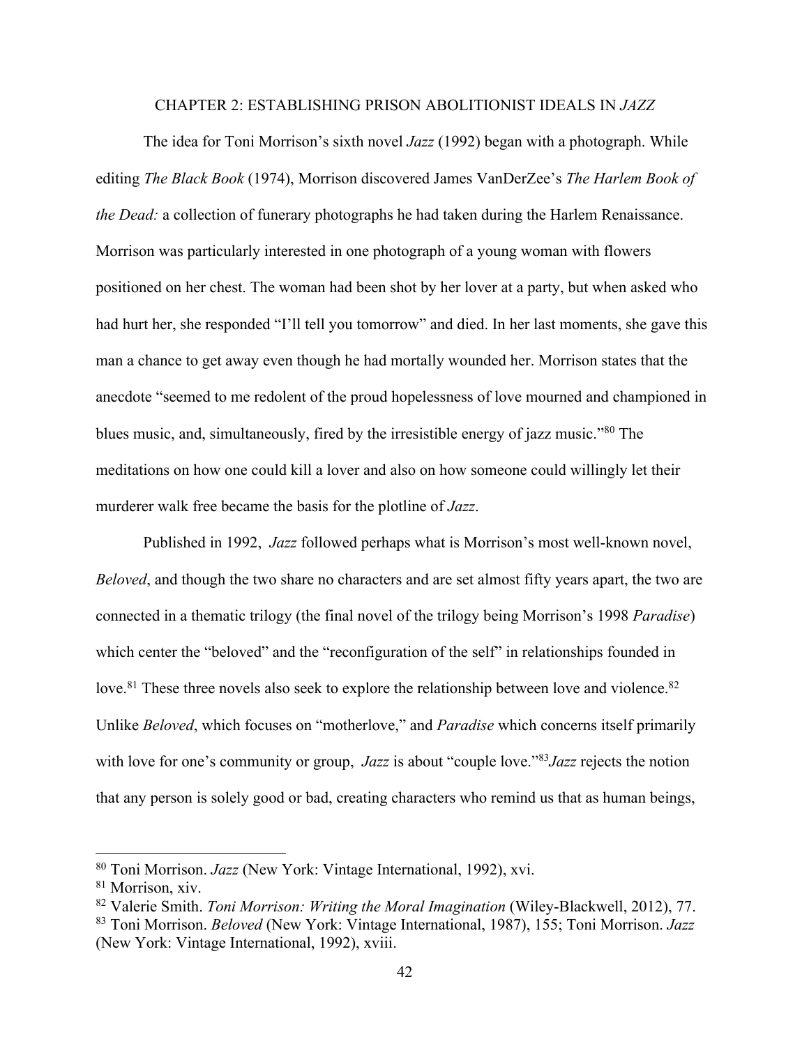## CHAPTER 2: ESTABLISHING PRISON ABOLITIONIST IDEALS IN *JAZZ*

The idea for Toni Morrison's sixth novel *Jazz* (1992) began with a photograph. While editing *The Black Book* (1974), Morrison discovered James VanDerZee's *The Harlem Book of the Dead:* a collection of funerary photographs he had taken during the Harlem Renaissance. Morrison was particularly interested in one photograph of a young woman with flowers positioned on her chest. The woman had been shot by her lover at a party, but when asked who had hurt her, she responded "I'll tell you tomorrow" and died. In her last moments, she gave this man a chance to get away even though he had mortally wounded her. Morrison states that the anecdote "seemed to me redolent of the proud hopelessness of love mourned and championed in blues music, and, simultaneously, fired by the irresistible energy of jazz music."[80] The meditations on how one could kill a lover and also on how someone could willingly let their murderer walk free became the basis for the plotline of *Jazz*.

Published in 1992, *Jazz* followed perhaps what is Morrison's most well-known novel, *Beloved*, and though the two share no characters and are set almost fifty years apart, the two are connected in a thematic trilogy (the final novel of the trilogy being Morrison's 1998 *Paradise*) which center the "beloved" and the "reconfiguration of the self" in relationships founded in love.[81] These three novels also seek to explore the relationship between love and violence.[82] Unlike *Beloved*, which focuses on "motherlove," and *Paradise* which concerns itself primarily with love for one's community or group, *Jazz* is about "couple love."[83] *Jazz* rejects the notion that any person is solely good or bad, creating characters who remind us that as human beings,

---

[80] Toni Morrison. *Jazz* (New York: Vintage International, 1992), xvi.

[81] Morrison, xiv.

[82] Valerie Smith. *Toni Morrison: Writing the Moral Imagination* (Wiley-Blackwell, 2012), 77.

[83] Toni Morrison. *Beloved* (New York: Vintage International, 1987), 155; Toni Morrison. *Jazz* (New York: Vintage International, 1992), xviii.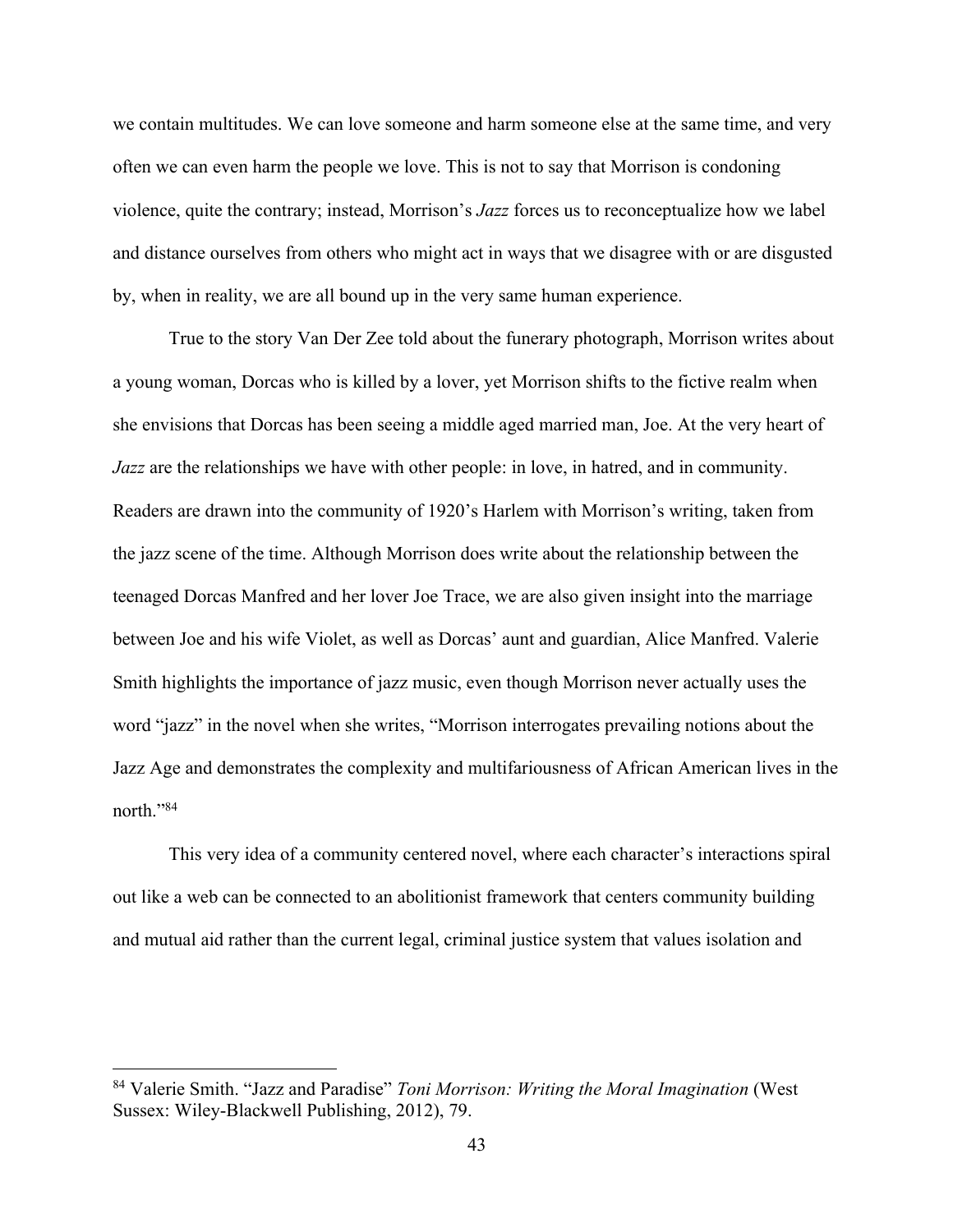we contain multitudes. We can love someone and harm someone else at the same time, and very often we can even harm the people we love. This is not to say that Morrison is condoning violence, quite the contrary; instead, Morrison's *Jazz* forces us to reconceptualize how we label and distance ourselves from others who might act in ways that we disagree with or are disgusted by, when in reality, we are all bound up in the very same human experience.

True to the story Van Der Zee told about the funerary photograph, Morrison writes about a young woman, Dorcas who is killed by a lover, yet Morrison shifts to the fictive realm when she envisions that Dorcas has been seeing a middle aged married man, Joe. At the very heart of *Jazz* are the relationships we have with other people: in love, in hatred, and in community. Readers are drawn into the community of 1920's Harlem with Morrison's writing, taken from the jazz scene of the time. Although Morrison does write about the relationship between the teenaged Dorcas Manfred and her lover Joe Trace, we are also given insight into the marriage between Joe and his wife Violet, as well as Dorcas' aunt and guardian, Alice Manfred. Valerie Smith highlights the importance of jazz music, even though Morrison never actually uses the word "jazz" in the novel when she writes, "Morrison interrogates prevailing notions about the Jazz Age and demonstrates the complexity and multifariousness of African American lives in the north."[84]

This very idea of a community centered novel, where each character's interactions spiral out like a web can be connected to an abolitionist framework that centers community building and mutual aid rather than the current legal, criminal justice system that values isolation and

---

[84] Valerie Smith. "Jazz and Paradise" *Toni Morrison: Writing the Moral Imagination* (West Sussex: Wiley-Blackwell Publishing, 2012), 79.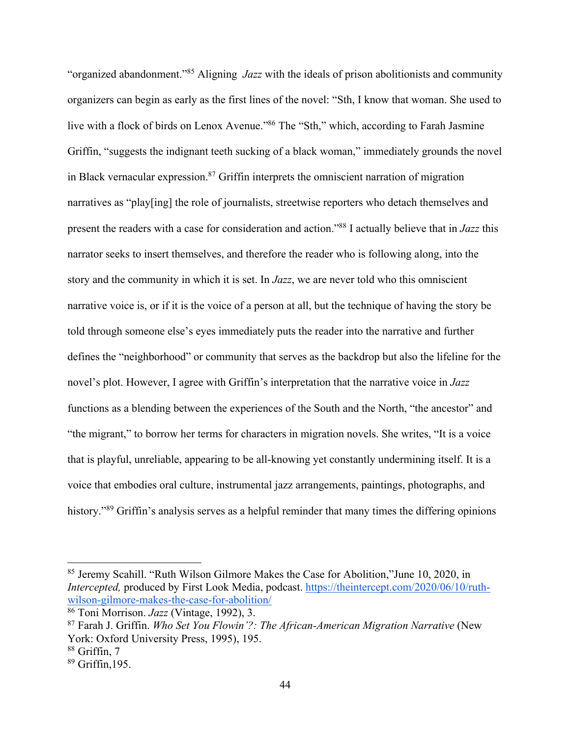"organized abandonment."[85] Aligning *Jazz* with the ideals of prison abolitionists and community organizers can begin as early as the first lines of the novel: "Sth, I know that woman. She used to live with a flock of birds on Lenox Avenue."[86] The "Sth," which, according to Farah Jasmine Griffin, "suggests the indignant teeth sucking of a black woman," immediately grounds the novel in Black vernacular expression.[87] Griffin interprets the omniscient narration of migration narratives as "play[ing] the role of journalists, streetwise reporters who detach themselves and present the readers with a case for consideration and action."[88] I actually believe that in *Jazz* this narrator seeks to insert themselves, and therefore the reader who is following along, into the story and the community in which it is set. In *Jazz*, we are never told who this omniscient narrative voice is, or if it is the voice of a person at all, but the technique of having the story be told through someone else's eyes immediately puts the reader into the narrative and further defines the "neighborhood" or community that serves as the backdrop but also the lifeline for the novel's plot. However, I agree with Griffin's interpretation that the narrative voice in *Jazz* functions as a blending between the experiences of the South and the North, "the ancestor" and "the migrant," to borrow her terms for characters in migration novels. She writes, "It is a voice that is playful, unreliable, appearing to be all-knowing yet constantly undermining itself. It is a voice that embodies oral culture, instrumental jazz arrangements, paintings, photographs, and history."[89] Griffin's analysis serves as a helpful reminder that many times the differing opinions

---

[85] Jeremy Scahill. "Ruth Wilson Gilmore Makes the Case for Abolition,"June 10, 2020, in *Intercepted,* produced by First Look Media, podcast. https://theintercept.com/2020/06/10/ruth-wilson-gilmore-makes-the-case-for-abolition/

[86] Toni Morrison. *Jazz* (Vintage, 1992), 3.

[87] Farah J. Griffin. *Who Set You Flowin'?: The African-American Migration Narrative* (New York: Oxford University Press, 1995), 195.

[88] Griffin, 7

[89] Griffin,195.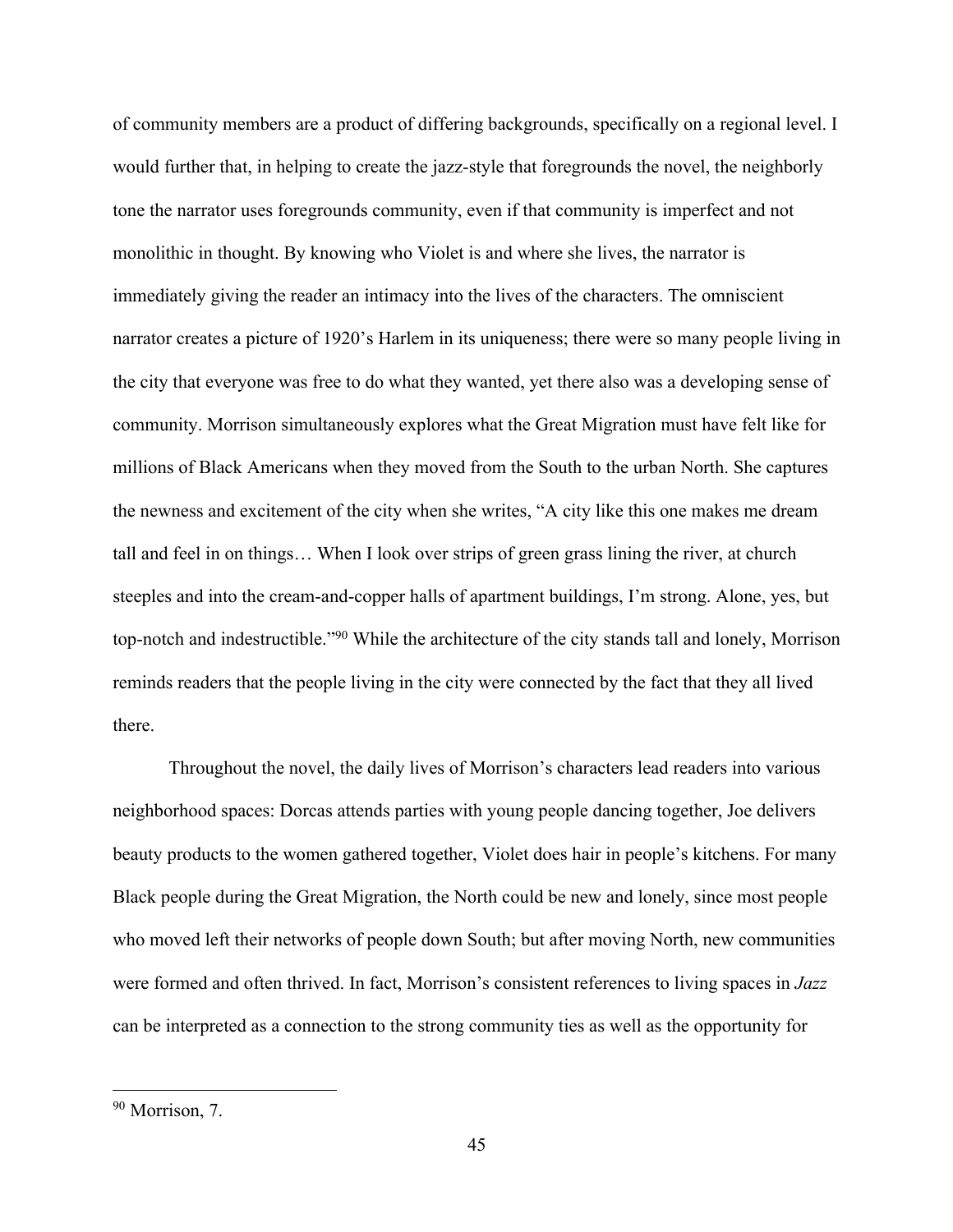of community members are a product of differing backgrounds, specifically on a regional level. I would further that, in helping to create the jazz-style that foregrounds the novel, the neighborly tone the narrator uses foregrounds community, even if that community is imperfect and not monolithic in thought. By knowing who Violet is and where she lives, the narrator is immediately giving the reader an intimacy into the lives of the characters. The omniscient narrator creates a picture of 1920's Harlem in its uniqueness; there were so many people living in the city that everyone was free to do what they wanted, yet there also was a developing sense of community. Morrison simultaneously explores what the Great Migration must have felt like for millions of Black Americans when they moved from the South to the urban North. She captures the newness and excitement of the city when she writes, "A city like this one makes me dream tall and feel in on things… When I look over strips of green grass lining the river, at church steeples and into the cream-and-copper halls of apartment buildings, I'm strong. Alone, yes, but top-notch and indestructible."[90] While the architecture of the city stands tall and lonely, Morrison reminds readers that the people living in the city were connected by the fact that they all lived there.

Throughout the novel, the daily lives of Morrison's characters lead readers into various neighborhood spaces: Dorcas attends parties with young people dancing together, Joe delivers beauty products to the women gathered together, Violet does hair in people's kitchens. For many Black people during the Great Migration, the North could be new and lonely, since most people who moved left their networks of people down South; but after moving North, new communities were formed and often thrived. In fact, Morrison's consistent references to living spaces in *Jazz* can be interpreted as a connection to the strong community ties as well as the opportunity for

[90] Morrison, 7.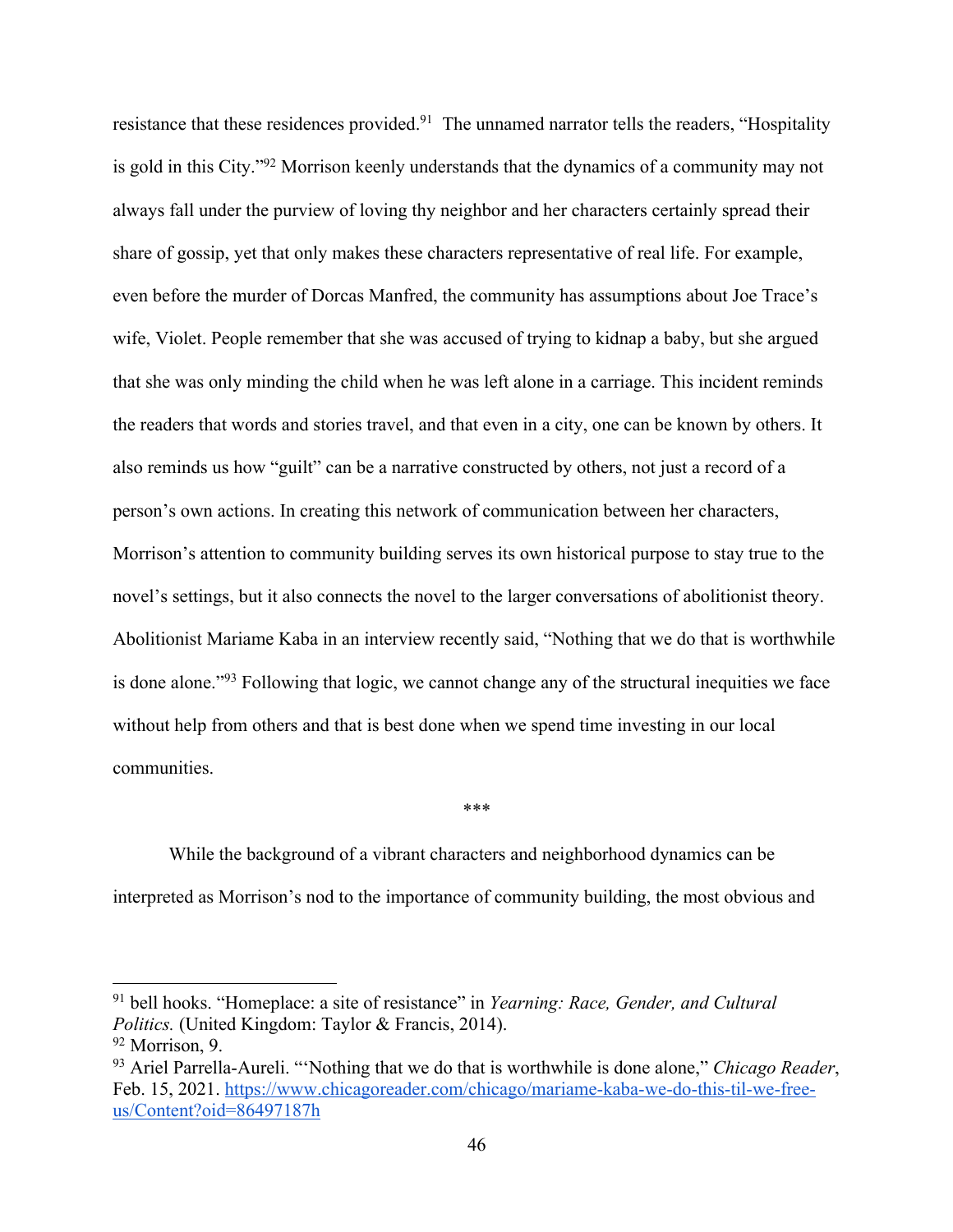resistance that these residences provided.[91] The unnamed narrator tells the readers, "Hospitality is gold in this City."[92] Morrison keenly understands that the dynamics of a community may not always fall under the purview of loving thy neighbor and her characters certainly spread their share of gossip, yet that only makes these characters representative of real life. For example, even before the murder of Dorcas Manfred, the community has assumptions about Joe Trace's wife, Violet. People remember that she was accused of trying to kidnap a baby, but she argued that she was only minding the child when he was left alone in a carriage. This incident reminds the readers that words and stories travel, and that even in a city, one can be known by others. It also reminds us how "guilt" can be a narrative constructed by others, not just a record of a person's own actions. In creating this network of communication between her characters, Morrison's attention to community building serves its own historical purpose to stay true to the novel's settings, but it also connects the novel to the larger conversations of abolitionist theory. Abolitionist Mariame Kaba in an interview recently said, "Nothing that we do that is worthwhile is done alone."[93] Following that logic, we cannot change any of the structural inequities we face without help from others and that is best done when we spend time investing in our local communities.

***

While the background of a vibrant characters and neighborhood dynamics can be interpreted as Morrison's nod to the importance of community building, the most obvious and

---

[91] bell hooks. "Homeplace: a site of resistance" in *Yearning: Race, Gender, and Cultural Politics.* (United Kingdom: Taylor & Francis, 2014).

[92] Morrison, 9.

[93] Ariel Parrella-Aureli. "'Nothing that we do that is worthwhile is done alone," *Chicago Reader*, Feb. 15, 2021. https://www.chicagoreader.com/chicago/mariame-kaba-we-do-this-til-we-free-us/Content?oid=86497187h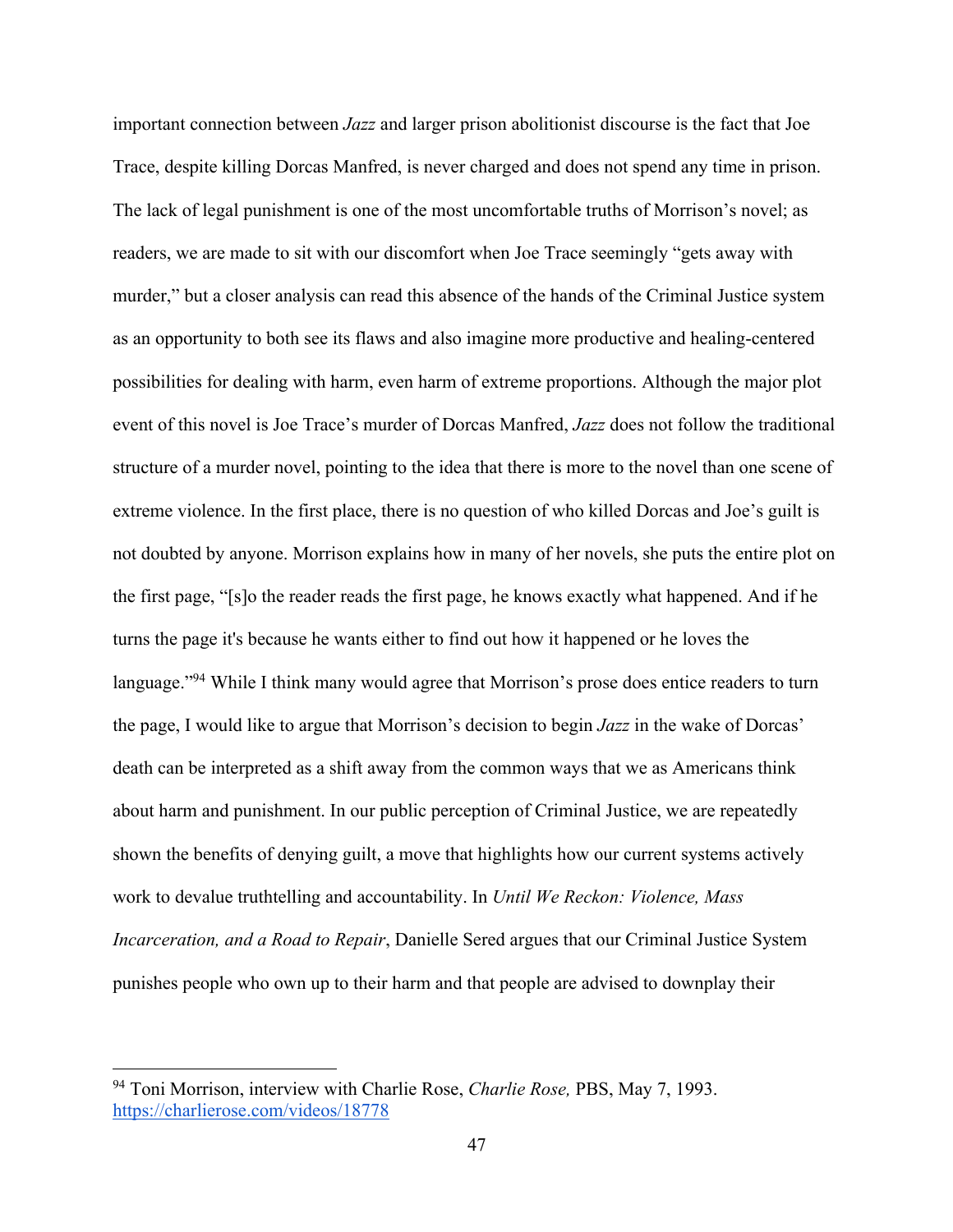important connection between *Jazz* and larger prison abolitionist discourse is the fact that Joe Trace, despite killing Dorcas Manfred, is never charged and does not spend any time in prison. The lack of legal punishment is one of the most uncomfortable truths of Morrison's novel; as readers, we are made to sit with our discomfort when Joe Trace seemingly "gets away with murder," but a closer analysis can read this absence of the hands of the Criminal Justice system as an opportunity to both see its flaws and also imagine more productive and healing-centered possibilities for dealing with harm, even harm of extreme proportions. Although the major plot event of this novel is Joe Trace's murder of Dorcas Manfred, *Jazz* does not follow the traditional structure of a murder novel, pointing to the idea that there is more to the novel than one scene of extreme violence. In the first place, there is no question of who killed Dorcas and Joe's guilt is not doubted by anyone. Morrison explains how in many of her novels, she puts the entire plot on the first page, "[s]o the reader reads the first page, he knows exactly what happened. And if he turns the page it's because he wants either to find out how it happened or he loves the language."[94] While I think many would agree that Morrison's prose does entice readers to turn the page, I would like to argue that Morrison's decision to begin *Jazz* in the wake of Dorcas' death can be interpreted as a shift away from the common ways that we as Americans think about harm and punishment. In our public perception of Criminal Justice, we are repeatedly shown the benefits of denying guilt, a move that highlights how our current systems actively work to devalue truthtelling and accountability. In *Until We Reckon: Violence, Mass Incarceration, and a Road to Repair*, Danielle Sered argues that our Criminal Justice System punishes people who own up to their harm and that people are advised to downplay their

---

[94] Toni Morrison, interview with Charlie Rose, *Charlie Rose,* PBS, May 7, 1993. https://charlierose.com/videos/18778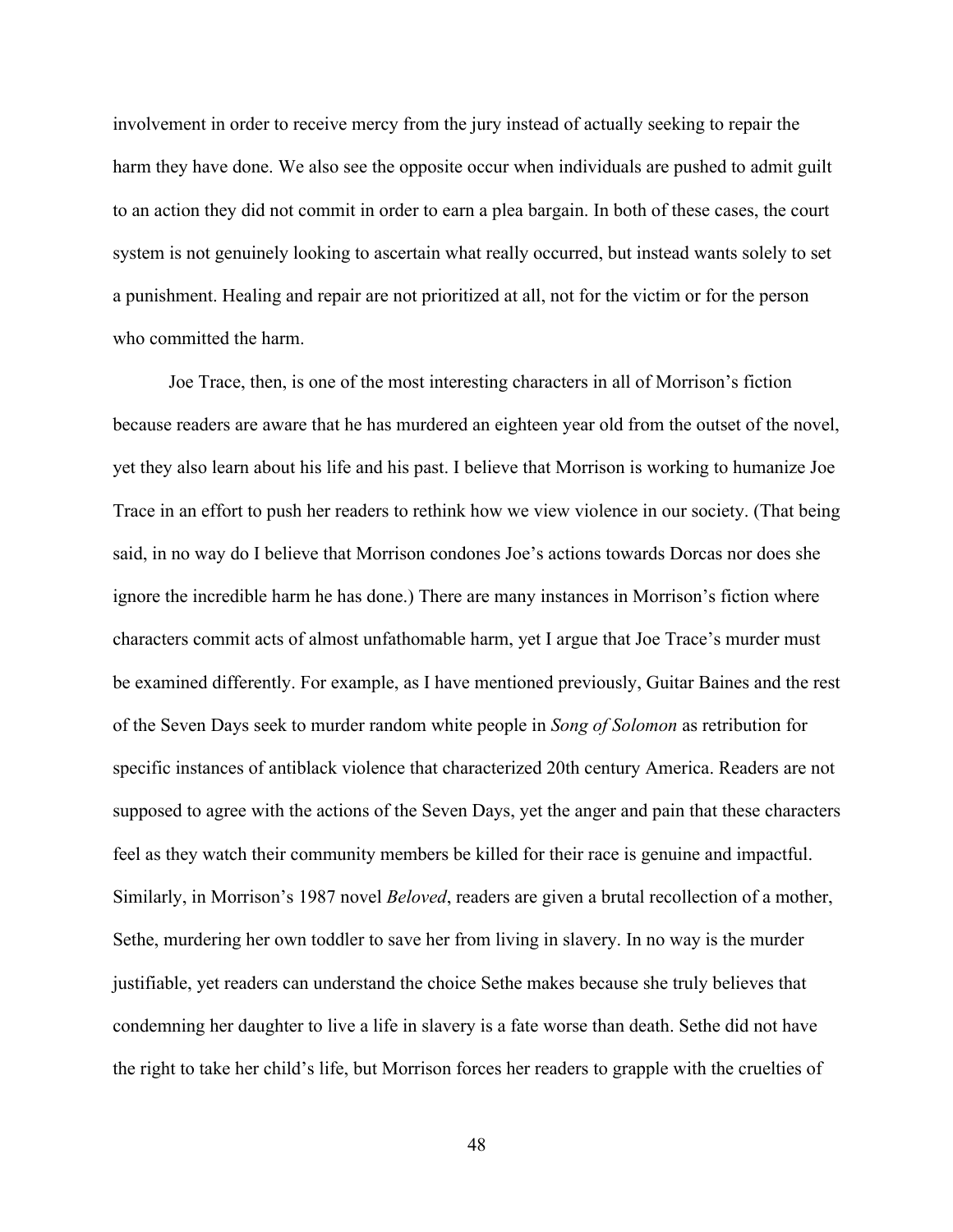involvement in order to receive mercy from the jury instead of actually seeking to repair the harm they have done. We also see the opposite occur when individuals are pushed to admit guilt to an action they did not commit in order to earn a plea bargain. In both of these cases, the court system is not genuinely looking to ascertain what really occurred, but instead wants solely to set a punishment. Healing and repair are not prioritized at all, not for the victim or for the person who committed the harm.

Joe Trace, then, is one of the most interesting characters in all of Morrison's fiction because readers are aware that he has murdered an eighteen year old from the outset of the novel, yet they also learn about his life and his past. I believe that Morrison is working to humanize Joe Trace in an effort to push her readers to rethink how we view violence in our society. (That being said, in no way do I believe that Morrison condones Joe's actions towards Dorcas nor does she ignore the incredible harm he has done.) There are many instances in Morrison's fiction where characters commit acts of almost unfathomable harm, yet I argue that Joe Trace's murder must be examined differently. For example, as I have mentioned previously, Guitar Baines and the rest of the Seven Days seek to murder random white people in *Song of Solomon* as retribution for specific instances of antiblack violence that characterized 20th century America. Readers are not supposed to agree with the actions of the Seven Days, yet the anger and pain that these characters feel as they watch their community members be killed for their race is genuine and impactful. Similarly, in Morrison's 1987 novel *Beloved*, readers are given a brutal recollection of a mother, Sethe, murdering her own toddler to save her from living in slavery. In no way is the murder justifiable, yet readers can understand the choice Sethe makes because she truly believes that condemning her daughter to live a life in slavery is a fate worse than death. Sethe did not have the right to take her child's life, but Morrison forces her readers to grapple with the cruelties of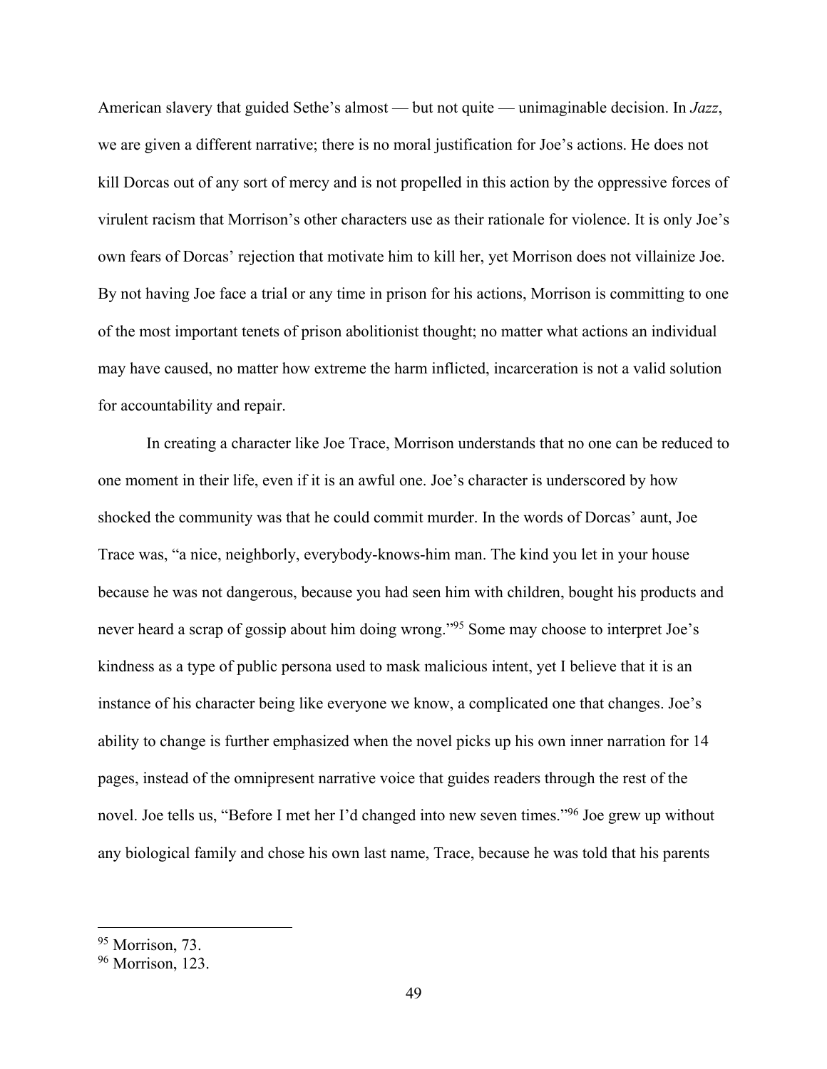American slavery that guided Sethe's almost — but not quite — unimaginable decision. In *Jazz*, we are given a different narrative; there is no moral justification for Joe's actions. He does not kill Dorcas out of any sort of mercy and is not propelled in this action by the oppressive forces of virulent racism that Morrison's other characters use as their rationale for violence. It is only Joe's own fears of Dorcas' rejection that motivate him to kill her, yet Morrison does not villainize Joe. By not having Joe face a trial or any time in prison for his actions, Morrison is committing to one of the most important tenets of prison abolitionist thought; no matter what actions an individual may have caused, no matter how extreme the harm inflicted, incarceration is not a valid solution for accountability and repair.

In creating a character like Joe Trace, Morrison understands that no one can be reduced to one moment in their life, even if it is an awful one. Joe's character is underscored by how shocked the community was that he could commit murder. In the words of Dorcas' aunt, Joe Trace was, "a nice, neighborly, everybody-knows-him man. The kind you let in your house because he was not dangerous, because you had seen him with children, bought his products and never heard a scrap of gossip about him doing wrong."[95] Some may choose to interpret Joe's kindness as a type of public persona used to mask malicious intent, yet I believe that it is an instance of his character being like everyone we know, a complicated one that changes. Joe's ability to change is further emphasized when the novel picks up his own inner narration for 14 pages, instead of the omnipresent narrative voice that guides readers through the rest of the novel. Joe tells us, "Before I met her I'd changed into new seven times."[96] Joe grew up without any biological family and chose his own last name, Trace, because he was told that his parents

---

[95] Morrison, 73.

[96] Morrison, 123.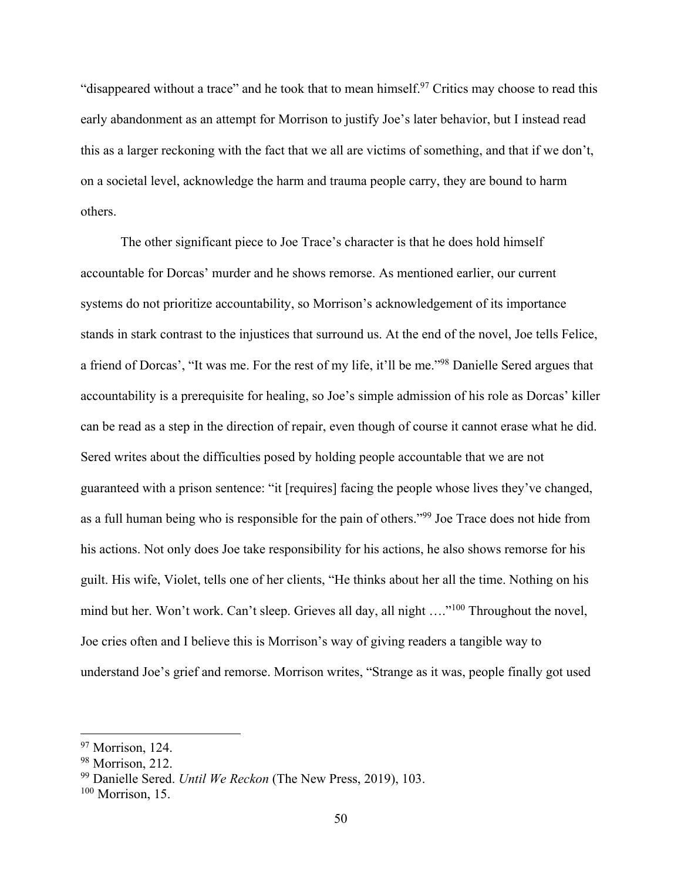"disappeared without a trace" and he took that to mean himself.[97] Critics may choose to read this early abandonment as an attempt for Morrison to justify Joe's later behavior, but I instead read this as a larger reckoning with the fact that we all are victims of something, and that if we don't, on a societal level, acknowledge the harm and trauma people carry, they are bound to harm others.

The other significant piece to Joe Trace's character is that he does hold himself accountable for Dorcas' murder and he shows remorse. As mentioned earlier, our current systems do not prioritize accountability, so Morrison's acknowledgement of its importance stands in stark contrast to the injustices that surround us. At the end of the novel, Joe tells Felice, a friend of Dorcas', "It was me. For the rest of my life, it'll be me."[98] Danielle Sered argues that accountability is a prerequisite for healing, so Joe's simple admission of his role as Dorcas' killer can be read as a step in the direction of repair, even though of course it cannot erase what he did. Sered writes about the difficulties posed by holding people accountable that we are not guaranteed with a prison sentence: "it [requires] facing the people whose lives they've changed, as a full human being who is responsible for the pain of others."[99] Joe Trace does not hide from his actions. Not only does Joe take responsibility for his actions, he also shows remorse for his guilt. His wife, Violet, tells one of her clients, "He thinks about her all the time. Nothing on his mind but her. Won't work. Can't sleep. Grieves all day, all night …."[100] Throughout the novel, Joe cries often and I believe this is Morrison's way of giving readers a tangible way to understand Joe's grief and remorse. Morrison writes, "Strange as it was, people finally got used

---

[97] Morrison, 124.

[98] Morrison, 212.

[99] Danielle Sered. *Until We Reckon* (The New Press, 2019), 103.

[100] Morrison, 15.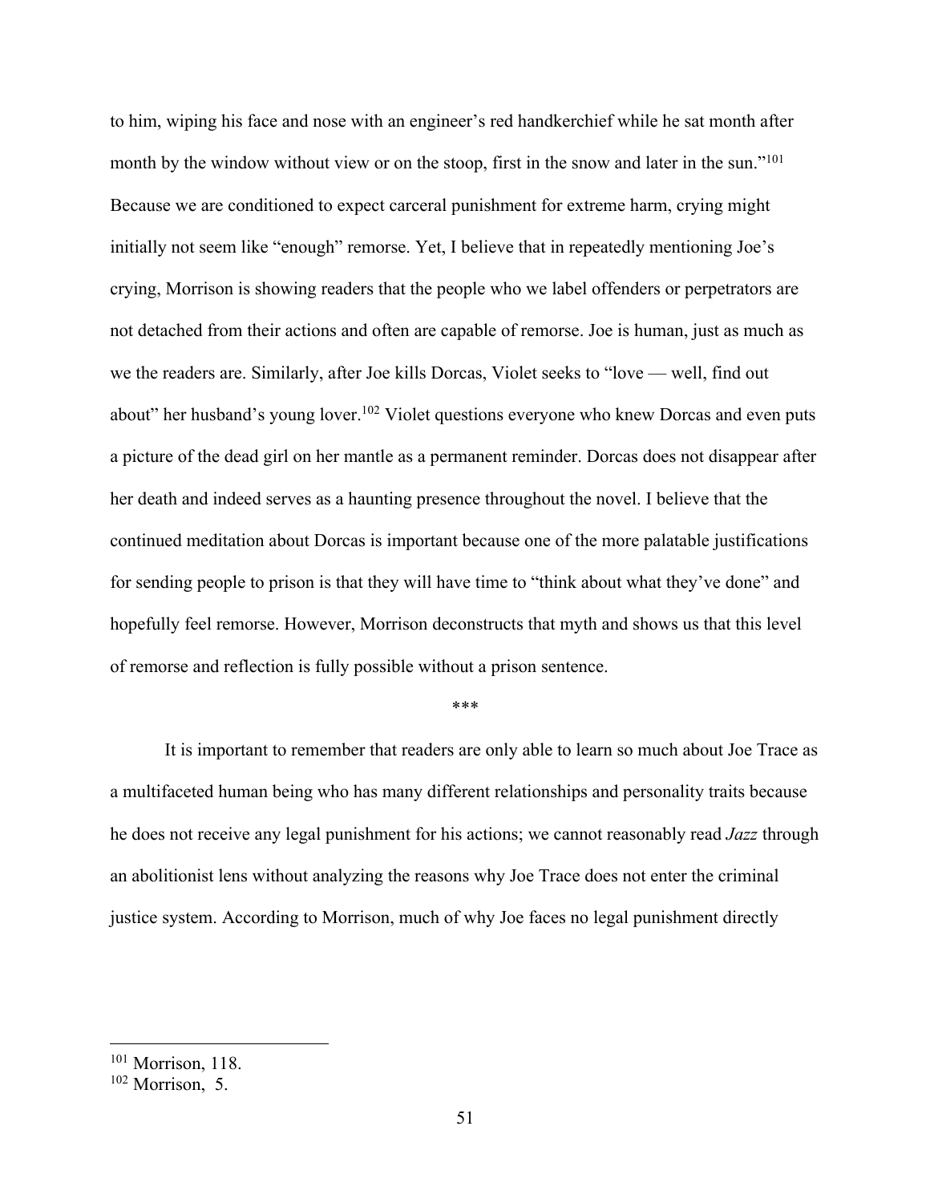to him, wiping his face and nose with an engineer's red handkerchief while he sat month after month by the window without view or on the stoop, first in the snow and later in the sun."[101] Because we are conditioned to expect carceral punishment for extreme harm, crying might initially not seem like "enough" remorse. Yet, I believe that in repeatedly mentioning Joe's crying, Morrison is showing readers that the people who we label offenders or perpetrators are not detached from their actions and often are capable of remorse. Joe is human, just as much as we the readers are. Similarly, after Joe kills Dorcas, Violet seeks to "love — well, find out about" her husband's young lover.[102] Violet questions everyone who knew Dorcas and even puts a picture of the dead girl on her mantle as a permanent reminder. Dorcas does not disappear after her death and indeed serves as a haunting presence throughout the novel. I believe that the continued meditation about Dorcas is important because one of the more palatable justifications for sending people to prison is that they will have time to "think about what they've done" and hopefully feel remorse. However, Morrison deconstructs that myth and shows us that this level of remorse and reflection is fully possible without a prison sentence.

***

It is important to remember that readers are only able to learn so much about Joe Trace as a multifaceted human being who has many different relationships and personality traits because he does not receive any legal punishment for his actions; we cannot reasonably read *Jazz* through an abolitionist lens without analyzing the reasons why Joe Trace does not enter the criminal justice system. According to Morrison, much of why Joe faces no legal punishment directly

---

[101] Morrison, 118.

[102] Morrison, 5.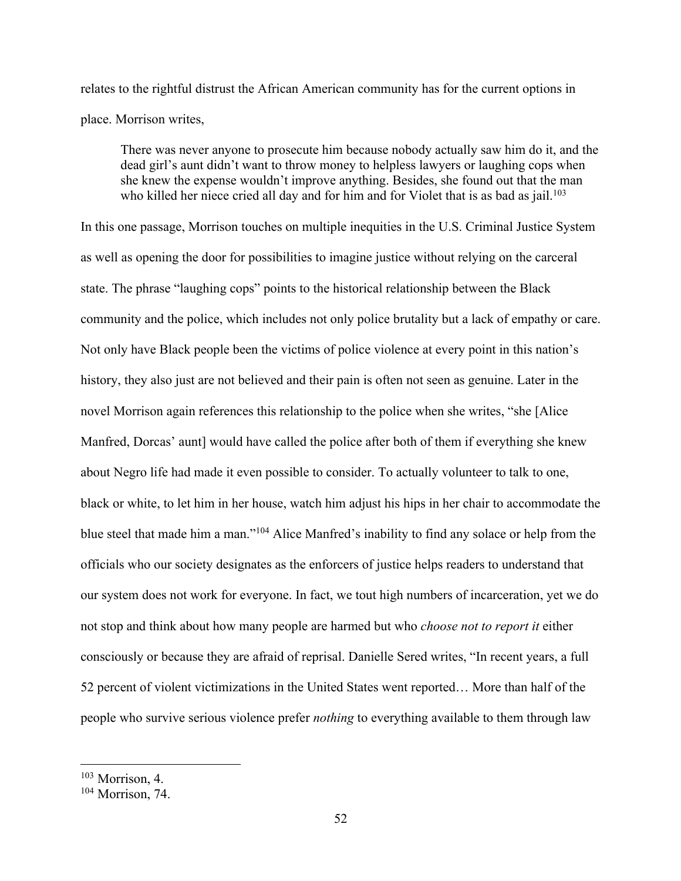relates to the rightful distrust the African American community has for the current options in place. Morrison writes,

> There was never anyone to prosecute him because nobody actually saw him do it, and the dead girl's aunt didn't want to throw money to helpless lawyers or laughing cops when she knew the expense wouldn't improve anything. Besides, she found out that the man who killed her niece cried all day and for him and for Violet that is as bad as jail.[103]

In this one passage, Morrison touches on multiple inequities in the U.S. Criminal Justice System as well as opening the door for possibilities to imagine justice without relying on the carceral state. The phrase "laughing cops" points to the historical relationship between the Black community and the police, which includes not only police brutality but a lack of empathy or care. Not only have Black people been the victims of police violence at every point in this nation's history, they also just are not believed and their pain is often not seen as genuine. Later in the novel Morrison again references this relationship to the police when she writes, "she [Alice Manfred, Dorcas' aunt] would have called the police after both of them if everything she knew about Negro life had made it even possible to consider. To actually volunteer to talk to one, black or white, to let him in her house, watch him adjust his hips in her chair to accommodate the blue steel that made him a man."[104] Alice Manfred's inability to find any solace or help from the officials who our society designates as the enforcers of justice helps readers to understand that our system does not work for everyone. In fact, we tout high numbers of incarceration, yet we do not stop and think about how many people are harmed but who *choose not to report it* either consciously or because they are afraid of reprisal. Danielle Sered writes, "In recent years, a full 52 percent of violent victimizations in the United States went reported… More than half of the people who survive serious violence prefer *nothing* to everything available to them through law

---

[103] Morrison, 4.

[104] Morrison, 74.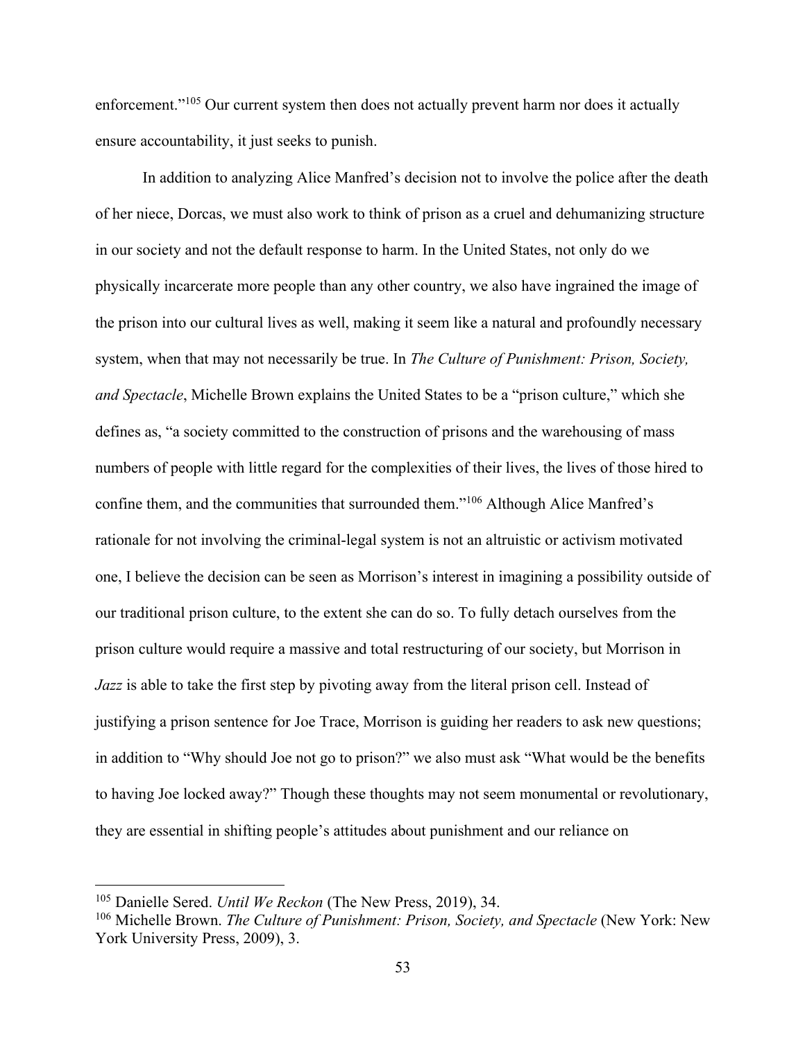enforcement."[105] Our current system then does not actually prevent harm nor does it actually ensure accountability, it just seeks to punish.

In addition to analyzing Alice Manfred's decision not to involve the police after the death of her niece, Dorcas, we must also work to think of prison as a cruel and dehumanizing structure in our society and not the default response to harm. In the United States, not only do we physically incarcerate more people than any other country, we also have ingrained the image of the prison into our cultural lives as well, making it seem like a natural and profoundly necessary system, when that may not necessarily be true. In *The Culture of Punishment: Prison, Society, and Spectacle*, Michelle Brown explains the United States to be a "prison culture," which she defines as, "a society committed to the construction of prisons and the warehousing of mass numbers of people with little regard for the complexities of their lives, the lives of those hired to confine them, and the communities that surrounded them."[106] Although Alice Manfred's rationale for not involving the criminal-legal system is not an altruistic or activism motivated one, I believe the decision can be seen as Morrison's interest in imagining a possibility outside of our traditional prison culture, to the extent she can do so. To fully detach ourselves from the prison culture would require a massive and total restructuring of our society, but Morrison in *Jazz* is able to take the first step by pivoting away from the literal prison cell. Instead of justifying a prison sentence for Joe Trace, Morrison is guiding her readers to ask new questions; in addition to "Why should Joe not go to prison?" we also must ask "What would be the benefits to having Joe locked away?" Though these thoughts may not seem monumental or revolutionary, they are essential in shifting people's attitudes about punishment and our reliance on

---

[105] Danielle Sered. *Until We Reckon* (The New Press, 2019), 34.

[106] Michelle Brown. *The Culture of Punishment: Prison, Society, and Spectacle* (New York: New York University Press, 2009), 3.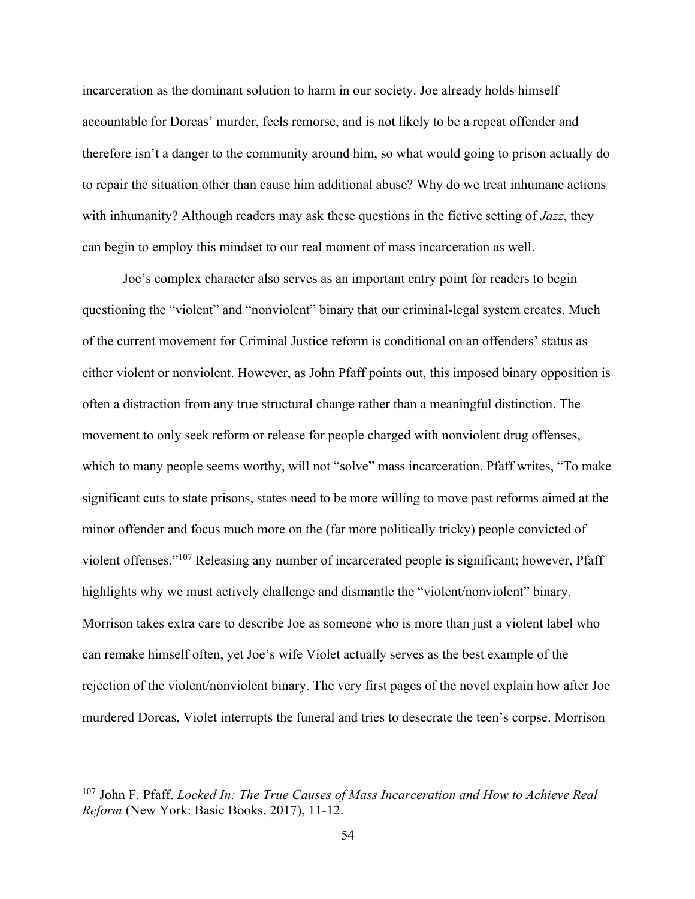incarceration as the dominant solution to harm in our society. Joe already holds himself accountable for Dorcas' murder, feels remorse, and is not likely to be a repeat offender and therefore isn't a danger to the community around him, so what would going to prison actually do to repair the situation other than cause him additional abuse? Why do we treat inhumane actions with inhumanity? Although readers may ask these questions in the fictive setting of *Jazz*, they can begin to employ this mindset to our real moment of mass incarceration as well.

Joe's complex character also serves as an important entry point for readers to begin questioning the "violent" and "nonviolent" binary that our criminal-legal system creates. Much of the current movement for Criminal Justice reform is conditional on an offenders' status as either violent or nonviolent. However, as John Pfaff points out, this imposed binary opposition is often a distraction from any true structural change rather than a meaningful distinction. The movement to only seek reform or release for people charged with nonviolent drug offenses, which to many people seems worthy, will not "solve" mass incarceration. Pfaff writes, "To make significant cuts to state prisons, states need to be more willing to move past reforms aimed at the minor offender and focus much more on the (far more politically tricky) people convicted of violent offenses."[107] Releasing any number of incarcerated people is significant; however, Pfaff highlights why we must actively challenge and dismantle the "violent/nonviolent" binary. Morrison takes extra care to describe Joe as someone who is more than just a violent label who can remake himself often, yet Joe's wife Violet actually serves as the best example of the rejection of the violent/nonviolent binary. The very first pages of the novel explain how after Joe murdered Dorcas, Violet interrupts the funeral and tries to desecrate the teen's corpse. Morrison

---

[107] John F. Pfaff. *Locked In: The True Causes of Mass Incarceration and How to Achieve Real Reform* (New York: Basic Books, 2017), 11-12.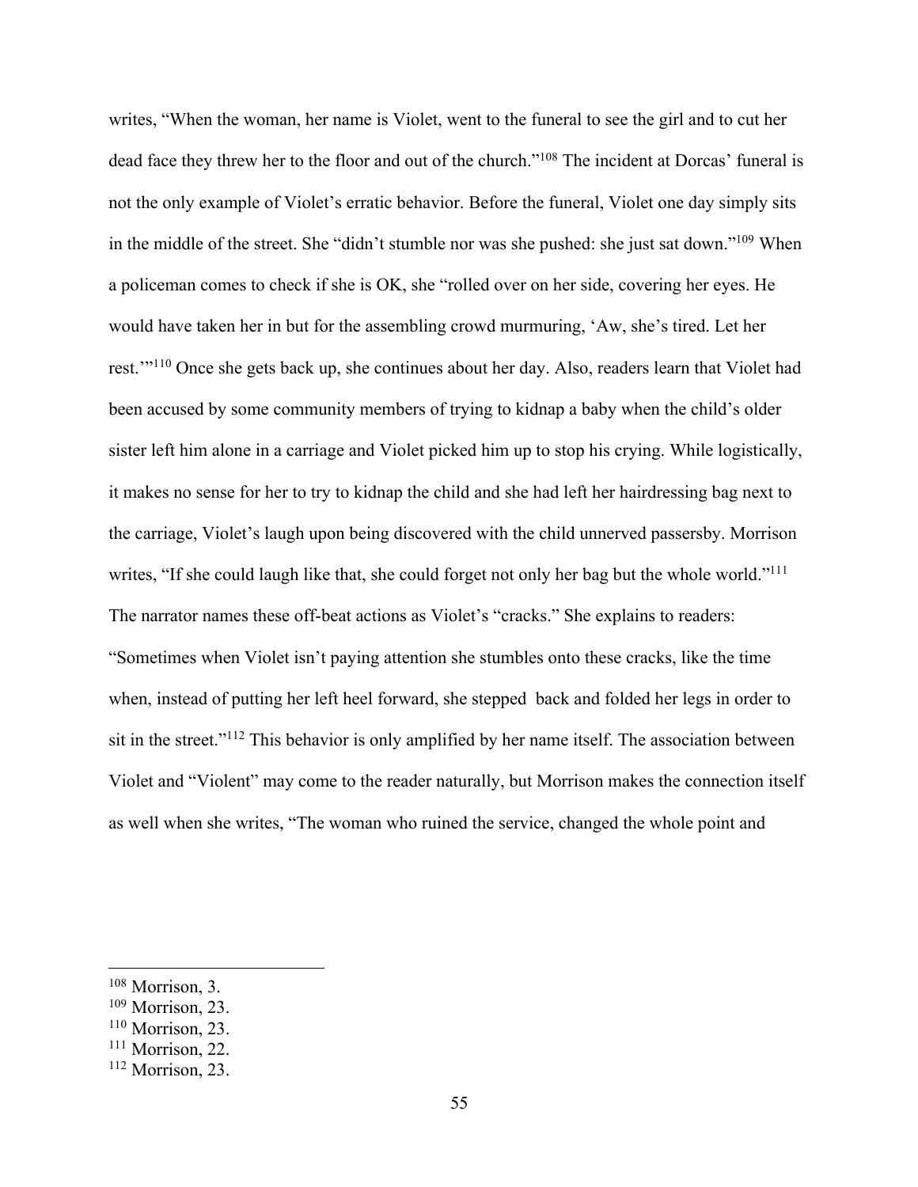writes, "When the woman, her name is Violet, went to the funeral to see the girl and to cut her dead face they threw her to the floor and out of the church."[108] The incident at Dorcas' funeral is not the only example of Violet's erratic behavior. Before the funeral, Violet one day simply sits in the middle of the street. She "didn't stumble nor was she pushed: she just sat down."[109] When a policeman comes to check if she is OK, she "rolled over on her side, covering her eyes. He would have taken her in but for the assembling crowd murmuring, 'Aw, she's tired. Let her rest.'"[110] Once she gets back up, she continues about her day. Also, readers learn that Violet had been accused by some community members of trying to kidnap a baby when the child's older sister left him alone in a carriage and Violet picked him up to stop his crying. While logistically, it makes no sense for her to try to kidnap the child and she had left her hairdressing bag next to the carriage, Violet's laugh upon being discovered with the child unnerved passersby. Morrison writes, "If she could laugh like that, she could forget not only her bag but the whole world."[111] The narrator names these off-beat actions as Violet's "cracks." She explains to readers: "Sometimes when Violet isn't paying attention she stumbles onto these cracks, like the time when, instead of putting her left heel forward, she stepped back and folded her legs in order to sit in the street."[112] This behavior is only amplified by her name itself. The association between Violet and "Violent" may come to the reader naturally, but Morrison makes the connection itself as well when she writes, "The woman who ruined the service, changed the whole point and

---

[108] Morrison, 3.
[109] Morrison, 23.
[110] Morrison, 23.
[111] Morrison, 22.
[112] Morrison, 23.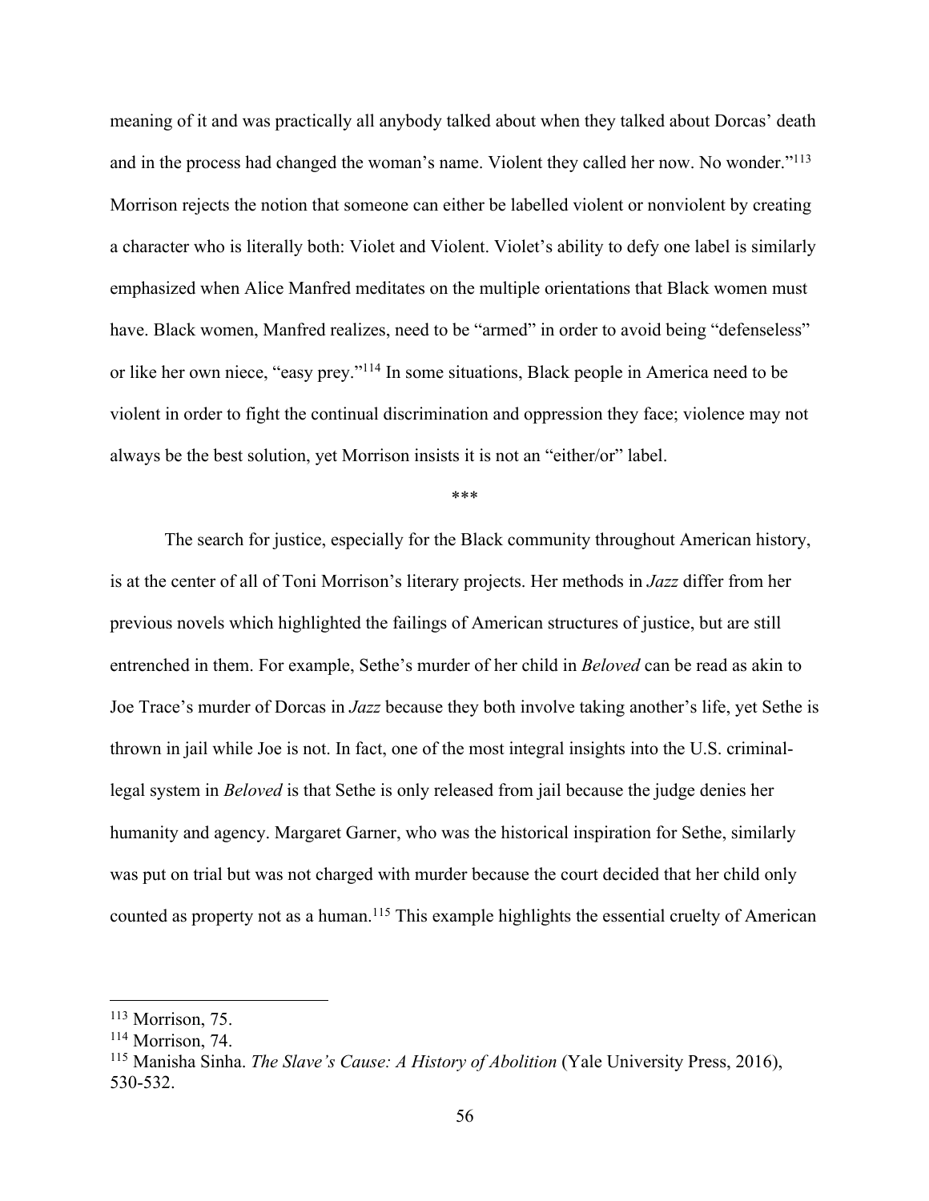meaning of it and was practically all anybody talked about when they talked about Dorcas' death and in the process had changed the woman's name. Violent they called her now. No wonder."[113] Morrison rejects the notion that someone can either be labelled violent or nonviolent by creating a character who is literally both: Violet and Violent. Violet's ability to defy one label is similarly emphasized when Alice Manfred meditates on the multiple orientations that Black women must have. Black women, Manfred realizes, need to be "armed" in order to avoid being "defenseless" or like her own niece, "easy prey."[114] In some situations, Black people in America need to be violent in order to fight the continual discrimination and oppression they face; violence may not always be the best solution, yet Morrison insists it is not an "either/or" label.

***

The search for justice, especially for the Black community throughout American history, is at the center of all of Toni Morrison's literary projects. Her methods in *Jazz* differ from her previous novels which highlighted the failings of American structures of justice, but are still entrenched in them. For example, Sethe's murder of her child in *Beloved* can be read as akin to Joe Trace's murder of Dorcas in *Jazz* because they both involve taking another's life, yet Sethe is thrown in jail while Joe is not. In fact, one of the most integral insights into the U.S. criminal-legal system in *Beloved* is that Sethe is only released from jail because the judge denies her humanity and agency. Margaret Garner, who was the historical inspiration for Sethe, similarly was put on trial but was not charged with murder because the court decided that her child only counted as property not as a human.[115] This example highlights the essential cruelty of American

---

[113] Morrison, 75.

[114] Morrison, 74.

[115] Manisha Sinha. *The Slave's Cause: A History of Abolition* (Yale University Press, 2016), 530-532.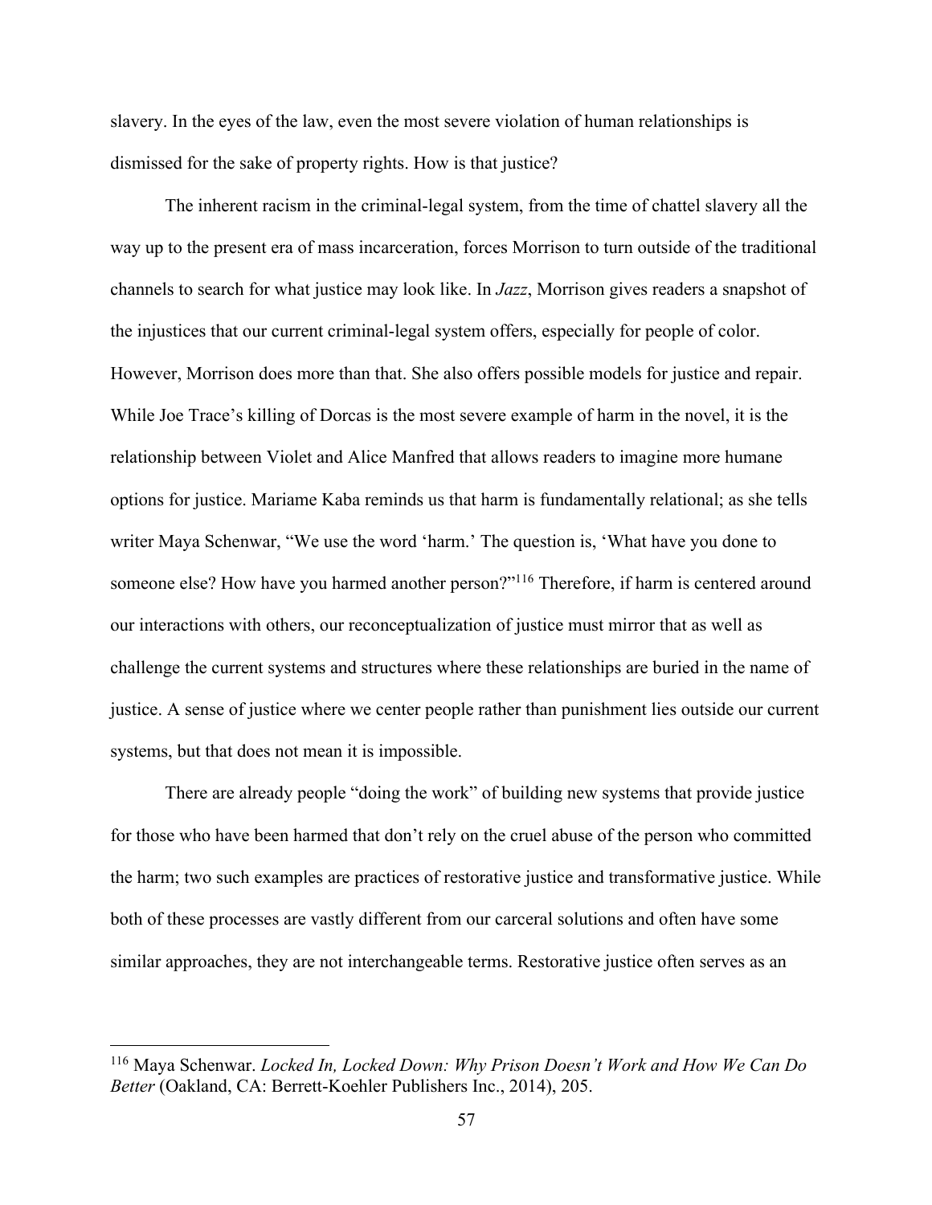slavery. In the eyes of the law, even the most severe violation of human relationships is dismissed for the sake of property rights. How is that justice?

The inherent racism in the criminal-legal system, from the time of chattel slavery all the way up to the present era of mass incarceration, forces Morrison to turn outside of the traditional channels to search for what justice may look like. In *Jazz*, Morrison gives readers a snapshot of the injustices that our current criminal-legal system offers, especially for people of color. However, Morrison does more than that. She also offers possible models for justice and repair. While Joe Trace's killing of Dorcas is the most severe example of harm in the novel, it is the relationship between Violet and Alice Manfred that allows readers to imagine more humane options for justice. Mariame Kaba reminds us that harm is fundamentally relational; as she tells writer Maya Schenwar, "We use the word 'harm.' The question is, 'What have you done to someone else? How have you harmed another person?"[116] Therefore, if harm is centered around our interactions with others, our reconceptualization of justice must mirror that as well as challenge the current systems and structures where these relationships are buried in the name of justice. A sense of justice where we center people rather than punishment lies outside our current systems, but that does not mean it is impossible.

There are already people "doing the work" of building new systems that provide justice for those who have been harmed that don't rely on the cruel abuse of the person who committed the harm; two such examples are practices of restorative justice and transformative justice. While both of these processes are vastly different from our carceral solutions and often have some similar approaches, they are not interchangeable terms. Restorative justice often serves as an

---

[116] Maya Schenwar. *Locked In, Locked Down: Why Prison Doesn't Work and How We Can Do Better* (Oakland, CA: Berrett-Koehler Publishers Inc., 2014), 205.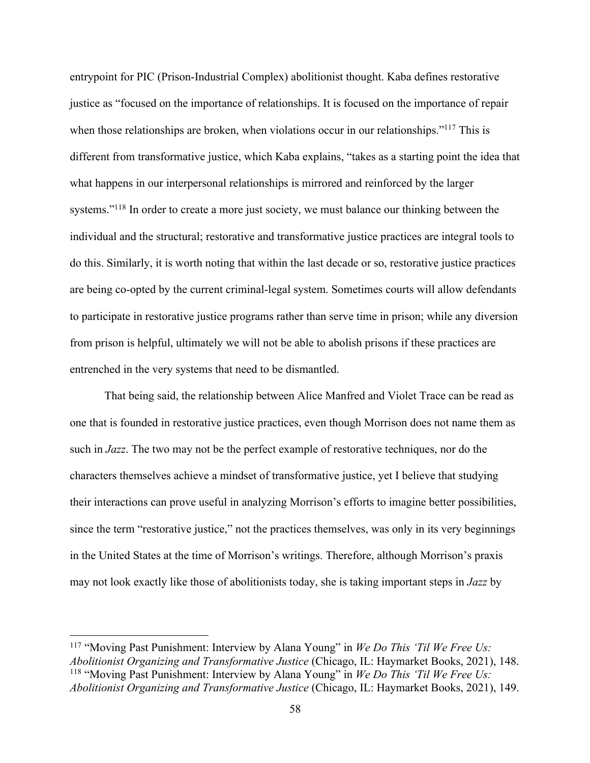entrypoint for PIC (Prison-Industrial Complex) abolitionist thought. Kaba defines restorative justice as "focused on the importance of relationships. It is focused on the importance of repair when those relationships are broken, when violations occur in our relationships."[117] This is different from transformative justice, which Kaba explains, "takes as a starting point the idea that what happens in our interpersonal relationships is mirrored and reinforced by the larger systems."[118] In order to create a more just society, we must balance our thinking between the individual and the structural; restorative and transformative justice practices are integral tools to do this. Similarly, it is worth noting that within the last decade or so, restorative justice practices are being co-opted by the current criminal-legal system. Sometimes courts will allow defendants to participate in restorative justice programs rather than serve time in prison; while any diversion from prison is helpful, ultimately we will not be able to abolish prisons if these practices are entrenched in the very systems that need to be dismantled.

That being said, the relationship between Alice Manfred and Violet Trace can be read as one that is founded in restorative justice practices, even though Morrison does not name them as such in *Jazz*. The two may not be the perfect example of restorative techniques, nor do the characters themselves achieve a mindset of transformative justice, yet I believe that studying their interactions can prove useful in analyzing Morrison's efforts to imagine better possibilities, since the term "restorative justice," not the practices themselves, was only in its very beginnings in the United States at the time of Morrison's writings. Therefore, although Morrison's praxis may not look exactly like those of abolitionists today, she is taking important steps in *Jazz* by

---

[117] "Moving Past Punishment: Interview by Alana Young" in *We Do This 'Til We Free Us: Abolitionist Organizing and Transformative Justice* (Chicago, IL: Haymarket Books, 2021), 148.

[118] "Moving Past Punishment: Interview by Alana Young" in *We Do This 'Til We Free Us: Abolitionist Organizing and Transformative Justice* (Chicago, IL: Haymarket Books, 2021), 149.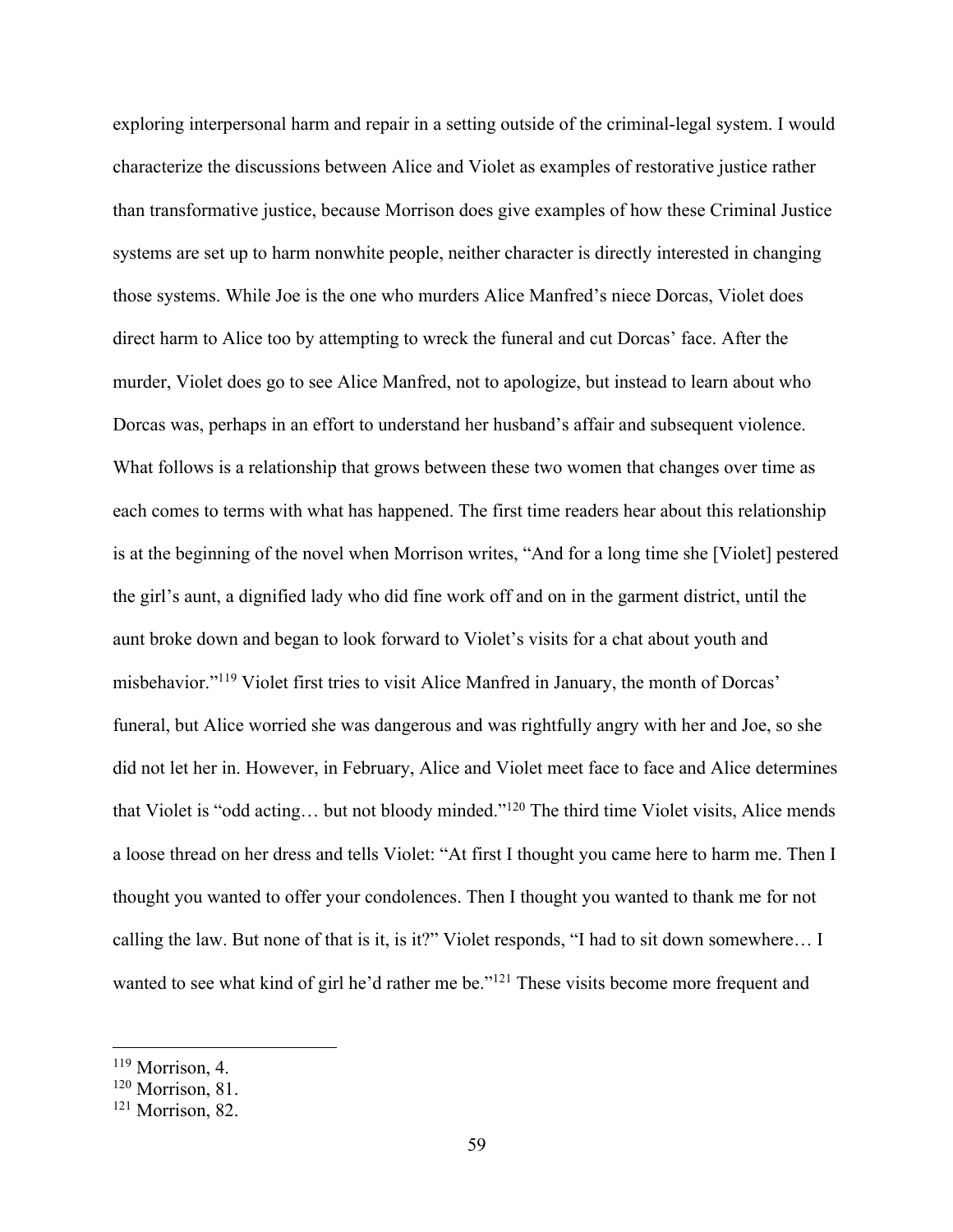exploring interpersonal harm and repair in a setting outside of the criminal-legal system. I would characterize the discussions between Alice and Violet as examples of restorative justice rather than transformative justice, because Morrison does give examples of how these Criminal Justice systems are set up to harm nonwhite people, neither character is directly interested in changing those systems. While Joe is the one who murders Alice Manfred's niece Dorcas, Violet does direct harm to Alice too by attempting to wreck the funeral and cut Dorcas' face. After the murder, Violet does go to see Alice Manfred, not to apologize, but instead to learn about who Dorcas was, perhaps in an effort to understand her husband's affair and subsequent violence. What follows is a relationship that grows between these two women that changes over time as each comes to terms with what has happened. The first time readers hear about this relationship is at the beginning of the novel when Morrison writes, "And for a long time she [Violet] pestered the girl's aunt, a dignified lady who did fine work off and on in the garment district, until the aunt broke down and began to look forward to Violet's visits for a chat about youth and misbehavior."[119] Violet first tries to visit Alice Manfred in January, the month of Dorcas' funeral, but Alice worried she was dangerous and was rightfully angry with her and Joe, so she did not let her in. However, in February, Alice and Violet meet face to face and Alice determines that Violet is "odd acting… but not bloody minded."[120] The third time Violet visits, Alice mends a loose thread on her dress and tells Violet: "At first I thought you came here to harm me. Then I thought you wanted to offer your condolences. Then I thought you wanted to thank me for not calling the law. But none of that is it, is it?" Violet responds, "I had to sit down somewhere… I wanted to see what kind of girl he'd rather me be."[121] These visits become more frequent and

[119] Morrison, 4.

[120] Morrison, 81.

[121] Morrison, 82.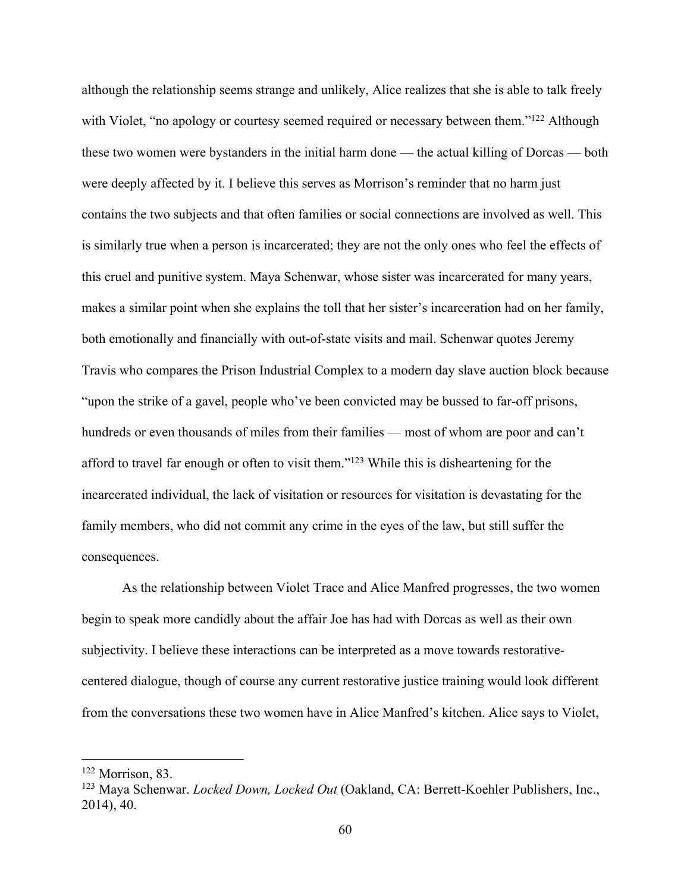although the relationship seems strange and unlikely, Alice realizes that she is able to talk freely with Violet, "no apology or courtesy seemed required or necessary between them."[122] Although these two women were bystanders in the initial harm done — the actual killing of Dorcas — both were deeply affected by it. I believe this serves as Morrison's reminder that no harm just contains the two subjects and that often families or social connections are involved as well. This is similarly true when a person is incarcerated; they are not the only ones who feel the effects of this cruel and punitive system. Maya Schenwar, whose sister was incarcerated for many years, makes a similar point when she explains the toll that her sister's incarceration had on her family, both emotionally and financially with out-of-state visits and mail. Schenwar quotes Jeremy Travis who compares the Prison Industrial Complex to a modern day slave auction block because "upon the strike of a gavel, people who've been convicted may be bussed to far-off prisons, hundreds or even thousands of miles from their families — most of whom are poor and can't afford to travel far enough or often to visit them."[123] While this is disheartening for the incarcerated individual, the lack of visitation or resources for visitation is devastating for the family members, who did not commit any crime in the eyes of the law, but still suffer the consequences.

As the relationship between Violet Trace and Alice Manfred progresses, the two women begin to speak more candidly about the affair Joe has had with Dorcas as well as their own subjectivity. I believe these interactions can be interpreted as a move towards restorative-centered dialogue, though of course any current restorative justice training would look different from the conversations these two women have in Alice Manfred's kitchen. Alice says to Violet,

---

[122] Morrison, 83.

[123] Maya Schenwar. *Locked Down, Locked Out* (Oakland, CA: Berrett-Koehler Publishers, Inc., 2014), 40.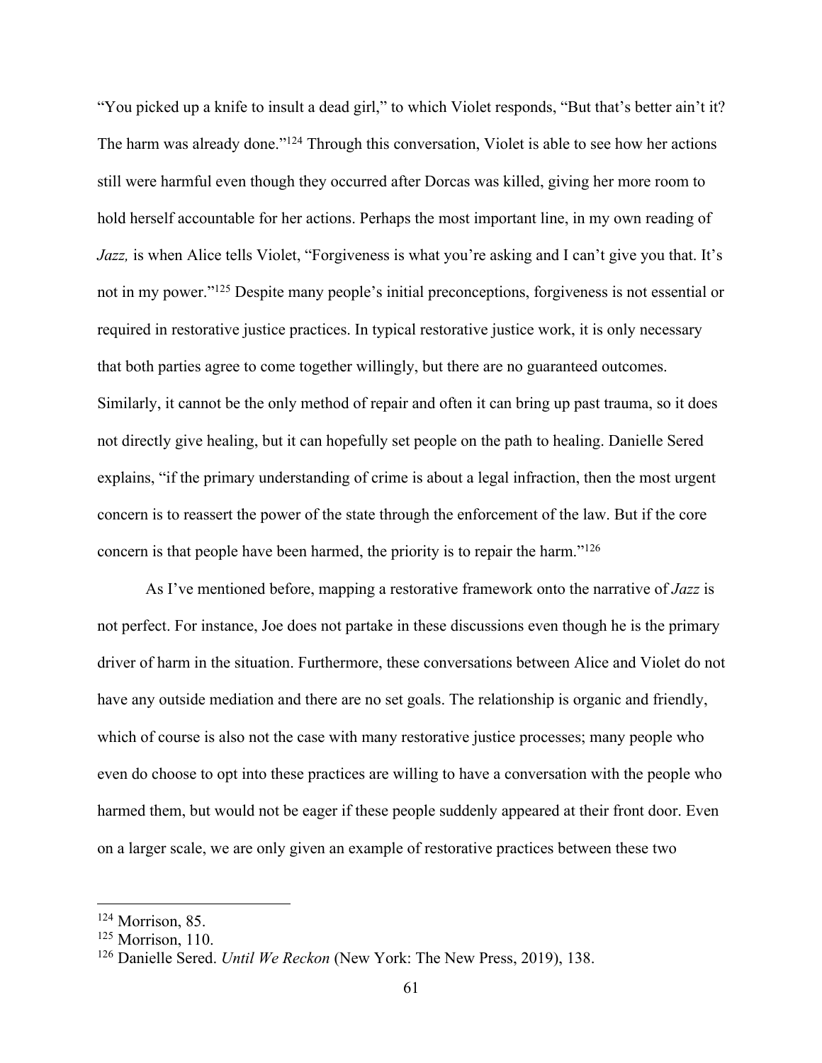"You picked up a knife to insult a dead girl," to which Violet responds, "But that's better ain't it? The harm was already done."[124] Through this conversation, Violet is able to see how her actions still were harmful even though they occurred after Dorcas was killed, giving her more room to hold herself accountable for her actions. Perhaps the most important line, in my own reading of *Jazz,* is when Alice tells Violet, "Forgiveness is what you're asking and I can't give you that. It's not in my power."[125] Despite many people's initial preconceptions, forgiveness is not essential or required in restorative justice practices. In typical restorative justice work, it is only necessary that both parties agree to come together willingly, but there are no guaranteed outcomes. Similarly, it cannot be the only method of repair and often it can bring up past trauma, so it does not directly give healing, but it can hopefully set people on the path to healing. Danielle Sered explains, "if the primary understanding of crime is about a legal infraction, then the most urgent concern is to reassert the power of the state through the enforcement of the law. But if the core concern is that people have been harmed, the priority is to repair the harm."[126]

As I've mentioned before, mapping a restorative framework onto the narrative of *Jazz* is not perfect. For instance, Joe does not partake in these discussions even though he is the primary driver of harm in the situation. Furthermore, these conversations between Alice and Violet do not have any outside mediation and there are no set goals. The relationship is organic and friendly, which of course is also not the case with many restorative justice processes; many people who even do choose to opt into these practices are willing to have a conversation with the people who harmed them, but would not be eager if these people suddenly appeared at their front door. Even on a larger scale, we are only given an example of restorative practices between these two

---

[124] Morrison, 85.

[125] Morrison, 110.

[126] Danielle Sered. *Until We Reckon* (New York: The New Press, 2019), 138.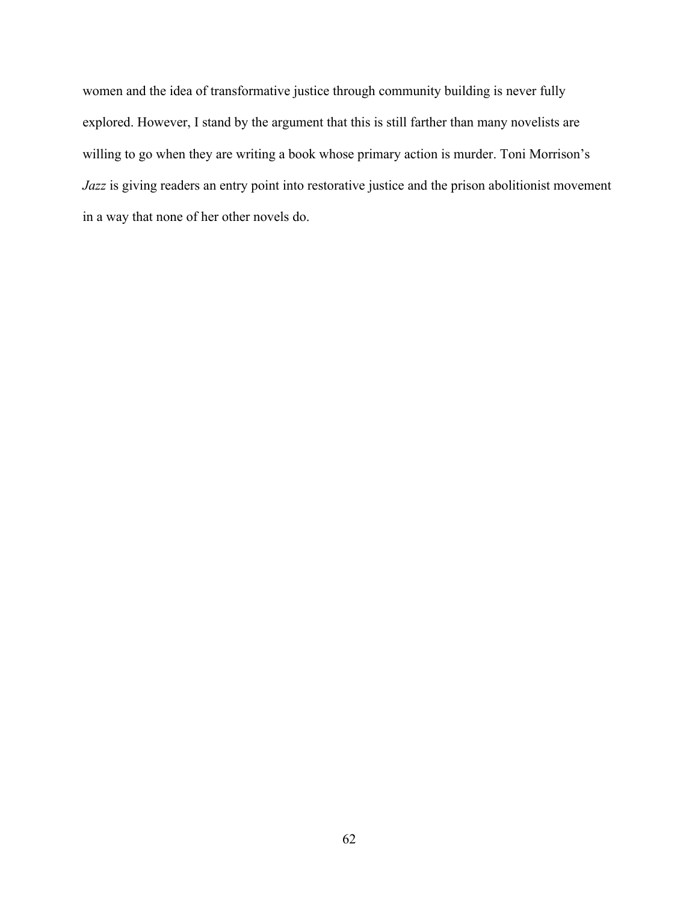women and the idea of transformative justice through community building is never fully explored. However, I stand by the argument that this is still farther than many novelists are willing to go when they are writing a book whose primary action is murder. Toni Morrison's *Jazz* is giving readers an entry point into restorative justice and the prison abolitionist movement in a way that none of her other novels do.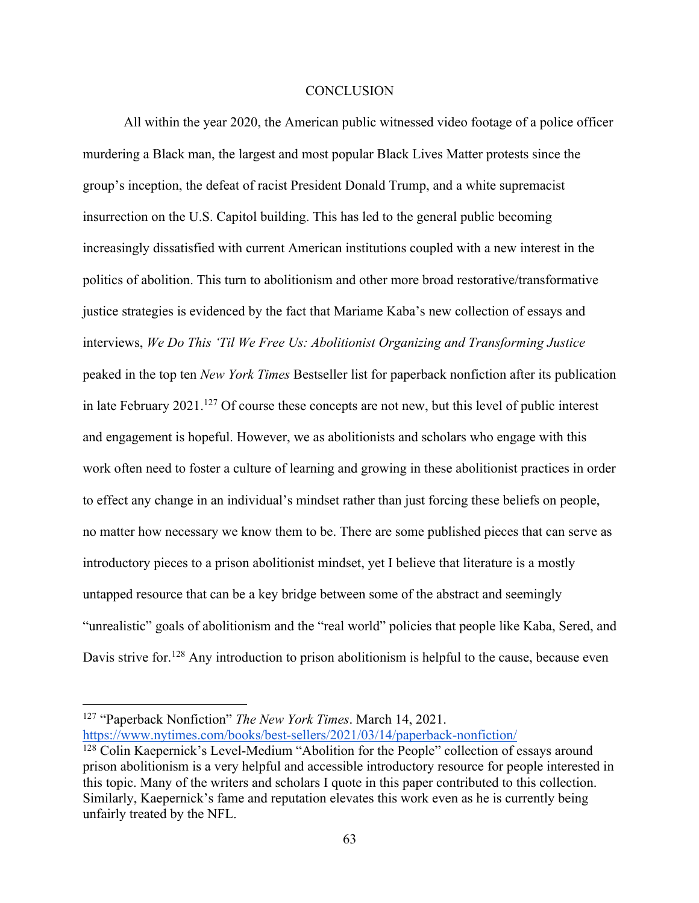# CONCLUSION

All within the year 2020, the American public witnessed video footage of a police officer murdering a Black man, the largest and most popular Black Lives Matter protests since the group's inception, the defeat of racist President Donald Trump, and a white supremacist insurrection on the U.S. Capitol building. This has led to the general public becoming increasingly dissatisfied with current American institutions coupled with a new interest in the politics of abolition. This turn to abolitionism and other more broad restorative/transformative justice strategies is evidenced by the fact that Mariame Kaba's new collection of essays and interviews, *We Do This 'Til We Free Us: Abolitionist Organizing and Transforming Justice* peaked in the top ten *New York Times* Bestseller list for paperback nonfiction after its publication in late February 2021.[127] Of course these concepts are not new, but this level of public interest and engagement is hopeful. However, we as abolitionists and scholars who engage with this work often need to foster a culture of learning and growing in these abolitionist practices in order to effect any change in an individual's mindset rather than just forcing these beliefs on people, no matter how necessary we know them to be. There are some published pieces that can serve as introductory pieces to a prison abolitionist mindset, yet I believe that literature is a mostly untapped resource that can be a key bridge between some of the abstract and seemingly "unrealistic" goals of abolitionism and the "real world" policies that people like Kaba, Sered, and Davis strive for.[128] Any introduction to prison abolitionism is helpful to the cause, because even

---

[127] "Paperback Nonfiction" *The New York Times*. March 14, 2021. https://www.nytimes.com/books/best-sellers/2021/03/14/paperback-nonfiction/

[128] Colin Kaepernick's Level-Medium "Abolition for the People" collection of essays around prison abolitionism is a very helpful and accessible introductory resource for people interested in this topic. Many of the writers and scholars I quote in this paper contributed to this collection. Similarly, Kaepernick's fame and reputation elevates this work even as he is currently being unfairly treated by the NFL.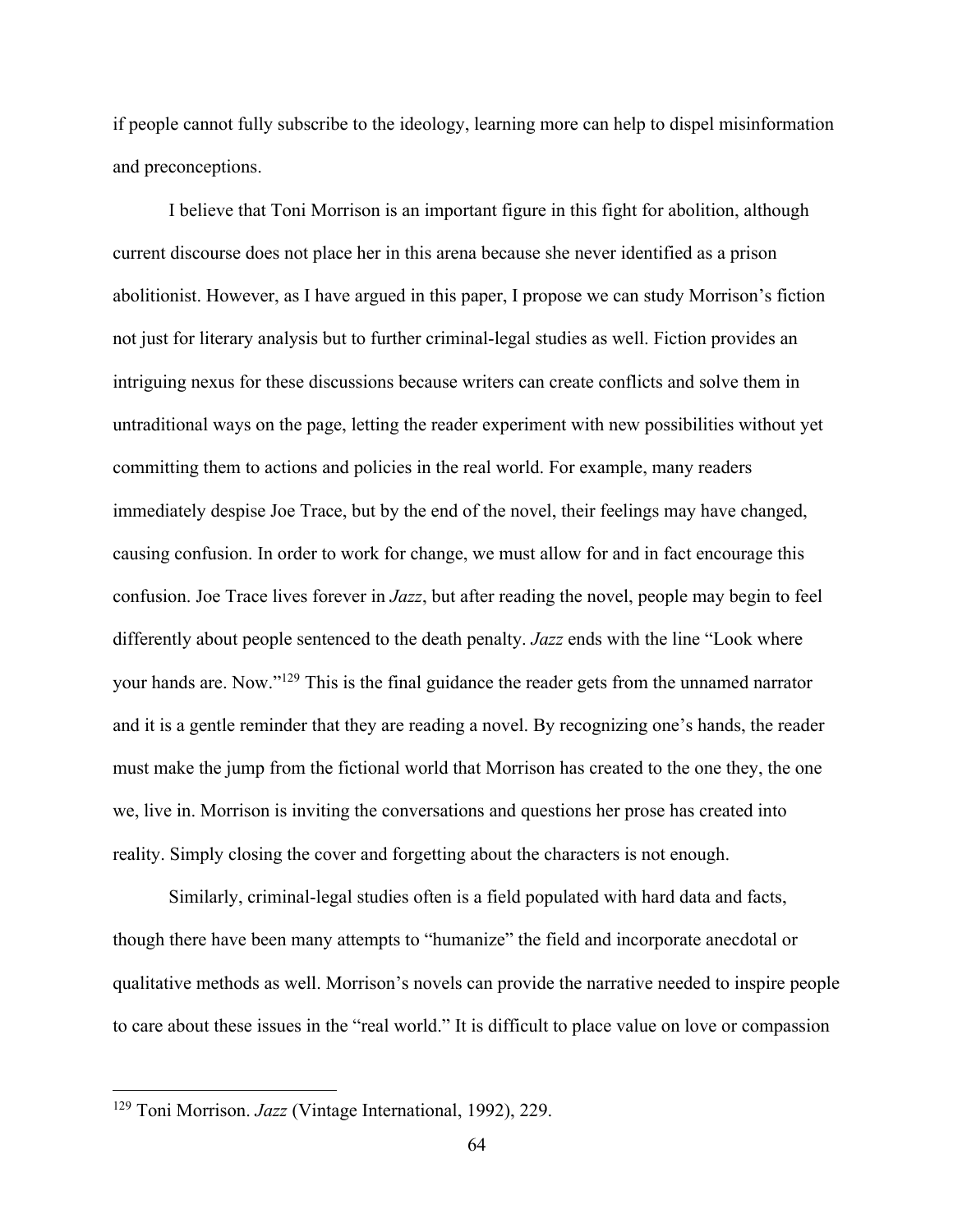if people cannot fully subscribe to the ideology, learning more can help to dispel misinformation and preconceptions.

I believe that Toni Morrison is an important figure in this fight for abolition, although current discourse does not place her in this arena because she never identified as a prison abolitionist. However, as I have argued in this paper, I propose we can study Morrison's fiction not just for literary analysis but to further criminal-legal studies as well. Fiction provides an intriguing nexus for these discussions because writers can create conflicts and solve them in untraditional ways on the page, letting the reader experiment with new possibilities without yet committing them to actions and policies in the real world. For example, many readers immediately despise Joe Trace, but by the end of the novel, their feelings may have changed, causing confusion. In order to work for change, we must allow for and in fact encourage this confusion. Joe Trace lives forever in *Jazz*, but after reading the novel, people may begin to feel differently about people sentenced to the death penalty. *Jazz* ends with the line "Look where your hands are. Now."[129] This is the final guidance the reader gets from the unnamed narrator and it is a gentle reminder that they are reading a novel. By recognizing one's hands, the reader must make the jump from the fictional world that Morrison has created to the one they, the one we, live in. Morrison is inviting the conversations and questions her prose has created into reality. Simply closing the cover and forgetting about the characters is not enough.

Similarly, criminal-legal studies often is a field populated with hard data and facts, though there have been many attempts to "humanize" the field and incorporate anecdotal or qualitative methods as well. Morrison's novels can provide the narrative needed to inspire people to care about these issues in the "real world." It is difficult to place value on love or compassion

---

[129] Toni Morrison. *Jazz* (Vintage International, 1992), 229.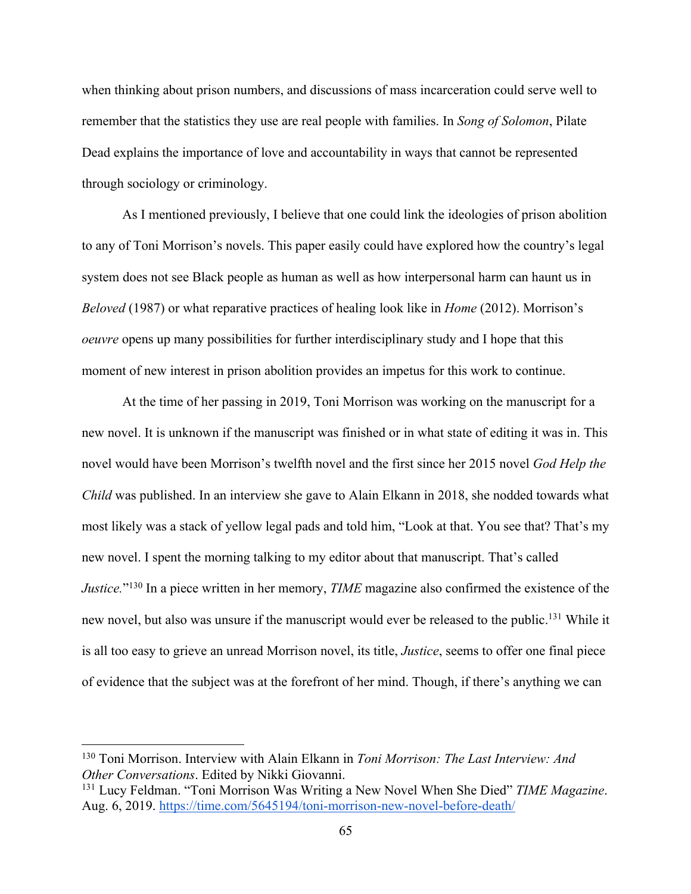when thinking about prison numbers, and discussions of mass incarceration could serve well to remember that the statistics they use are real people with families. In *Song of Solomon*, Pilate Dead explains the importance of love and accountability in ways that cannot be represented through sociology or criminology.

As I mentioned previously, I believe that one could link the ideologies of prison abolition to any of Toni Morrison's novels. This paper easily could have explored how the country's legal system does not see Black people as human as well as how interpersonal harm can haunt us in *Beloved* (1987) or what reparative practices of healing look like in *Home* (2012). Morrison's *oeuvre* opens up many possibilities for further interdisciplinary study and I hope that this moment of new interest in prison abolition provides an impetus for this work to continue.

At the time of her passing in 2019, Toni Morrison was working on the manuscript for a new novel. It is unknown if the manuscript was finished or in what state of editing it was in. This novel would have been Morrison's twelfth novel and the first since her 2015 novel *God Help the Child* was published. In an interview she gave to Alain Elkann in 2018, she nodded towards what most likely was a stack of yellow legal pads and told him, "Look at that. You see that? That's my new novel. I spent the morning talking to my editor about that manuscript. That's called *Justice.*"[130] In a piece written in her memory, *TIME* magazine also confirmed the existence of the new novel, but also was unsure if the manuscript would ever be released to the public.[131] While it is all too easy to grieve an unread Morrison novel, its title, *Justice*, seems to offer one final piece of evidence that the subject was at the forefront of her mind. Though, if there's anything we can

---

[130] Toni Morrison. Interview with Alain Elkann in *Toni Morrison: The Last Interview: And Other Conversations*. Edited by Nikki Giovanni.

[131] Lucy Feldman. "Toni Morrison Was Writing a New Novel When She Died" *TIME Magazine*. Aug. 6, 2019. https://time.com/5645194/toni-morrison-new-novel-before-death/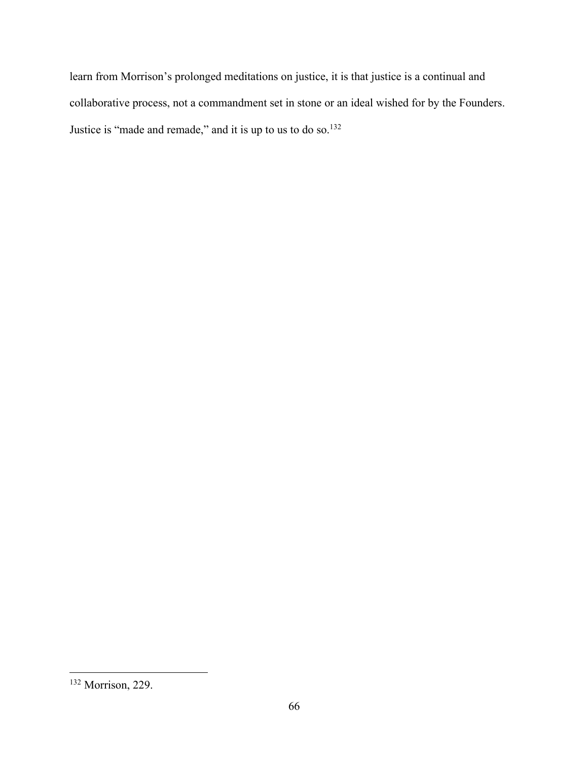learn from Morrison's prolonged meditations on justice, it is that justice is a continual and collaborative process, not a commandment set in stone or an ideal wished for by the Founders. Justice is "made and remade," and it is up to us to do so.[132]

---

[132] Morrison, 229.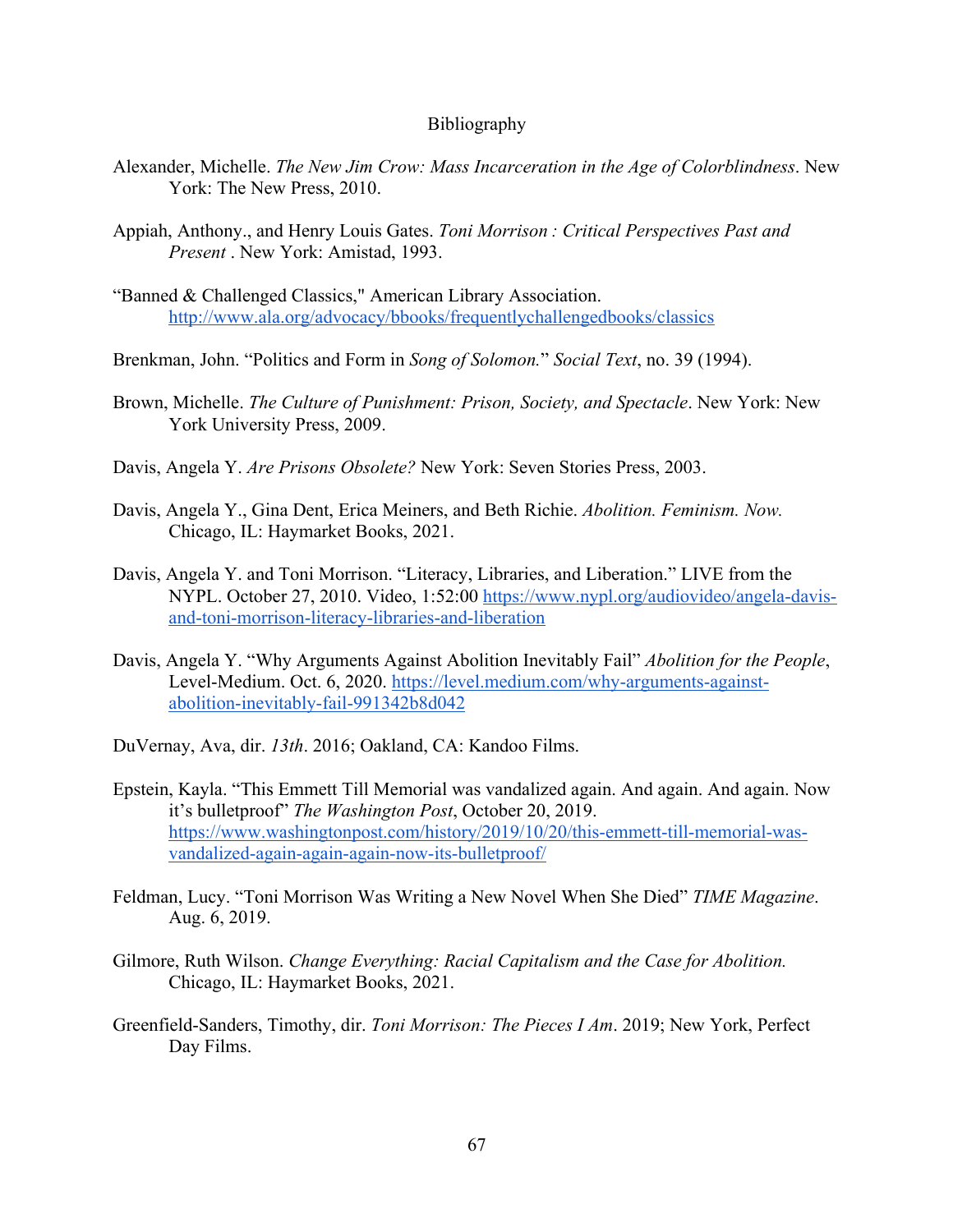# Bibliography

Alexander, Michelle. *The New Jim Crow: Mass Incarceration in the Age of Colorblindness*. New York: The New Press, 2010.

Appiah, Anthony., and Henry Louis Gates. *Toni Morrison : Critical Perspectives Past and Present* . New York: Amistad, 1993.

"Banned & Challenged Classics," American Library Association. http://www.ala.org/advocacy/bbooks/frequentlychallengedbooks/classics

Brenkman, John. "Politics and Form in *Song of Solomon.*" *Social Text*, no. 39 (1994).

Brown, Michelle. *The Culture of Punishment: Prison, Society, and Spectacle*. New York: New York University Press, 2009.

Davis, Angela Y. *Are Prisons Obsolete?* New York: Seven Stories Press, 2003.

Davis, Angela Y., Gina Dent, Erica Meiners, and Beth Richie. *Abolition. Feminism. Now.* Chicago, IL: Haymarket Books, 2021.

Davis, Angela Y. and Toni Morrison. "Literacy, Libraries, and Liberation." LIVE from the NYPL. October 27, 2010. Video, 1:52:00 https://www.nypl.org/audiovideo/angela-davis-and-toni-morrison-literacy-libraries-and-liberation

Davis, Angela Y. "Why Arguments Against Abolition Inevitably Fail" *Abolition for the People*, Level-Medium. Oct. 6, 2020. https://level.medium.com/why-arguments-against-abolition-inevitably-fail-991342b8d042

DuVernay, Ava, dir. *13th*. 2016; Oakland, CA: Kandoo Films.

Epstein, Kayla. "This Emmett Till Memorial was vandalized again. And again. And again. Now it's bulletproof" *The Washington Post*, October 20, 2019. https://www.washingtonpost.com/history/2019/10/20/this-emmett-till-memorial-was-vandalized-again-again-again-now-its-bulletproof/

Feldman, Lucy. "Toni Morrison Was Writing a New Novel When She Died" *TIME Magazine*. Aug. 6, 2019.

Gilmore, Ruth Wilson. *Change Everything: Racial Capitalism and the Case for Abolition.* Chicago, IL: Haymarket Books, 2021.

Greenfield-Sanders, Timothy, dir. *Toni Morrison: The Pieces I Am*. 2019; New York, Perfect Day Films.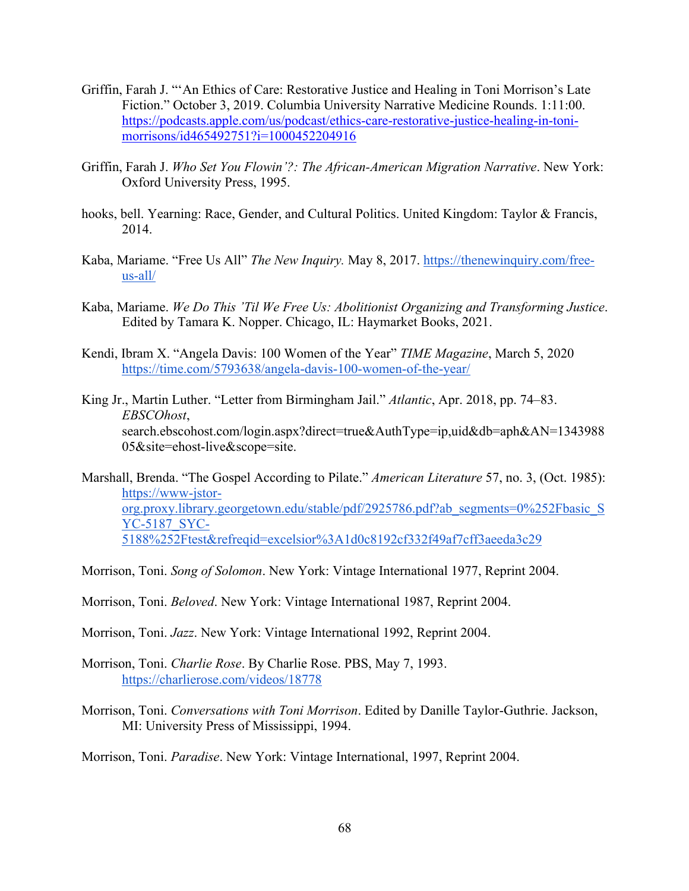Griffin, Farah J. "'An Ethics of Care: Restorative Justice and Healing in Toni Morrison's Late Fiction." October 3, 2019. Columbia University Narrative Medicine Rounds. 1:11:00. https://podcasts.apple.com/us/podcast/ethics-care-restorative-justice-healing-in-toni-morrisons/id465492751?i=1000452204916

Griffin, Farah J. *Who Set You Flowin'?: The African-American Migration Narrative*. New York: Oxford University Press, 1995.

hooks, bell. Yearning: Race, Gender, and Cultural Politics. United Kingdom: Taylor & Francis, 2014.

Kaba, Mariame. "Free Us All" *The New Inquiry.* May 8, 2017. https://thenewinquiry.com/free-us-all/

Kaba, Mariame. *We Do This 'Til We Free Us: Abolitionist Organizing and Transforming Justice*. Edited by Tamara K. Nopper. Chicago, IL: Haymarket Books, 2021.

Kendi, Ibram X. "Angela Davis: 100 Women of the Year" *TIME Magazine*, March 5, 2020 https://time.com/5793638/angela-davis-100-women-of-the-year/

King Jr., Martin Luther. "Letter from Birmingham Jail." *Atlantic*, Apr. 2018, pp. 74–83. *EBSCOhost*, search.ebscohost.com/login.aspx?direct=true&AuthType=ip,uid&db=aph&AN=134398805&site=ehost-live&scope=site.

Marshall, Brenda. "The Gospel According to Pilate." *American Literature* 57, no. 3, (Oct. 1985): https://www-jstor-org.proxy.library.georgetown.edu/stable/pdf/2925786.pdf?ab_segments=0%252Fbasic_SYC-5187_SYC-5188%252Ftest&refreqid=excelsior%3A1d0c8192cf332f49af7cff3aeeda3c29

Morrison, Toni. *Song of Solomon*. New York: Vintage International 1977, Reprint 2004.

Morrison, Toni. *Beloved*. New York: Vintage International 1987, Reprint 2004.

Morrison, Toni. *Jazz*. New York: Vintage International 1992, Reprint 2004.

Morrison, Toni. *Charlie Rose*. By Charlie Rose. PBS, May 7, 1993. https://charlierose.com/videos/18778

Morrison, Toni. *Conversations with Toni Morrison*. Edited by Danille Taylor-Guthrie. Jackson, MI: University Press of Mississippi, 1994.

Morrison, Toni. *Paradise*. New York: Vintage International, 1997, Reprint 2004.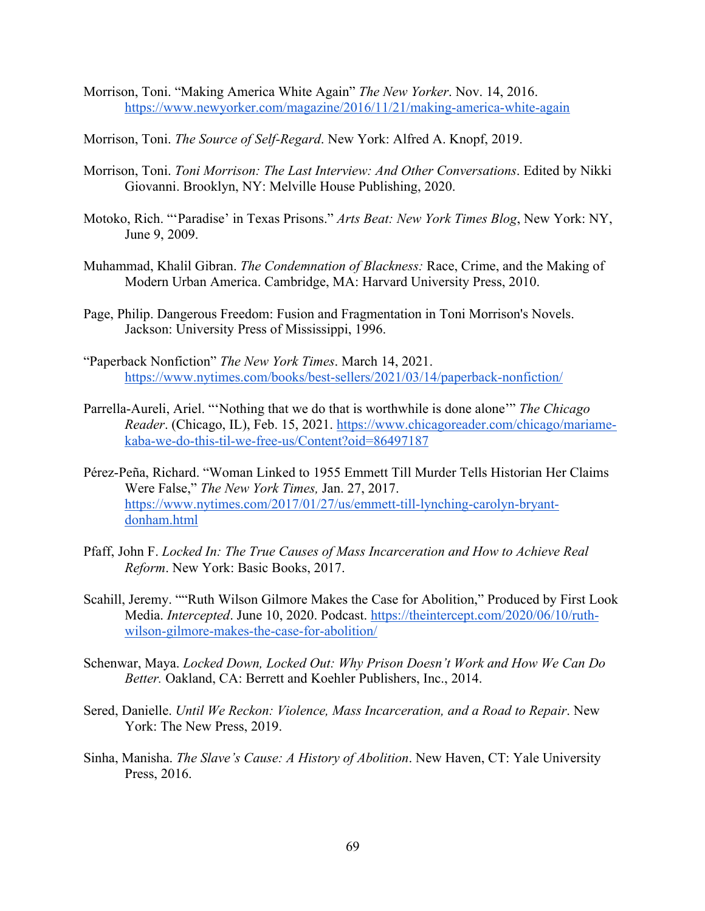Morrison, Toni. "Making America White Again" *The New Yorker*. Nov. 14, 2016. https://www.newyorker.com/magazine/2016/11/21/making-america-white-again

Morrison, Toni. *The Source of Self-Regard*. New York: Alfred A. Knopf, 2019.

Morrison, Toni. *Toni Morrison: The Last Interview: And Other Conversations*. Edited by Nikki Giovanni. Brooklyn, NY: Melville House Publishing, 2020.

Motoko, Rich. "'Paradise' in Texas Prisons." *Arts Beat: New York Times Blog*, New York: NY, June 9, 2009.

Muhammad, Khalil Gibran. *The Condemnation of Blackness:* Race, Crime, and the Making of Modern Urban America. Cambridge, MA: Harvard University Press, 2010.

Page, Philip. Dangerous Freedom: Fusion and Fragmentation in Toni Morrison's Novels. Jackson: University Press of Mississippi, 1996.

"Paperback Nonfiction" *The New York Times*. March 14, 2021. https://www.nytimes.com/books/best-sellers/2021/03/14/paperback-nonfiction/

Parrella-Aureli, Ariel. "'Nothing that we do that is worthwhile is done alone'" *The Chicago Reader*. (Chicago, IL), Feb. 15, 2021. https://www.chicagoreader.com/chicago/mariame-kaba-we-do-this-til-we-free-us/Content?oid=86497187

Pérez-Peña, Richard. "Woman Linked to 1955 Emmett Till Murder Tells Historian Her Claims Were False," *The New York Times,* Jan. 27, 2017. https://www.nytimes.com/2017/01/27/us/emmett-till-lynching-carolyn-bryant-donham.html

Pfaff, John F. *Locked In: The True Causes of Mass Incarceration and How to Achieve Real Reform*. New York: Basic Books, 2017.

Scahill, Jeremy. ""Ruth Wilson Gilmore Makes the Case for Abolition," Produced by First Look Media. *Intercepted*. June 10, 2020. Podcast. https://theintercept.com/2020/06/10/ruth-wilson-gilmore-makes-the-case-for-abolition/

Schenwar, Maya. *Locked Down, Locked Out: Why Prison Doesn't Work and How We Can Do Better.* Oakland, CA: Berrett and Koehler Publishers, Inc., 2014.

Sered, Danielle. *Until We Reckon: Violence, Mass Incarceration, and a Road to Repair*. New York: The New Press, 2019.

Sinha, Manisha. *The Slave's Cause: A History of Abolition*. New Haven, CT: Yale University Press, 2016.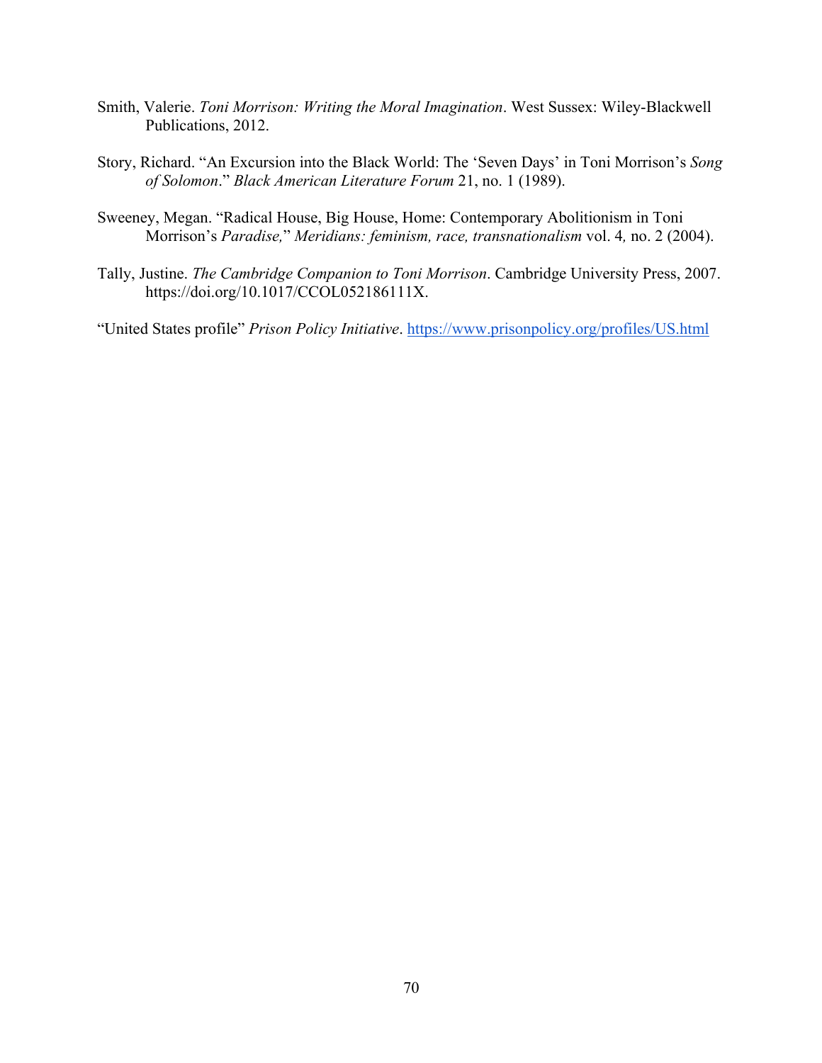Smith, Valerie. *Toni Morrison: Writing the Moral Imagination*. West Sussex: Wiley-Blackwell Publications, 2012.

Story, Richard. “An Excursion into the Black World: The ‘Seven Days’ in Toni Morrison’s *Song of Solomon*.” *Black American Literature Forum* 21, no. 1 (1989).

Sweeney, Megan. “Radical House, Big House, Home: Contemporary Abolitionism in Toni Morrison’s *Paradise,*” *Meridians: feminism, race, transnationalism* vol. 4*,* no. 2 (2004).

Tally, Justine. *The Cambridge Companion to Toni Morrison*. Cambridge University Press, 2007. https://doi.org/10.1017/CCOL052186111X.

“United States profile” *Prison Policy Initiative*. https://www.prisonpolicy.org/profiles/US.html